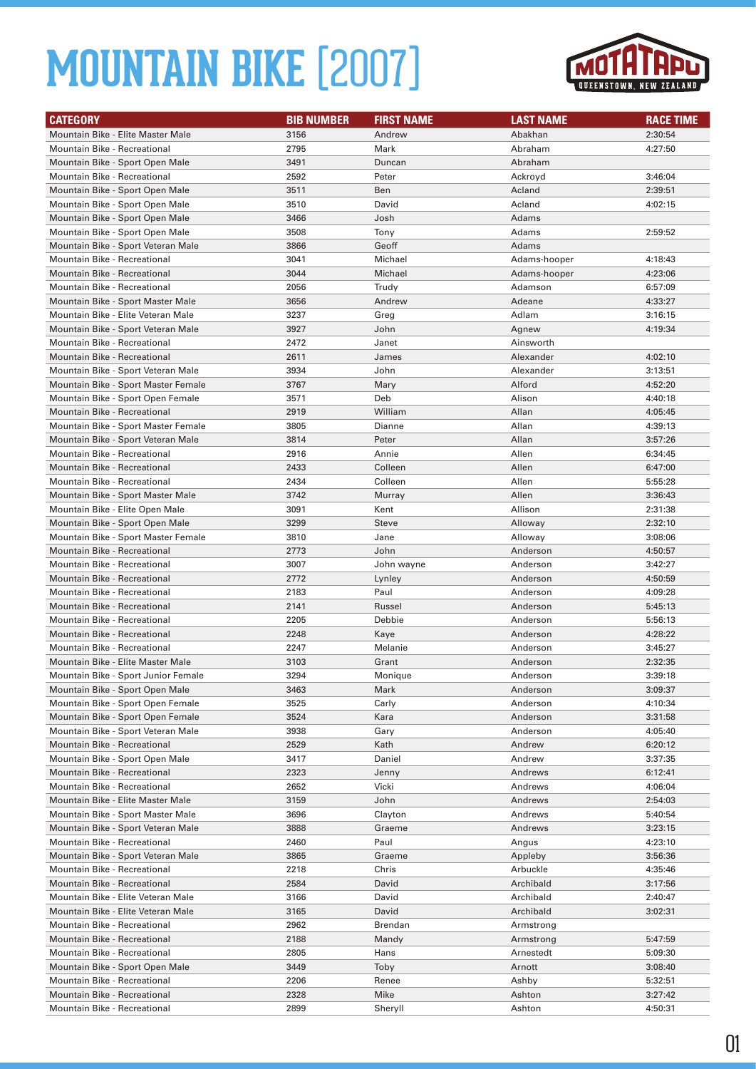# MOUNTAIN BIKE [2007]

MOTATAPU QUEENSTOWN, NEW ZEALAND

| CATEGORY | BIB NUMBER | FIRST NAME | LAST NAME | RACE TIME |
|---|---|---|---|---|
| Mountain Bike - Elite Master Male | 3156 | Andrew | Abakhan | 2:30:54 |
| Mountain Bike - Recreational | 2795 | Mark | Abraham | 4:27:50 |
| Mountain Bike - Sport Open Male | 3491 | Duncan | Abraham | |
| Mountain Bike - Recreational | 2592 | Peter | Ackroyd | 3:46:04 |
| Mountain Bike - Sport Open Male | 3511 | Ben | Acland | 2:39:51 |
| Mountain Bike - Sport Open Male | 3510 | David | Acland | 4:02:15 |
| Mountain Bike - Sport Open Male | 3466 | Josh | Adams | |
| Mountain Bike - Sport Open Male | 3508 | Tony | Adams | 2:59:52 |
| Mountain Bike - Sport Veteran Male | 3866 | Geoff | Adams | |
| Mountain Bike - Recreational | 3041 | Michael | Adams-hooper | 4:18:43 |
| Mountain Bike - Recreational | 3044 | Michael | Adams-hooper | 4:23:06 |
| Mountain Bike - Recreational | 2056 | Trudy | Adamson | 6:57:09 |
| Mountain Bike - Sport Master Male | 3656 | Andrew | Adeane | 4:33:27 |
| Mountain Bike - Elite Veteran Male | 3237 | Greg | Adlam | 3:16:15 |
| Mountain Bike - Sport Veteran Male | 3927 | John | Agnew | 4:19:34 |
| Mountain Bike - Recreational | 2472 | Janet | Ainsworth | |
| Mountain Bike - Recreational | 2611 | James | Alexander | 4:02:10 |
| Mountain Bike - Sport Veteran Male | 3934 | John | Alexander | 3:13:51 |
| Mountain Bike - Sport Master Female | 3767 | Mary | Alford | 4:52:20 |
| Mountain Bike - Sport Open Female | 3571 | Deb | Alison | 4:40:18 |
| Mountain Bike - Recreational | 2919 | William | Allan | 4:05:45 |
| Mountain Bike - Sport Master Female | 3805 | Dianne | Allan | 4:39:13 |
| Mountain Bike - Sport Veteran Male | 3814 | Peter | Allan | 3:57:26 |
| Mountain Bike - Recreational | 2916 | Annie | Allen | 6:34:45 |
| Mountain Bike - Recreational | 2433 | Colleen | Allen | 6:47:00 |
| Mountain Bike - Recreational | 2434 | Colleen | Allen | 5:55:28 |
| Mountain Bike - Sport Master Male | 3742 | Murray | Allen | 3:36:43 |
| Mountain Bike - Elite Open Male | 3091 | Kent | Allison | 2:31:38 |
| Mountain Bike - Sport Open Male | 3299 | Steve | Alloway | 2:32:10 |
| Mountain Bike - Sport Master Female | 3810 | Jane | Alloway | 3:08:06 |
| Mountain Bike - Recreational | 2773 | John | Anderson | 4:50:57 |
| Mountain Bike - Recreational | 3007 | John wayne | Anderson | 3:42:27 |
| Mountain Bike - Recreational | 2772 | Lynley | Anderson | 4:50:59 |
| Mountain Bike - Recreational | 2183 | Paul | Anderson | 4:09:28 |
| Mountain Bike - Recreational | 2141 | Russel | Anderson | 5:45:13 |
| Mountain Bike - Recreational | 2205 | Debbie | Anderson | 5:56:13 |
| Mountain Bike - Recreational | 2248 | Kaye | Anderson | 4:28:22 |
| Mountain Bike - Recreational | 2247 | Melanie | Anderson | 3:45:27 |
| Mountain Bike - Elite Master Male | 3103 | Grant | Anderson | 2:32:35 |
| Mountain Bike - Sport Junior Female | 3294 | Monique | Anderson | 3:39:18 |
| Mountain Bike - Sport Open Male | 3463 | Mark | Anderson | 3:09:37 |
| Mountain Bike - Sport Open Female | 3525 | Carly | Anderson | 4:10:34 |
| Mountain Bike - Sport Open Female | 3524 | Kara | Anderson | 3:31:58 |
| Mountain Bike - Sport Veteran Male | 3938 | Gary | Anderson | 4:05:40 |
| Mountain Bike - Recreational | 2529 | Kath | Andrew | 6:20:12 |
| Mountain Bike - Sport Open Male | 3417 | Daniel | Andrew | 3:37:35 |
| Mountain Bike - Recreational | 2323 | Jenny | Andrews | 6:12:41 |
| Mountain Bike - Recreational | 2652 | Vicki | Andrews | 4:06:04 |
| Mountain Bike - Elite Master Male | 3159 | John | Andrews | 2:54:03 |
| Mountain Bike - Sport Master Male | 3696 | Clayton | Andrews | 5:40:54 |
| Mountain Bike - Sport Veteran Male | 3888 | Graeme | Andrews | 3:23:15 |
| Mountain Bike - Recreational | 2460 | Paul | Angus | 4:23:10 |
| Mountain Bike - Sport Veteran Male | 3865 | Graeme | Appleby | 3:56:36 |
| Mountain Bike - Recreational | 2218 | Chris | Arbuckle | 4:35:46 |
| Mountain Bike - Recreational | 2584 | David | Archibald | 3:17:56 |
| Mountain Bike - Elite Veteran Male | 3166 | David | Archibald | 2:40:47 |
| Mountain Bike - Elite Veteran Male | 3165 | David | Archibald | 3:02:31 |
| Mountain Bike - Recreational | 2962 | Brendan | Armstrong | |
| Mountain Bike - Recreational | 2188 | Mandy | Armstrong | 5:47:59 |
| Mountain Bike - Recreational | 2805 | Hans | Arnestedt | 5:09:30 |
| Mountain Bike - Sport Open Male | 3449 | Toby | Arnott | 3:08:40 |
| Mountain Bike - Recreational | 2206 | Renee | Ashby | 5:32:51 |
| Mountain Bike - Recreational | 2328 | Mike | Ashton | 3:27:42 |
| Mountain Bike - Recreational | 2899 | Sheryll | Ashton | 4:50:31 |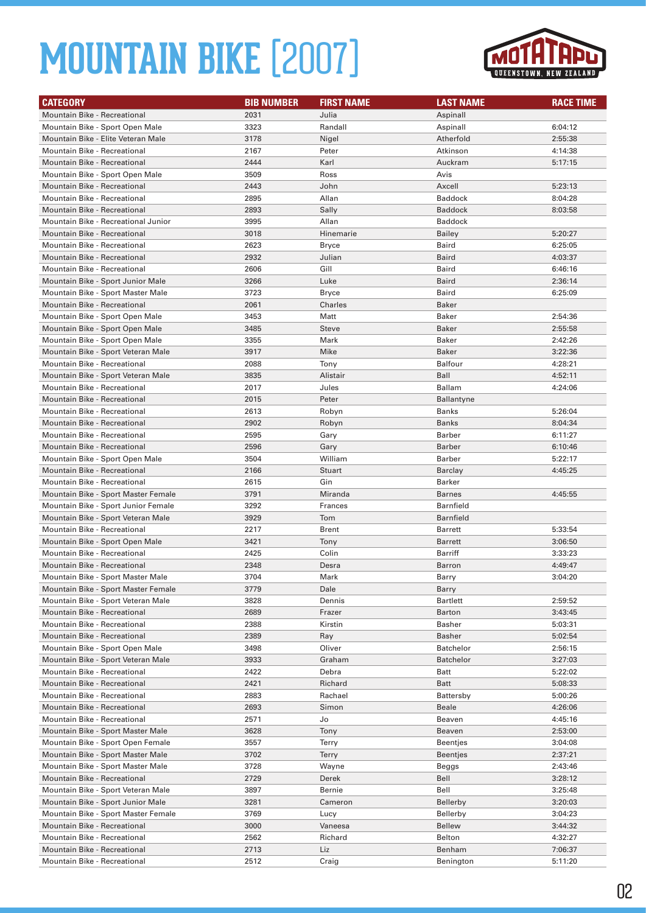# MOUNTAIN BIKE [2007]

| CATEGORY | BIB NUMBER | FIRST NAME | LAST NAME | RACE TIME |
|---|---|---|---|---|
| Mountain Bike - Recreational | 2031 | Julia | Aspinall | |
| Mountain Bike - Sport Open Male | 3323 | Randall | Aspinall | 6:04:12 |
| Mountain Bike - Elite Veteran Male | 3178 | Nigel | Atherfold | 2:55:38 |
| Mountain Bike - Recreational | 2167 | Peter | Atkinson | 4:14:38 |
| Mountain Bike - Recreational | 2444 | Karl | Auckram | 5:17:15 |
| Mountain Bike - Sport Open Male | 3509 | Ross | Avis | |
| Mountain Bike - Recreational | 2443 | John | Axcell | 5:23:13 |
| Mountain Bike - Recreational | 2895 | Allan | Baddock | 8:04:28 |
| Mountain Bike - Recreational | 2893 | Sally | Baddock | 8:03:58 |
| Mountain Bike - Recreational Junior | 3995 | Allan | Baddock | |
| Mountain Bike - Recreational | 3018 | Hinemarie | Bailey | 5:20:27 |
| Mountain Bike - Recreational | 2623 | Bryce | Baird | 6:25:05 |
| Mountain Bike - Recreational | 2932 | Julian | Baird | 4:03:37 |
| Mountain Bike - Recreational | 2606 | Gill | Baird | 6:46:16 |
| Mountain Bike - Sport Junior Male | 3266 | Luke | Baird | 2:36:14 |
| Mountain Bike - Sport Master Male | 3723 | Bryce | Baird | 6:25:09 |
| Mountain Bike - Recreational | 2061 | Charles | Baker | |
| Mountain Bike - Sport Open Male | 3453 | Matt | Baker | 2:54:36 |
| Mountain Bike - Sport Open Male | 3485 | Steve | Baker | 2:55:58 |
| Mountain Bike - Sport Open Male | 3355 | Mark | Baker | 2:42:26 |
| Mountain Bike - Sport Veteran Male | 3917 | Mike | Baker | 3:22:36 |
| Mountain Bike - Recreational | 2088 | Tony | Balfour | 4:28:21 |
| Mountain Bike - Sport Veteran Male | 3835 | Alistair | Ball | 4:52:11 |
| Mountain Bike - Recreational | 2017 | Jules | Ballam | 4:24:06 |
| Mountain Bike - Recreational | 2015 | Peter | Ballantyne | |
| Mountain Bike - Recreational | 2613 | Robyn | Banks | 5:26:04 |
| Mountain Bike - Recreational | 2902 | Robyn | Banks | 8:04:34 |
| Mountain Bike - Recreational | 2595 | Gary | Barber | 6:11:27 |
| Mountain Bike - Recreational | 2596 | Gary | Barber | 6:10:46 |
| Mountain Bike - Sport Open Male | 3504 | William | Barber | 5:22:17 |
| Mountain Bike - Recreational | 2166 | Stuart | Barclay | 4:45:25 |
| Mountain Bike - Recreational | 2615 | Gin | Barker | |
| Mountain Bike - Sport Master Female | 3791 | Miranda | Barnes | 4:45:55 |
| Mountain Bike - Sport Junior Female | 3292 | Frances | Barnfield | |
| Mountain Bike - Sport Veteran Male | 3929 | Tom | Barnfield | |
| Mountain Bike - Recreational | 2217 | Brent | Barrett | 5:33:54 |
| Mountain Bike - Sport Open Male | 3421 | Tony | Barrett | 3:06:50 |
| Mountain Bike - Recreational | 2425 | Colin | Barriff | 3:33:23 |
| Mountain Bike - Recreational | 2348 | Desra | Barron | 4:49:47 |
| Mountain Bike - Sport Master Male | 3704 | Mark | Barry | 3:04:20 |
| Mountain Bike - Sport Master Female | 3779 | Dale | Barry | |
| Mountain Bike - Sport Veteran Male | 3828 | Dennis | Bartlett | 2:59:52 |
| Mountain Bike - Recreational | 2689 | Frazer | Barton | 3:43:45 |
| Mountain Bike - Recreational | 2388 | Kirstin | Basher | 5:03:31 |
| Mountain Bike - Recreational | 2389 | Ray | Basher | 5:02:54 |
| Mountain Bike - Sport Open Male | 3498 | Oliver | Batchelor | 2:56:15 |
| Mountain Bike - Sport Veteran Male | 3933 | Graham | Batchelor | 3:27:03 |
| Mountain Bike - Recreational | 2422 | Debra | Batt | 5:22:02 |
| Mountain Bike - Recreational | 2421 | Richard | Batt | 5:08:33 |
| Mountain Bike - Recreational | 2883 | Rachael | Battersby | 5:00:26 |
| Mountain Bike - Recreational | 2693 | Simon | Beale | 4:26:06 |
| Mountain Bike - Recreational | 2571 | Jo | Beaven | 4:45:16 |
| Mountain Bike - Sport Master Male | 3628 | Tony | Beaven | 2:53:00 |
| Mountain Bike - Sport Open Female | 3557 | Terry | Beentjes | 3:04:08 |
| Mountain Bike - Sport Master Male | 3702 | Terry | Beentjes | 2:37:21 |
| Mountain Bike - Sport Master Male | 3728 | Wayne | Beggs | 2:43:46 |
| Mountain Bike - Recreational | 2729 | Derek | Bell | 3:28:12 |
| Mountain Bike - Sport Veteran Male | 3897 | Bernie | Bell | 3:25:48 |
| Mountain Bike - Sport Junior Male | 3281 | Cameron | Bellerby | 3:20:03 |
| Mountain Bike - Sport Master Female | 3769 | Lucy | Bellerby | 3:04:23 |
| Mountain Bike - Recreational | 3000 | Vaneesa | Bellew | 3:44:32 |
| Mountain Bike - Recreational | 2562 | Richard | Belton | 4:32:27 |
| Mountain Bike - Recreational | 2713 | Liz | Benham | 7:06:37 |
| Mountain Bike - Recreational | 2512 | Craig | Benington | 5:11:20 |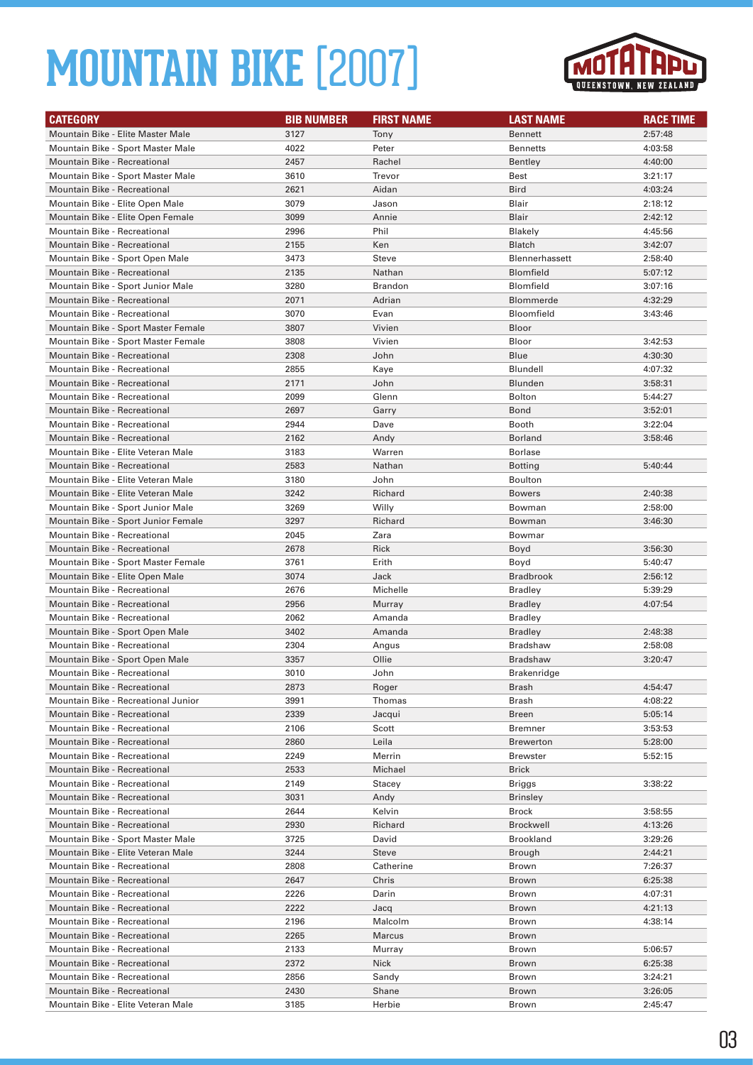# MOUNTAIN BIKE [2007]

| CATEGORY | BIB NUMBER | FIRST NAME | LAST NAME | RACE TIME |
|---|---|---|---|---|
| Mountain Bike - Elite Master Male | 3127 | Tony | Bennett | 2:57:48 |
| Mountain Bike - Sport Master Male | 4022 | Peter | Bennetts | 4:03:58 |
| Mountain Bike - Recreational | 2457 | Rachel | Bentley | 4:40:00 |
| Mountain Bike - Sport Master Male | 3610 | Trevor | Best | 3:21:17 |
| Mountain Bike - Recreational | 2621 | Aidan | Bird | 4:03:24 |
| Mountain Bike - Elite Open Male | 3079 | Jason | Blair | 2:18:12 |
| Mountain Bike - Elite Open Female | 3099 | Annie | Blair | 2:42:12 |
| Mountain Bike - Recreational | 2996 | Phil | Blakely | 4:45:56 |
| Mountain Bike - Recreational | 2155 | Ken | Blatch | 3:42:07 |
| Mountain Bike - Sport Open Male | 3473 | Steve | Blennerhassett | 2:58:40 |
| Mountain Bike - Recreational | 2135 | Nathan | Blomfield | 5:07:12 |
| Mountain Bike - Sport Junior Male | 3280 | Brandon | Blomfield | 3:07:16 |
| Mountain Bike - Recreational | 2071 | Adrian | Blommerde | 4:32:29 |
| Mountain Bike - Recreational | 3070 | Evan | Bloomfield | 3:43:46 |
| Mountain Bike - Sport Master Female | 3807 | Vivien | Bloor | |
| Mountain Bike - Sport Master Female | 3808 | Vivien | Bloor | 3:42:53 |
| Mountain Bike - Recreational | 2308 | John | Blue | 4:30:30 |
| Mountain Bike - Recreational | 2855 | Kaye | Blundell | 4:07:32 |
| Mountain Bike - Recreational | 2171 | John | Blunden | 3:58:31 |
| Mountain Bike - Recreational | 2099 | Glenn | Bolton | 5:44:27 |
| Mountain Bike - Recreational | 2697 | Garry | Bond | 3:52:01 |
| Mountain Bike - Recreational | 2944 | Dave | Booth | 3:22:04 |
| Mountain Bike - Recreational | 2162 | Andy | Borland | 3:58:46 |
| Mountain Bike - Elite Veteran Male | 3183 | Warren | Borlase | |
| Mountain Bike - Recreational | 2583 | Nathan | Botting | 5:40:44 |
| Mountain Bike - Elite Veteran Male | 3180 | John | Boulton | |
| Mountain Bike - Elite Veteran Male | 3242 | Richard | Bowers | 2:40:38 |
| Mountain Bike - Sport Junior Male | 3269 | Willy | Bowman | 2:58:00 |
| Mountain Bike - Sport Junior Female | 3297 | Richard | Bowman | 3:46:30 |
| Mountain Bike - Recreational | 2045 | Zara | Bowmar | |
| Mountain Bike - Recreational | 2678 | Rick | Boyd | 3:56:30 |
| Mountain Bike - Sport Master Female | 3761 | Erith | Boyd | 5:40:47 |
| Mountain Bike - Elite Open Male | 3074 | Jack | Bradbrook | 2:56:12 |
| Mountain Bike - Recreational | 2676 | Michelle | Bradley | 5:39:29 |
| Mountain Bike - Recreational | 2956 | Murray | Bradley | 4:07:54 |
| Mountain Bike - Recreational | 2062 | Amanda | Bradley | |
| Mountain Bike - Sport Open Male | 3402 | Amanda | Bradley | 2:48:38 |
| Mountain Bike - Recreational | 2304 | Angus | Bradshaw | 2:58:08 |
| Mountain Bike - Sport Open Male | 3357 | Ollie | Bradshaw | 3:20:47 |
| Mountain Bike - Recreational | 3010 | John | Brakenridge | |
| Mountain Bike - Recreational | 2873 | Roger | Brash | 4:54:47 |
| Mountain Bike - Recreational Junior | 3991 | Thomas | Brash | 4:08:22 |
| Mountain Bike - Recreational | 2339 | Jacqui | Breen | 5:05:14 |
| Mountain Bike - Recreational | 2106 | Scott | Bremner | 3:53:53 |
| Mountain Bike - Recreational | 2860 | Leila | Brewerton | 5:28:00 |
| Mountain Bike - Recreational | 2249 | Merrin | Brewster | 5:52:15 |
| Mountain Bike - Recreational | 2533 | Michael | Brick | |
| Mountain Bike - Recreational | 2149 | Stacey | Briggs | 3:38:22 |
| Mountain Bike - Recreational | 3031 | Andy | Brinsley | |
| Mountain Bike - Recreational | 2644 | Kelvin | Brock | 3:58:55 |
| Mountain Bike - Recreational | 2930 | Richard | Brockwell | 4:13:26 |
| Mountain Bike - Sport Master Male | 3725 | David | Brookland | 3:29:26 |
| Mountain Bike - Elite Veteran Male | 3244 | Steve | Brough | 2:44:21 |
| Mountain Bike - Recreational | 2808 | Catherine | Brown | 7:26:37 |
| Mountain Bike - Recreational | 2647 | Chris | Brown | 6:25:38 |
| Mountain Bike - Recreational | 2226 | Darin | Brown | 4:07:31 |
| Mountain Bike - Recreational | 2222 | Jacq | Brown | 4:21:13 |
| Mountain Bike - Recreational | 2196 | Malcolm | Brown | 4:38:14 |
| Mountain Bike - Recreational | 2265 | Marcus | Brown | |
| Mountain Bike - Recreational | 2133 | Murray | Brown | 5:06:57 |
| Mountain Bike - Recreational | 2372 | Nick | Brown | 6:25:38 |
| Mountain Bike - Recreational | 2856 | Sandy | Brown | 3:24:21 |
| Mountain Bike - Recreational | 2430 | Shane | Brown | 3:26:05 |
| Mountain Bike - Elite Veteran Male | 3185 | Herbie | Brown | 2:45:47 |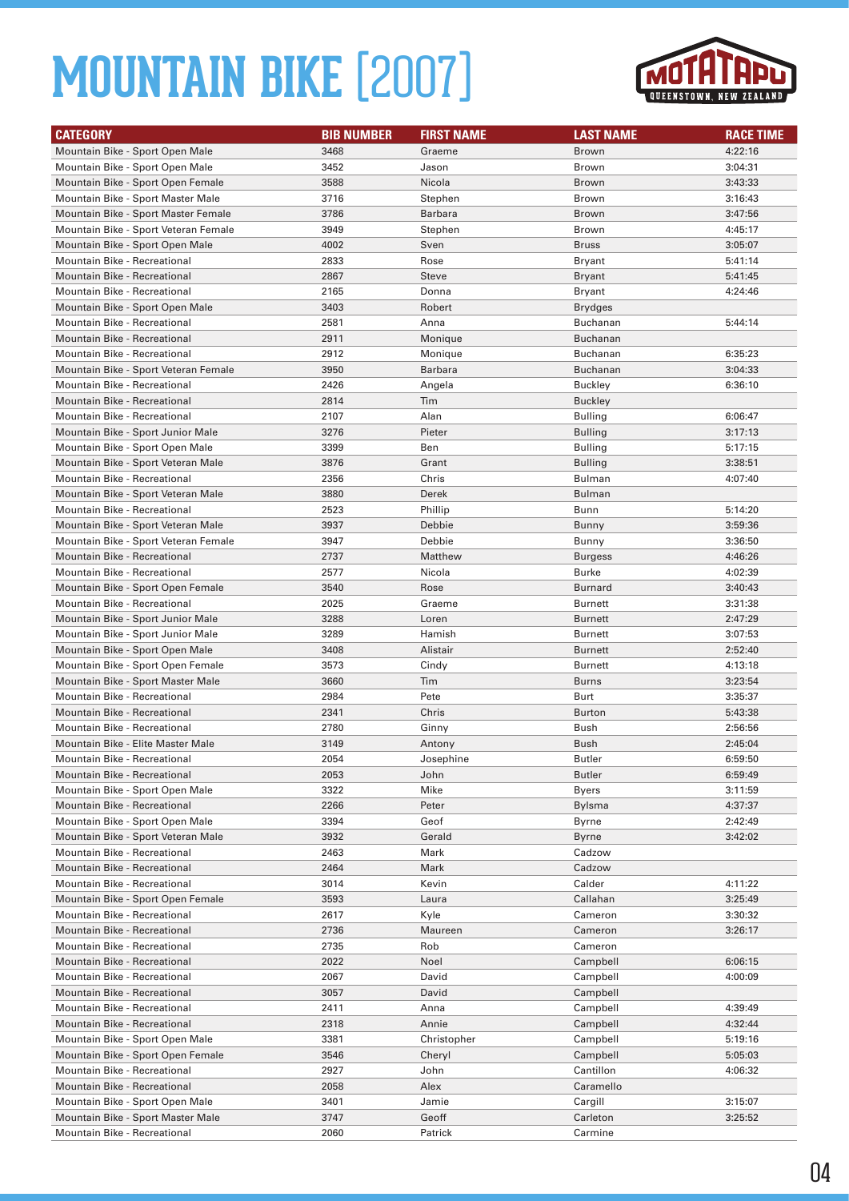# MOUNTAIN BIKE [2007]

| CATEGORY | BIB NUMBER | FIRST NAME | LAST NAME | RACE TIME |
|---|---|---|---|---|
| Mountain Bike - Sport Open Male | 3468 | Graeme | Brown | 4:22:16 |
| Mountain Bike - Sport Open Male | 3452 | Jason | Brown | 3:04:31 |
| Mountain Bike - Sport Open Female | 3588 | Nicola | Brown | 3:43:33 |
| Mountain Bike - Sport Master Male | 3716 | Stephen | Brown | 3:16:43 |
| Mountain Bike - Sport Master Female | 3786 | Barbara | Brown | 3:47:56 |
| Mountain Bike - Sport Veteran Female | 3949 | Stephen | Brown | 4:45:17 |
| Mountain Bike - Sport Open Male | 4002 | Sven | Bruss | 3:05:07 |
| Mountain Bike - Recreational | 2833 | Rose | Bryant | 5:41:14 |
| Mountain Bike - Recreational | 2867 | Steve | Bryant | 5:41:45 |
| Mountain Bike - Recreational | 2165 | Donna | Bryant | 4:24:46 |
| Mountain Bike - Sport Open Male | 3403 | Robert | Brydges | |
| Mountain Bike - Recreational | 2581 | Anna | Buchanan | 5:44:14 |
| Mountain Bike - Recreational | 2911 | Monique | Buchanan | |
| Mountain Bike - Recreational | 2912 | Monique | Buchanan | 6:35:23 |
| Mountain Bike - Sport Veteran Female | 3950 | Barbara | Buchanan | 3:04:33 |
| Mountain Bike - Recreational | 2426 | Angela | Buckley | 6:36:10 |
| Mountain Bike - Recreational | 2814 | Tim | Buckley | |
| Mountain Bike - Recreational | 2107 | Alan | Bulling | 6:06:47 |
| Mountain Bike - Sport Junior Male | 3276 | Pieter | Bulling | 3:17:13 |
| Mountain Bike - Sport Open Male | 3399 | Ben | Bulling | 5:17:15 |
| Mountain Bike - Sport Veteran Male | 3876 | Grant | Bulling | 3:38:51 |
| Mountain Bike - Recreational | 2356 | Chris | Bulman | 4:07:40 |
| Mountain Bike - Sport Veteran Male | 3880 | Derek | Bulman | |
| Mountain Bike - Recreational | 2523 | Phillip | Bunn | 5:14:20 |
| Mountain Bike - Sport Veteran Male | 3937 | Debbie | Bunny | 3:59:36 |
| Mountain Bike - Sport Veteran Female | 3947 | Debbie | Bunny | 3:36:50 |
| Mountain Bike - Recreational | 2737 | Matthew | Burgess | 4:46:26 |
| Mountain Bike - Recreational | 2577 | Nicola | Burke | 4:02:39 |
| Mountain Bike - Sport Open Female | 3540 | Rose | Burnard | 3:40:43 |
| Mountain Bike - Recreational | 2025 | Graeme | Burnett | 3:31:38 |
| Mountain Bike - Sport Junior Male | 3288 | Loren | Burnett | 2:47:29 |
| Mountain Bike - Sport Junior Male | 3289 | Hamish | Burnett | 3:07:53 |
| Mountain Bike - Sport Open Male | 3408 | Alistair | Burnett | 2:52:40 |
| Mountain Bike - Sport Open Female | 3573 | Cindy | Burnett | 4:13:18 |
| Mountain Bike - Sport Master Male | 3660 | Tim | Burns | 3:23:54 |
| Mountain Bike - Recreational | 2984 | Pete | Burt | 3:35:37 |
| Mountain Bike - Recreational | 2341 | Chris | Burton | 5:43:38 |
| Mountain Bike - Recreational | 2780 | Ginny | Bush | 2:56:56 |
| Mountain Bike - Elite Master Male | 3149 | Antony | Bush | 2:45:04 |
| Mountain Bike - Recreational | 2054 | Josephine | Butler | 6:59:50 |
| Mountain Bike - Recreational | 2053 | John | Butler | 6:59:49 |
| Mountain Bike - Sport Open Male | 3322 | Mike | Byers | 3:11:59 |
| Mountain Bike - Recreational | 2266 | Peter | Bylsma | 4:37:37 |
| Mountain Bike - Sport Open Male | 3394 | Geof | Byrne | 2:42:49 |
| Mountain Bike - Sport Veteran Male | 3932 | Gerald | Byrne | 3:42:02 |
| Mountain Bike - Recreational | 2463 | Mark | Cadzow | |
| Mountain Bike - Recreational | 2464 | Mark | Cadzow | |
| Mountain Bike - Recreational | 3014 | Kevin | Calder | 4:11:22 |
| Mountain Bike - Sport Open Female | 3593 | Laura | Callahan | 3:25:49 |
| Mountain Bike - Recreational | 2617 | Kyle | Cameron | 3:30:32 |
| Mountain Bike - Recreational | 2736 | Maureen | Cameron | 3:26:17 |
| Mountain Bike - Recreational | 2735 | Rob | Cameron | |
| Mountain Bike - Recreational | 2022 | Noel | Campbell | 6:06:15 |
| Mountain Bike - Recreational | 2067 | David | Campbell | 4:00:09 |
| Mountain Bike - Recreational | 3057 | David | Campbell | |
| Mountain Bike - Recreational | 2411 | Anna | Campbell | 4:39:49 |
| Mountain Bike - Recreational | 2318 | Annie | Campbell | 4:32:44 |
| Mountain Bike - Sport Open Male | 3381 | Christopher | Campbell | 5:19:16 |
| Mountain Bike - Sport Open Female | 3546 | Cheryl | Campbell | 5:05:03 |
| Mountain Bike - Recreational | 2927 | John | Cantillon | 4:06:32 |
| Mountain Bike - Recreational | 2058 | Alex | Caramello | |
| Mountain Bike - Sport Open Male | 3401 | Jamie | Cargill | 3:15:07 |
| Mountain Bike - Sport Master Male | 3747 | Geoff | Carleton | 3:25:52 |
| Mountain Bike - Recreational | 2060 | Patrick | Carmine | |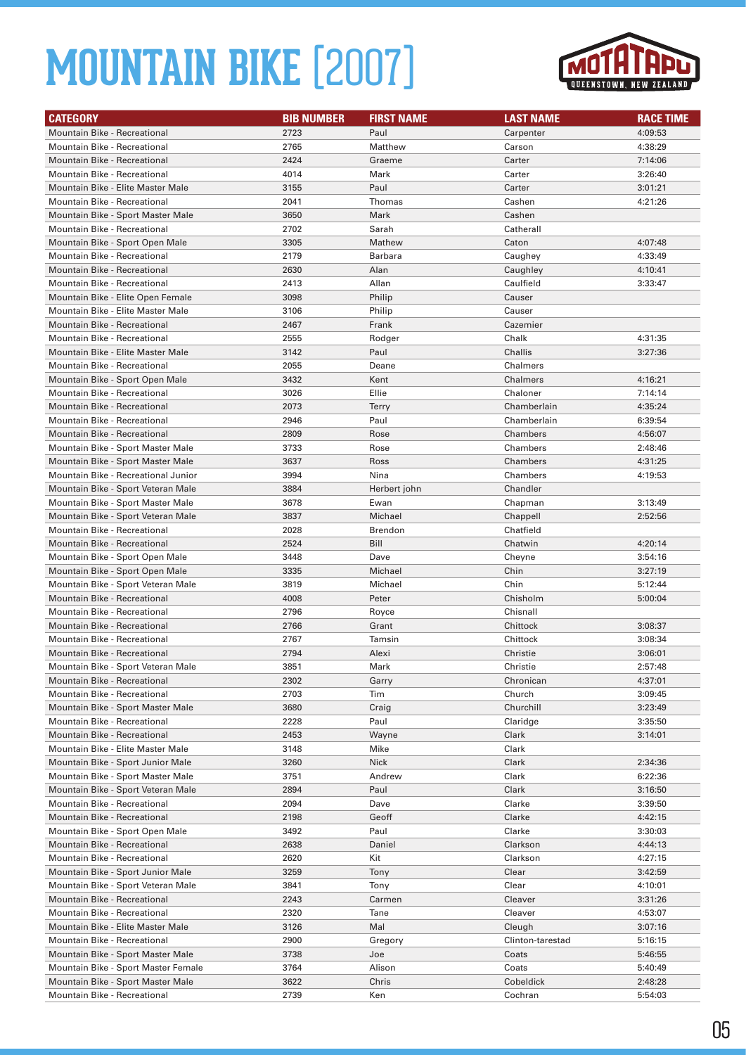# MOUNTAIN BIKE [2007]

MOTATAPU QUEENSTOWN, NEW ZEALAND

| CATEGORY | BIB NUMBER | FIRST NAME | LAST NAME | RACE TIME |
|---|---|---|---|---|
| Mountain Bike - Recreational | 2723 | Paul | Carpenter | 4:09:53 |
| Mountain Bike - Recreational | 2765 | Matthew | Carson | 4:38:29 |
| Mountain Bike - Recreational | 2424 | Graeme | Carter | 7:14:06 |
| Mountain Bike - Recreational | 4014 | Mark | Carter | 3:26:40 |
| Mountain Bike - Elite Master Male | 3155 | Paul | Carter | 3:01:21 |
| Mountain Bike - Recreational | 2041 | Thomas | Cashen | 4:21:26 |
| Mountain Bike - Sport Master Male | 3650 | Mark | Cashen | |
| Mountain Bike - Recreational | 2702 | Sarah | Catherall | |
| Mountain Bike - Sport Open Male | 3305 | Mathew | Caton | 4:07:48 |
| Mountain Bike - Recreational | 2179 | Barbara | Caughey | 4:33:49 |
| Mountain Bike - Recreational | 2630 | Alan | Caughley | 4:10:41 |
| Mountain Bike - Recreational | 2413 | Allan | Caulfield | 3:33:47 |
| Mountain Bike - Elite Open Female | 3098 | Philip | Causer | |
| Mountain Bike - Elite Master Male | 3106 | Philip | Causer | |
| Mountain Bike - Recreational | 2467 | Frank | Cazemier | |
| Mountain Bike - Recreational | 2555 | Rodger | Chalk | 4:31:35 |
| Mountain Bike - Elite Master Male | 3142 | Paul | Challis | 3:27:36 |
| Mountain Bike - Recreational | 2055 | Deane | Chalmers | |
| Mountain Bike - Sport Open Male | 3432 | Kent | Chalmers | 4:16:21 |
| Mountain Bike - Recreational | 3026 | Ellie | Chaloner | 7:14:14 |
| Mountain Bike - Recreational | 2073 | Terry | Chamberlain | 4:35:24 |
| Mountain Bike - Recreational | 2946 | Paul | Chamberlain | 6:39:54 |
| Mountain Bike - Recreational | 2809 | Rose | Chambers | 4:56:07 |
| Mountain Bike - Sport Master Male | 3733 | Rose | Chambers | 2:48:46 |
| Mountain Bike - Sport Master Male | 3637 | Ross | Chambers | 4:31:25 |
| Mountain Bike - Recreational Junior | 3994 | Nina | Chambers | 4:19:53 |
| Mountain Bike - Sport Veteran Male | 3884 | Herbert john | Chandler | |
| Mountain Bike - Sport Master Male | 3678 | Ewan | Chapman | 3:13:49 |
| Mountain Bike - Sport Veteran Male | 3837 | Michael | Chappell | 2:52:56 |
| Mountain Bike - Recreational | 2028 | Brendon | Chatfield | |
| Mountain Bike - Recreational | 2524 | Bill | Chatwin | 4:20:14 |
| Mountain Bike - Sport Open Male | 3448 | Dave | Cheyne | 3:54:16 |
| Mountain Bike - Sport Open Male | 3335 | Michael | Chin | 3:27:19 |
| Mountain Bike - Sport Veteran Male | 3819 | Michael | Chin | 5:12:44 |
| Mountain Bike - Recreational | 4008 | Peter | Chisholm | 5:00:04 |
| Mountain Bike - Recreational | 2796 | Royce | Chisnall | |
| Mountain Bike - Recreational | 2766 | Grant | Chittock | 3:08:37 |
| Mountain Bike - Recreational | 2767 | Tamsin | Chittock | 3:08:34 |
| Mountain Bike - Recreational | 2794 | Alexi | Christie | 3:06:01 |
| Mountain Bike - Sport Veteran Male | 3851 | Mark | Christie | 2:57:48 |
| Mountain Bike - Recreational | 2302 | Garry | Chronican | 4:37:01 |
| Mountain Bike - Recreational | 2703 | Tim | Church | 3:09:45 |
| Mountain Bike - Sport Master Male | 3680 | Craig | Churchill | 3:23:49 |
| Mountain Bike - Recreational | 2228 | Paul | Claridge | 3:35:50 |
| Mountain Bike - Recreational | 2453 | Wayne | Clark | 3:14:01 |
| Mountain Bike - Elite Master Male | 3148 | Mike | Clark | |
| Mountain Bike - Sport Junior Male | 3260 | Nick | Clark | 2:34:36 |
| Mountain Bike - Sport Master Male | 3751 | Andrew | Clark | 6:22:36 |
| Mountain Bike - Sport Veteran Male | 2894 | Paul | Clark | 3:16:50 |
| Mountain Bike - Recreational | 2094 | Dave | Clarke | 3:39:50 |
| Mountain Bike - Recreational | 2198 | Geoff | Clarke | 4:42:15 |
| Mountain Bike - Sport Open Male | 3492 | Paul | Clarke | 3:30:03 |
| Mountain Bike - Recreational | 2638 | Daniel | Clarkson | 4:44:13 |
| Mountain Bike - Recreational | 2620 | Kit | Clarkson | 4:27:15 |
| Mountain Bike - Sport Junior Male | 3259 | Tony | Clear | 3:42:59 |
| Mountain Bike - Sport Veteran Male | 3841 | Tony | Clear | 4:10:01 |
| Mountain Bike - Recreational | 2243 | Carmen | Cleaver | 3:31:26 |
| Mountain Bike - Recreational | 2320 | Tane | Cleaver | 4:53:07 |
| Mountain Bike - Elite Master Male | 3126 | Mal | Cleugh | 3:07:16 |
| Mountain Bike - Recreational | 2900 | Gregory | Clinton-tarestad | 5:16:15 |
| Mountain Bike - Sport Master Male | 3738 | Joe | Coats | 5:46:55 |
| Mountain Bike - Sport Master Female | 3764 | Alison | Coats | 5:40:49 |
| Mountain Bike - Sport Master Male | 3622 | Chris | Cobeldick | 2:48:28 |
| Mountain Bike - Recreational | 2739 | Ken | Cochran | 5:54:03 |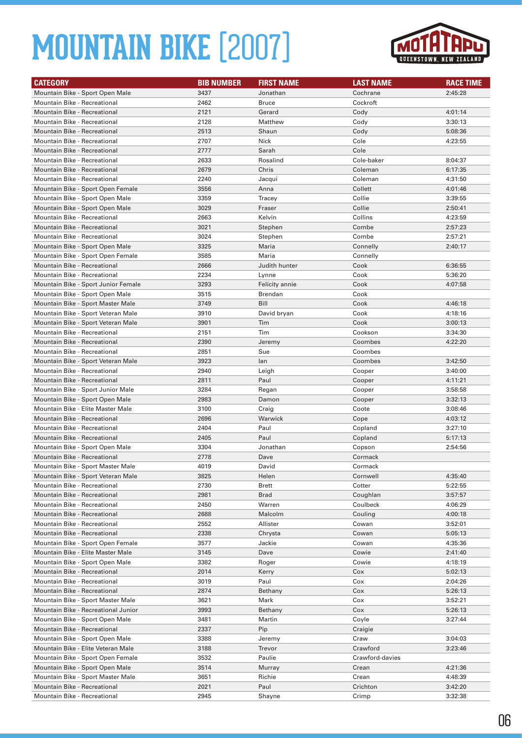# MOUNTAIN BIKE [2007]

| CATEGORY | BIB NUMBER | FIRST NAME | LAST NAME | RACE TIME |
|---|---|---|---|---|
| Mountain Bike - Sport Open Male | 3437 | Jonathan | Cochrane | 2:45:28 |
| Mountain Bike - Recreational | 2462 | Bruce | Cockroft | |
| Mountain Bike - Recreational | 2121 | Gerard | Cody | 4:01:14 |
| Mountain Bike - Recreational | 2128 | Matthew | Cody | 3:30:13 |
| Mountain Bike - Recreational | 2513 | Shaun | Cody | 5:08:36 |
| Mountain Bike - Recreational | 2707 | Nick | Cole | 4:23:55 |
| Mountain Bike - Recreational | 2777 | Sarah | Cole | |
| Mountain Bike - Recreational | 2633 | Rosalind | Cole-baker | 8:04:37 |
| Mountain Bike - Recreational | 2679 | Chris | Coleman | 6:17:35 |
| Mountain Bike - Recreational | 2240 | Jacqui | Coleman | 4:31:50 |
| Mountain Bike - Sport Open Female | 3556 | Anna | Collett | 4:01:46 |
| Mountain Bike - Sport Open Male | 3359 | Tracey | Collie | 3:39:55 |
| Mountain Bike - Sport Open Male | 3029 | Fraser | Collie | 2:50:41 |
| Mountain Bike - Recreational | 2663 | Kelvin | Collins | 4:23:59 |
| Mountain Bike - Recreational | 3021 | Stephen | Combe | 2:57:23 |
| Mountain Bike - Recreational | 3024 | Stephen | Combe | 2:57:21 |
| Mountain Bike - Sport Open Male | 3325 | Maria | Connelly | 2:40:17 |
| Mountain Bike - Sport Open Female | 3585 | Maria | Connelly | |
| Mountain Bike - Recreational | 2666 | Judith hunter | Cook | 6:36:55 |
| Mountain Bike - Recreational | 2234 | Lynne | Cook | 5:36:20 |
| Mountain Bike - Sport Junior Female | 3293 | Felicity annie | Cook | 4:07:58 |
| Mountain Bike - Sport Open Male | 3515 | Brendan | Cook | |
| Mountain Bike - Sport Master Male | 3749 | Bill | Cook | 4:46:18 |
| Mountain Bike - Sport Veteran Male | 3910 | David bryan | Cook | 4:18:16 |
| Mountain Bike - Sport Veteran Male | 3901 | Tim | Cook | 3:00:13 |
| Mountain Bike - Recreational | 2151 | Tim | Cookson | 3:34:30 |
| Mountain Bike - Recreational | 2390 | Jeremy | Coombes | 4:22:20 |
| Mountain Bike - Recreational | 2851 | Sue | Coombes | |
| Mountain Bike - Sport Veteran Male | 3923 | Ian | Coombes | 3:42:50 |
| Mountain Bike - Recreational | 2940 | Leigh | Cooper | 3:40:00 |
| Mountain Bike - Recreational | 2811 | Paul | Cooper | 4:11:21 |
| Mountain Bike - Sport Junior Male | 3284 | Regan | Cooper | 3:58:58 |
| Mountain Bike - Sport Open Male | 2983 | Damon | Cooper | 3:32:13 |
| Mountain Bike - Elite Master Male | 3100 | Craig | Coote | 3:08:46 |
| Mountain Bike - Recreational | 2696 | Warwick | Cope | 4:03:12 |
| Mountain Bike - Recreational | 2404 | Paul | Copland | 3:27:10 |
| Mountain Bike - Recreational | 2405 | Paul | Copland | 5:17:13 |
| Mountain Bike - Sport Open Male | 3304 | Jonathan | Copson | 2:54:56 |
| Mountain Bike - Recreational | 2778 | Dave | Cormack | |
| Mountain Bike - Sport Master Male | 4019 | David | Cormack | |
| Mountain Bike - Sport Veteran Male | 3825 | Helen | Cornwell | 4:35:40 |
| Mountain Bike - Recreational | 2730 | Brett | Cotter | 5:22:55 |
| Mountain Bike - Recreational | 2981 | Brad | Coughlan | 3:57:57 |
| Mountain Bike - Recreational | 2450 | Warren | Coulbeck | 4:06:29 |
| Mountain Bike - Recreational | 2688 | Malcolm | Couling | 4:00:18 |
| Mountain Bike - Recreational | 2552 | Allister | Cowan | 3:52:01 |
| Mountain Bike - Recreational | 2338 | Chrysta | Cowan | 5:05:13 |
| Mountain Bike - Sport Open Female | 3577 | Jackie | Cowan | 4:35:36 |
| Mountain Bike - Elite Master Male | 3145 | Dave | Cowie | 2:41:40 |
| Mountain Bike - Sport Open Male | 3382 | Roger | Cowie | 4:18:19 |
| Mountain Bike - Recreational | 2014 | Kerry | Cox | 5:02:13 |
| Mountain Bike - Recreational | 3019 | Paul | Cox | 2:04:26 |
| Mountain Bike - Recreational | 2874 | Bethany | Cox | 5:26:13 |
| Mountain Bike - Sport Master Male | 3621 | Mark | Cox | 3:52:21 |
| Mountain Bike - Recreational Junior | 3993 | Bethany | Cox | 5:26:13 |
| Mountain Bike - Sport Open Male | 3481 | Martin | Coyle | 3:27:44 |
| Mountain Bike - Recreational | 2337 | Pip | Craigie | |
| Mountain Bike - Sport Open Male | 3388 | Jeremy | Craw | 3:04:03 |
| Mountain Bike - Elite Veteran Male | 3188 | Trevor | Crawford | 3:23:46 |
| Mountain Bike - Sport Open Female | 3532 | Paulie | Crawford-davies | |
| Mountain Bike - Sport Open Male | 3514 | Murray | Crean | 4:21:36 |
| Mountain Bike - Sport Master Male | 3651 | Richie | Crean | 4:48:39 |
| Mountain Bike - Recreational | 2021 | Paul | Crichton | 3:42:20 |
| Mountain Bike - Recreational | 2945 | Shayne | Crimp | 3:32:38 |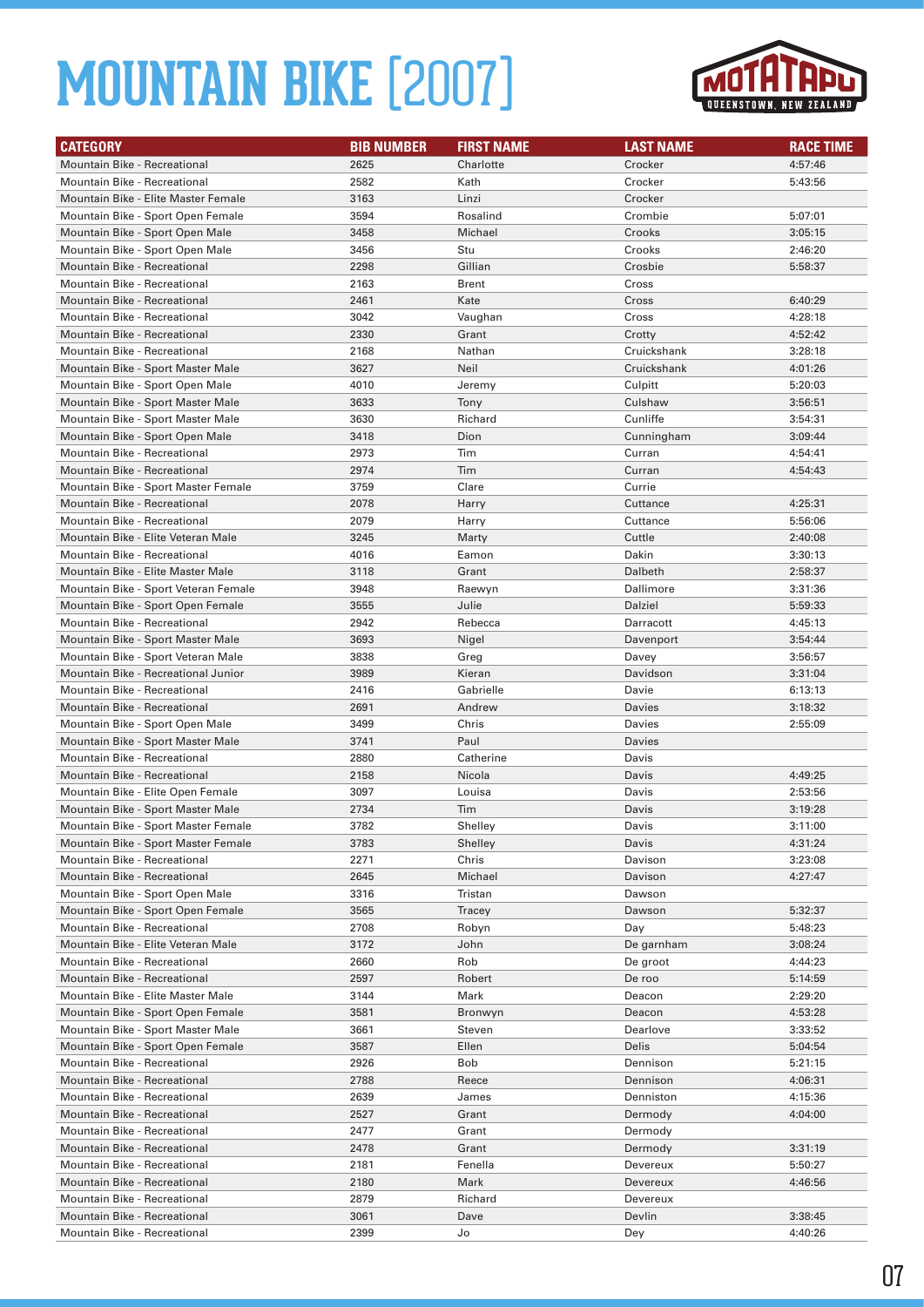# MOUNTAIN BIKE [2007]

| CATEGORY | BIB NUMBER | FIRST NAME | LAST NAME | RACE TIME |
|---|---|---|---|---|
| Mountain Bike - Recreational | 2625 | Charlotte | Crocker | 4:57:46 |
| Mountain Bike - Recreational | 2582 | Kath | Crocker | 5:43:56 |
| Mountain Bike - Elite Master Female | 3163 | Linzi | Crocker | |
| Mountain Bike - Sport Open Female | 3594 | Rosalind | Crombie | 5:07:01 |
| Mountain Bike - Sport Open Male | 3458 | Michael | Crooks | 3:05:15 |
| Mountain Bike - Sport Open Male | 3456 | Stu | Crooks | 2:46:20 |
| Mountain Bike - Recreational | 2298 | Gillian | Crosbie | 5:58:37 |
| Mountain Bike - Recreational | 2163 | Brent | Cross | |
| Mountain Bike - Recreational | 2461 | Kate | Cross | 6:40:29 |
| Mountain Bike - Recreational | 3042 | Vaughan | Cross | 4:28:18 |
| Mountain Bike - Recreational | 2330 | Grant | Crotty | 4:52:42 |
| Mountain Bike - Recreational | 2168 | Nathan | Cruickshank | 3:28:18 |
| Mountain Bike - Sport Master Male | 3627 | Neil | Cruickshank | 4:01:26 |
| Mountain Bike - Sport Open Male | 4010 | Jeremy | Culpitt | 5:20:03 |
| Mountain Bike - Sport Master Male | 3633 | Tony | Culshaw | 3:56:51 |
| Mountain Bike - Sport Master Male | 3630 | Richard | Cunliffe | 3:54:31 |
| Mountain Bike - Sport Open Male | 3418 | Dion | Cunningham | 3:09:44 |
| Mountain Bike - Recreational | 2973 | Tim | Curran | 4:54:41 |
| Mountain Bike - Recreational | 2974 | Tim | Curran | 4:54:43 |
| Mountain Bike - Sport Master Female | 3759 | Clare | Currie | |
| Mountain Bike - Recreational | 2078 | Harry | Cuttance | 4:25:31 |
| Mountain Bike - Recreational | 2079 | Harry | Cuttance | 5:56:06 |
| Mountain Bike - Elite Veteran Male | 3245 | Marty | Cuttle | 2:40:08 |
| Mountain Bike - Recreational | 4016 | Eamon | Dakin | 3:30:13 |
| Mountain Bike - Elite Master Male | 3118 | Grant | Dalbeth | 2:58:37 |
| Mountain Bike - Sport Veteran Female | 3948 | Raewyn | Dallimore | 3:31:36 |
| Mountain Bike - Sport Open Female | 3555 | Julie | Dalziel | 5:59:33 |
| Mountain Bike - Recreational | 2942 | Rebecca | Darracott | 4:45:13 |
| Mountain Bike - Sport Master Male | 3693 | Nigel | Davenport | 3:54:44 |
| Mountain Bike - Sport Veteran Male | 3838 | Greg | Davey | 3:56:57 |
| Mountain Bike - Recreational Junior | 3989 | Kieran | Davidson | 3:31:04 |
| Mountain Bike - Recreational | 2416 | Gabrielle | Davie | 6:13:13 |
| Mountain Bike - Recreational | 2691 | Andrew | Davies | 3:18:32 |
| Mountain Bike - Sport Open Male | 3499 | Chris | Davies | 2:55:09 |
| Mountain Bike - Sport Master Male | 3741 | Paul | Davies | |
| Mountain Bike - Recreational | 2880 | Catherine | Davis | |
| Mountain Bike - Recreational | 2158 | Nicola | Davis | 4:49:25 |
| Mountain Bike - Elite Open Female | 3097 | Louisa | Davis | 2:53:56 |
| Mountain Bike - Sport Master Male | 2734 | Tim | Davis | 3:19:28 |
| Mountain Bike - Sport Master Female | 3782 | Shelley | Davis | 3:11:00 |
| Mountain Bike - Sport Master Female | 3783 | Shelley | Davis | 4:31:24 |
| Mountain Bike - Recreational | 2271 | Chris | Davison | 3:23:08 |
| Mountain Bike - Recreational | 2645 | Michael | Davison | 4:27:47 |
| Mountain Bike - Sport Open Male | 3316 | Tristan | Dawson | |
| Mountain Bike - Sport Open Female | 3565 | Tracey | Dawson | 5:32:37 |
| Mountain Bike - Recreational | 2708 | Robyn | Day | 5:48:23 |
| Mountain Bike - Elite Veteran Male | 3172 | John | De garnham | 3:08:24 |
| Mountain Bike - Recreational | 2660 | Rob | De groot | 4:44:23 |
| Mountain Bike - Recreational | 2597 | Robert | De roo | 5:14:59 |
| Mountain Bike - Elite Master Male | 3144 | Mark | Deacon | 2:29:20 |
| Mountain Bike - Sport Open Female | 3581 | Bronwyn | Deacon | 4:53:28 |
| Mountain Bike - Sport Master Male | 3661 | Steven | Dearlove | 3:33:52 |
| Mountain Bike - Sport Open Female | 3587 | Ellen | Delis | 5:04:54 |
| Mountain Bike - Recreational | 2926 | Bob | Dennison | 5:21:15 |
| Mountain Bike - Recreational | 2788 | Reece | Dennison | 4:06:31 |
| Mountain Bike - Recreational | 2639 | James | Denniston | 4:15:36 |
| Mountain Bike - Recreational | 2527 | Grant | Dermody | 4:04:00 |
| Mountain Bike - Recreational | 2477 | Grant | Dermody | |
| Mountain Bike - Recreational | 2478 | Grant | Dermody | 3:31:19 |
| Mountain Bike - Recreational | 2181 | Fenella | Devereux | 5:50:27 |
| Mountain Bike - Recreational | 2180 | Mark | Devereux | 4:46:56 |
| Mountain Bike - Recreational | 2879 | Richard | Devereux | |
| Mountain Bike - Recreational | 3061 | Dave | Devlin | 3:38:45 |
| Mountain Bike - Recreational | 2399 | Jo | Dey | 4:40:26 |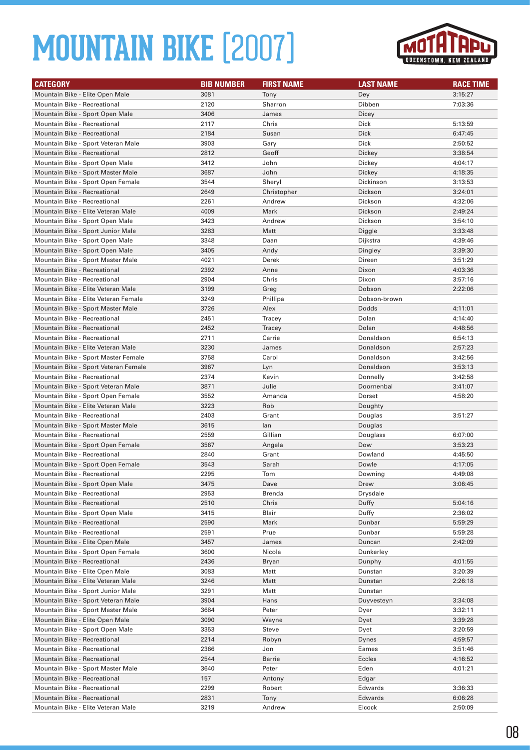# MOUNTAIN BIKE [2007]

| CATEGORY | BIB NUMBER | FIRST NAME | LAST NAME | RACE TIME |
|---|---|---|---|---|
| Mountain Bike - Elite Open Male | 3081 | Tony | Dey | 3:15:27 |
| Mountain Bike - Recreational | 2120 | Sharron | Dibben | 7:03:36 |
| Mountain Bike - Sport Open Male | 3406 | James | Dicey | |
| Mountain Bike - Recreational | 2117 | Chris | Dick | 5:13:59 |
| Mountain Bike - Recreational | 2184 | Susan | Dick | 6:47:45 |
| Mountain Bike - Sport Veteran Male | 3903 | Gary | Dick | 2:50:52 |
| Mountain Bike - Recreational | 2812 | Geoff | Dickey | 3:38:54 |
| Mountain Bike - Sport Open Male | 3412 | John | Dickey | 4:04:17 |
| Mountain Bike - Sport Master Male | 3687 | John | Dickey | 4:18:35 |
| Mountain Bike - Sport Open Female | 3544 | Sheryl | Dickinson | 3:13:53 |
| Mountain Bike - Recreational | 2649 | Christopher | Dickson | 3:24:01 |
| Mountain Bike - Recreational | 2261 | Andrew | Dickson | 4:32:06 |
| Mountain Bike - Elite Veteran Male | 4009 | Mark | Dickson | 2:49:24 |
| Mountain Bike - Sport Open Male | 3423 | Andrew | Dickson | 3:54:10 |
| Mountain Bike - Sport Junior Male | 3283 | Matt | Diggle | 3:33:48 |
| Mountain Bike - Sport Open Male | 3348 | Daan | Dijkstra | 4:39:46 |
| Mountain Bike - Sport Open Male | 3405 | Andy | Dingley | 3:39:30 |
| Mountain Bike - Sport Master Male | 4021 | Derek | Direen | 3:51:29 |
| Mountain Bike - Recreational | 2392 | Anne | Dixon | 4:03:36 |
| Mountain Bike - Recreational | 2904 | Chris | Dixon | 3:57:16 |
| Mountain Bike - Elite Veteran Male | 3199 | Greg | Dobson | 2:22:06 |
| Mountain Bike - Elite Veteran Female | 3249 | Phillipa | Dobson-brown | |
| Mountain Bike - Sport Master Male | 3726 | Alex | Dodds | 4:11:01 |
| Mountain Bike - Recreational | 2451 | Tracey | Dolan | 4:14:40 |
| Mountain Bike - Recreational | 2452 | Tracey | Dolan | 4:48:56 |
| Mountain Bike - Recreational | 2711 | Carrie | Donaldson | 6:54:13 |
| Mountain Bike - Elite Veteran Male | 3230 | James | Donaldson | 2:57:23 |
| Mountain Bike - Sport Master Female | 3758 | Carol | Donaldson | 3:42:56 |
| Mountain Bike - Sport Veteran Female | 3967 | Lyn | Donaldson | 3:53:13 |
| Mountain Bike - Recreational | 2374 | Kevin | Donnelly | 3:42:58 |
| Mountain Bike - Sport Veteran Male | 3871 | Julie | Doornenbal | 3:41:07 |
| Mountain Bike - Sport Open Female | 3552 | Amanda | Dorset | 4:58:20 |
| Mountain Bike - Elite Veteran Male | 3223 | Rob | Doughty | |
| Mountain Bike - Recreational | 2403 | Grant | Douglas | 3:51:27 |
| Mountain Bike - Sport Master Male | 3615 | Ian | Douglas | |
| Mountain Bike - Recreational | 2559 | Gillian | Douglass | 6:07:00 |
| Mountain Bike - Sport Open Female | 3567 | Angela | Dow | 3:53:23 |
| Mountain Bike - Recreational | 2840 | Grant | Dowland | 4:45:50 |
| Mountain Bike - Sport Open Female | 3543 | Sarah | Dowle | 4:17:05 |
| Mountain Bike - Recreational | 2295 | Tom | Downing | 4:49:08 |
| Mountain Bike - Sport Open Male | 3475 | Dave | Drew | 3:06:45 |
| Mountain Bike - Recreational | 2953 | Brenda | Drysdale | |
| Mountain Bike - Recreational | 2510 | Chris | Duffy | 5:04:16 |
| Mountain Bike - Sport Open Male | 3415 | Blair | Duffy | 2:36:02 |
| Mountain Bike - Recreational | 2590 | Mark | Dunbar | 5:59:29 |
| Mountain Bike - Recreational | 2591 | Prue | Dunbar | 5:59:28 |
| Mountain Bike - Elite Open Male | 3457 | James | Duncan | 2:42:09 |
| Mountain Bike - Sport Open Female | 3600 | Nicola | Dunkerley | |
| Mountain Bike - Recreational | 2436 | Bryan | Dunphy | 4:01:55 |
| Mountain Bike - Elite Open Male | 3083 | Matt | Dunstan | 3:20:39 |
| Mountain Bike - Elite Veteran Male | 3246 | Matt | Dunstan | 2:26:18 |
| Mountain Bike - Sport Junior Male | 3291 | Matt | Dunstan | |
| Mountain Bike - Sport Veteran Male | 3904 | Hans | Duyvesteyn | 3:34:08 |
| Mountain Bike - Sport Master Male | 3684 | Peter | Dyer | 3:32:11 |
| Mountain Bike - Elite Open Male | 3090 | Wayne | Dyet | 3:39:28 |
| Mountain Bike - Sport Open Male | 3353 | Steve | Dyet | 3:20:59 |
| Mountain Bike - Recreational | 2214 | Robyn | Dynes | 4:59:57 |
| Mountain Bike - Recreational | 2366 | Jon | Eames | 3:51:46 |
| Mountain Bike - Recreational | 2544 | Barrie | Eccles | 4:16:52 |
| Mountain Bike - Sport Master Male | 3640 | Peter | Eden | 4:01:21 |
| Mountain Bike - Recreational | 157 | Antony | Edgar | |
| Mountain Bike - Recreational | 2299 | Robert | Edwards | 3:36:33 |
| Mountain Bike - Recreational | 2831 | Tony | Edwards | 6:06:28 |
| Mountain Bike - Elite Veteran Male | 3219 | Andrew | Elcock | 2:50:09 |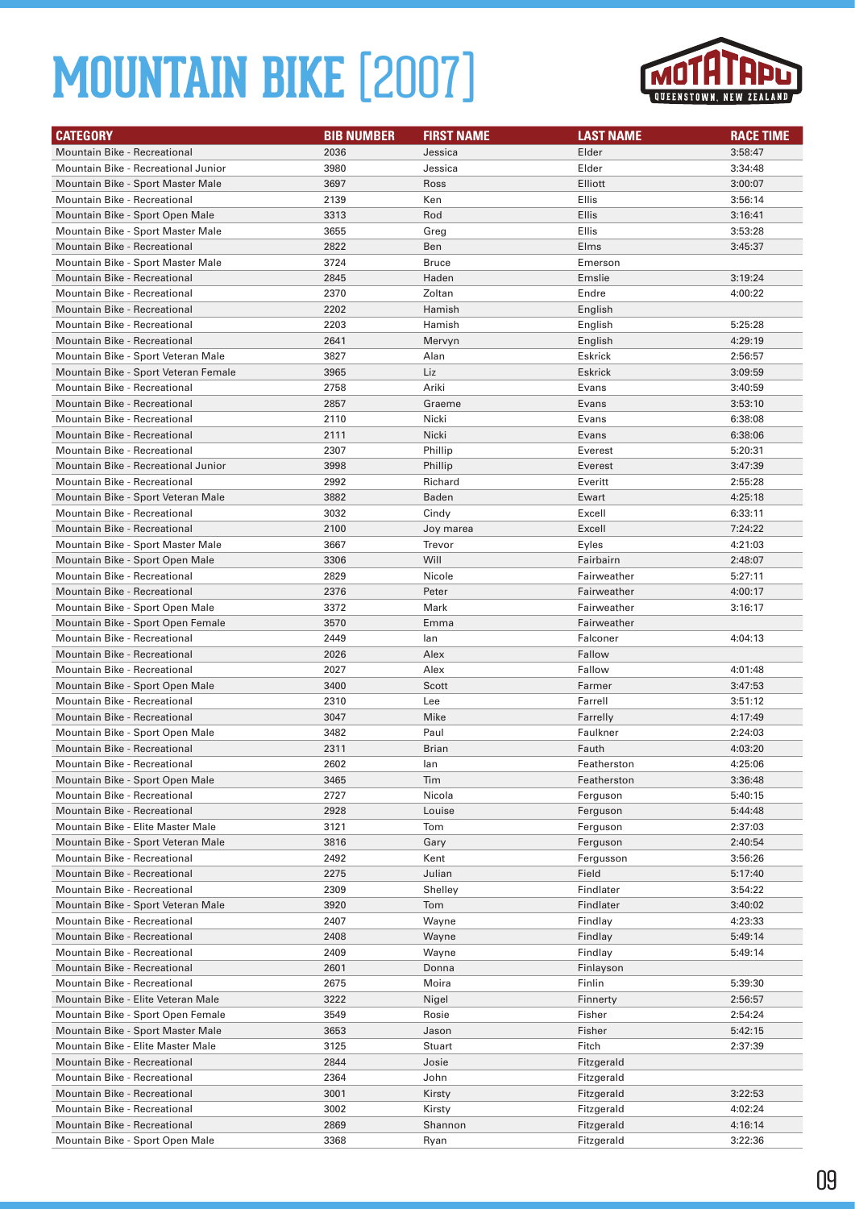# MOUNTAIN BIKE [2007]

| CATEGORY | BIB NUMBER | FIRST NAME | LAST NAME | RACE TIME |
|---|---|---|---|---|
| Mountain Bike - Recreational | 2036 | Jessica | Elder | 3:58:47 |
| Mountain Bike - Recreational Junior | 3980 | Jessica | Elder | 3:34:48 |
| Mountain Bike - Sport Master Male | 3697 | Ross | Elliott | 3:00:07 |
| Mountain Bike - Recreational | 2139 | Ken | Ellis | 3:56:14 |
| Mountain Bike - Sport Open Male | 3313 | Rod | Ellis | 3:16:41 |
| Mountain Bike - Sport Master Male | 3655 | Greg | Ellis | 3:53:28 |
| Mountain Bike - Recreational | 2822 | Ben | Elms | 3:45:37 |
| Mountain Bike - Sport Master Male | 3724 | Bruce | Emerson | |
| Mountain Bike - Recreational | 2845 | Haden | Emslie | 3:19:24 |
| Mountain Bike - Recreational | 2370 | Zoltan | Endre | 4:00:22 |
| Mountain Bike - Recreational | 2202 | Hamish | English | |
| Mountain Bike - Recreational | 2203 | Hamish | English | 5:25:28 |
| Mountain Bike - Recreational | 2641 | Mervyn | English | 4:29:19 |
| Mountain Bike - Sport Veteran Male | 3827 | Alan | Eskrick | 2:56:57 |
| Mountain Bike - Sport Veteran Female | 3965 | Liz | Eskrick | 3:09:59 |
| Mountain Bike - Recreational | 2758 | Ariki | Evans | 3:40:59 |
| Mountain Bike - Recreational | 2857 | Graeme | Evans | 3:53:10 |
| Mountain Bike - Recreational | 2110 | Nicki | Evans | 6:38:08 |
| Mountain Bike - Recreational | 2111 | Nicki | Evans | 6:38:06 |
| Mountain Bike - Recreational | 2307 | Phillip | Everest | 5:20:31 |
| Mountain Bike - Recreational Junior | 3998 | Phillip | Everest | 3:47:39 |
| Mountain Bike - Recreational | 2992 | Richard | Everitt | 2:55:28 |
| Mountain Bike - Sport Veteran Male | 3882 | Baden | Ewart | 4:25:18 |
| Mountain Bike - Recreational | 3032 | Cindy | Excell | 6:33:11 |
| Mountain Bike - Recreational | 2100 | Joy marea | Excell | 7:24:22 |
| Mountain Bike - Sport Master Male | 3667 | Trevor | Eyles | 4:21:03 |
| Mountain Bike - Sport Open Male | 3306 | Will | Fairbairn | 2:48:07 |
| Mountain Bike - Recreational | 2829 | Nicole | Fairweather | 5:27:11 |
| Mountain Bike - Recreational | 2376 | Peter | Fairweather | 4:00:17 |
| Mountain Bike - Sport Open Male | 3372 | Mark | Fairweather | 3:16:17 |
| Mountain Bike - Sport Open Female | 3570 | Emma | Fairweather | |
| Mountain Bike - Recreational | 2449 | Ian | Falconer | 4:04:13 |
| Mountain Bike - Recreational | 2026 | Alex | Fallow | |
| Mountain Bike - Recreational | 2027 | Alex | Fallow | 4:01:48 |
| Mountain Bike - Sport Open Male | 3400 | Scott | Farmer | 3:47:53 |
| Mountain Bike - Recreational | 2310 | Lee | Farrell | 3:51:12 |
| Mountain Bike - Recreational | 3047 | Mike | Farrelly | 4:17:49 |
| Mountain Bike - Sport Open Male | 3482 | Paul | Faulkner | 2:24:03 |
| Mountain Bike - Recreational | 2311 | Brian | Fauth | 4:03:20 |
| Mountain Bike - Recreational | 2602 | Ian | Featherston | 4:25:06 |
| Mountain Bike - Sport Open Male | 3465 | Tim | Featherston | 3:36:48 |
| Mountain Bike - Recreational | 2727 | Nicola | Ferguson | 5:40:15 |
| Mountain Bike - Recreational | 2928 | Louise | Ferguson | 5:44:48 |
| Mountain Bike - Elite Master Male | 3121 | Tom | Ferguson | 2:37:03 |
| Mountain Bike - Sport Veteran Male | 3816 | Gary | Ferguson | 2:40:54 |
| Mountain Bike - Recreational | 2492 | Kent | Fergusson | 3:56:26 |
| Mountain Bike - Recreational | 2275 | Julian | Field | 5:17:40 |
| Mountain Bike - Recreational | 2309 | Shelley | Findlater | 3:54:22 |
| Mountain Bike - Sport Veteran Male | 3920 | Tom | Findlater | 3:40:02 |
| Mountain Bike - Recreational | 2407 | Wayne | Findlay | 4:23:33 |
| Mountain Bike - Recreational | 2408 | Wayne | Findlay | 5:49:14 |
| Mountain Bike - Recreational | 2409 | Wayne | Findlay | 5:49:14 |
| Mountain Bike - Recreational | 2601 | Donna | Finlayson | |
| Mountain Bike - Recreational | 2675 | Moira | Finlin | 5:39:30 |
| Mountain Bike - Elite Veteran Male | 3222 | Nigel | Finnerty | 2:56:57 |
| Mountain Bike - Sport Open Female | 3549 | Rosie | Fisher | 2:54:24 |
| Mountain Bike - Sport Master Male | 3653 | Jason | Fisher | 5:42:15 |
| Mountain Bike - Elite Master Male | 3125 | Stuart | Fitch | 2:37:39 |
| Mountain Bike - Recreational | 2844 | Josie | Fitzgerald | |
| Mountain Bike - Recreational | 2364 | John | Fitzgerald | |
| Mountain Bike - Recreational | 3001 | Kirsty | Fitzgerald | 3:22:53 |
| Mountain Bike - Recreational | 3002 | Kirsty | Fitzgerald | 4:02:24 |
| Mountain Bike - Recreational | 2869 | Shannon | Fitzgerald | 4:16:14 |
| Mountain Bike - Sport Open Male | 3368 | Ryan | Fitzgerald | 3:22:36 |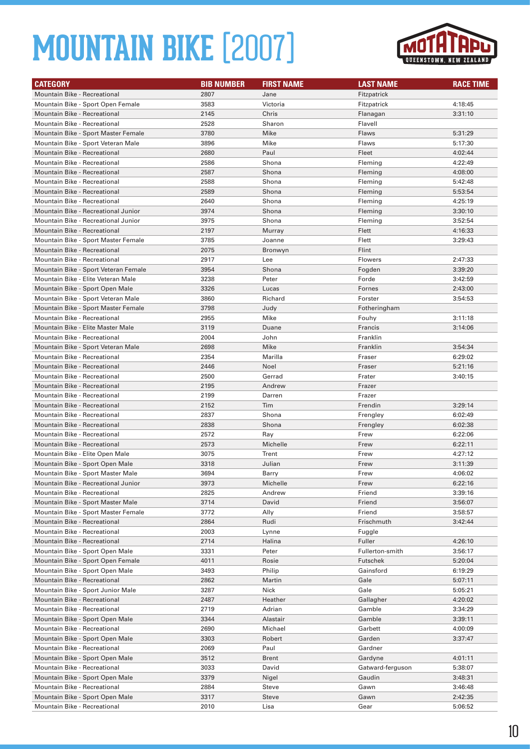# MOUNTAIN BIKE [2007]

| CATEGORY | BIB NUMBER | FIRST NAME | LAST NAME | RACE TIME |
|---|---|---|---|---|
| Mountain Bike - Recreational | 2807 | Jane | Fitzpatrick | |
| Mountain Bike - Sport Open Female | 3583 | Victoria | Fitzpatrick | 4:18:45 |
| Mountain Bike - Recreational | 2145 | Chris | Flanagan | 3:31:10 |
| Mountain Bike - Recreational | 2528 | Sharon | Flavell | |
| Mountain Bike - Sport Master Female | 3780 | Mike | Flaws | 5:31:29 |
| Mountain Bike - Sport Veteran Male | 3896 | Mike | Flaws | 5:17:30 |
| Mountain Bike - Recreational | 2680 | Paul | Fleet | 4:02:44 |
| Mountain Bike - Recreational | 2586 | Shona | Fleming | 4:22:49 |
| Mountain Bike - Recreational | 2587 | Shona | Fleming | 4:08:00 |
| Mountain Bike - Recreational | 2588 | Shona | Fleming | 5:42:48 |
| Mountain Bike - Recreational | 2589 | Shona | Fleming | 5:53:54 |
| Mountain Bike - Recreational | 2640 | Shona | Fleming | 4:25:19 |
| Mountain Bike - Recreational Junior | 3974 | Shona | Fleming | 3:30:10 |
| Mountain Bike - Recreational Junior | 3975 | Shona | Fleming | 3:52:54 |
| Mountain Bike - Recreational | 2197 | Murray | Flett | 4:16:33 |
| Mountain Bike - Sport Master Female | 3785 | Joanne | Flett | 3:29:43 |
| Mountain Bike - Recreational | 2075 | Bronwyn | Flint | |
| Mountain Bike - Recreational | 2917 | Lee | Flowers | 2:47:33 |
| Mountain Bike - Sport Veteran Female | 3954 | Shona | Fogden | 3:39:20 |
| Mountain Bike - Elite Veteran Male | 3238 | Peter | Forde | 3:42:59 |
| Mountain Bike - Sport Open Male | 3326 | Lucas | Fornes | 2:43:00 |
| Mountain Bike - Sport Veteran Male | 3860 | Richard | Forster | 3:54:53 |
| Mountain Bike - Sport Master Female | 3798 | Judy | Fotheringham | |
| Mountain Bike - Recreational | 2955 | Mike | Fouhy | 3:11:18 |
| Mountain Bike - Elite Master Male | 3119 | Duane | Francis | 3:14:06 |
| Mountain Bike - Recreational | 2004 | John | Franklin | |
| Mountain Bike - Sport Veteran Male | 2698 | Mike | Franklin | 3:54:34 |
| Mountain Bike - Recreational | 2354 | Marilla | Fraser | 6:29:02 |
| Mountain Bike - Recreational | 2446 | Noel | Fraser | 5:21:16 |
| Mountain Bike - Recreational | 2500 | Gerrad | Frater | 3:40:15 |
| Mountain Bike - Recreational | 2195 | Andrew | Frazer | |
| Mountain Bike - Recreational | 2199 | Darren | Frazer | |
| Mountain Bike - Recreational | 2152 | Tim | Frendin | 3:29:14 |
| Mountain Bike - Recreational | 2837 | Shona | Frengley | 6:02:49 |
| Mountain Bike - Recreational | 2838 | Shona | Frengley | 6:02:38 |
| Mountain Bike - Recreational | 2572 | Ray | Frew | 6:22:06 |
| Mountain Bike - Recreational | 2573 | Michelle | Frew | 6:22:11 |
| Mountain Bike - Elite Open Male | 3075 | Trent | Frew | 4:27:12 |
| Mountain Bike - Sport Open Male | 3318 | Julian | Frew | 3:11:39 |
| Mountain Bike - Sport Master Male | 3694 | Barry | Frew | 4:06:02 |
| Mountain Bike - Recreational Junior | 3973 | Michelle | Frew | 6:22:16 |
| Mountain Bike - Recreational | 2825 | Andrew | Friend | 3:39:16 |
| Mountain Bike - Sport Master Male | 3714 | David | Friend | 3:56:07 |
| Mountain Bike - Sport Master Female | 3772 | Ally | Friend | 3:58:57 |
| Mountain Bike - Recreational | 2864 | Rudi | Frischmuth | 3:42:44 |
| Mountain Bike - Recreational | 2003 | Lynne | Fuggle | |
| Mountain Bike - Recreational | 2714 | Halina | Fuller | 4:26:10 |
| Mountain Bike - Sport Open Male | 3331 | Peter | Fullerton-smith | 3:56:17 |
| Mountain Bike - Sport Open Female | 4011 | Rosie | Futschek | 5:20:04 |
| Mountain Bike - Sport Open Male | 3493 | Philip | Gainsford | 6:19:29 |
| Mountain Bike - Recreational | 2862 | Martin | Gale | 5:07:11 |
| Mountain Bike - Sport Junior Male | 3287 | Nick | Gale | 5:05:21 |
| Mountain Bike - Recreational | 2487 | Heather | Gallagher | 4:20:02 |
| Mountain Bike - Recreational | 2719 | Adrian | Gamble | 3:34:29 |
| Mountain Bike - Sport Open Male | 3344 | Alastair | Gamble | 3:39:11 |
| Mountain Bike - Recreational | 2690 | Michael | Garbett | 4:00:09 |
| Mountain Bike - Sport Open Male | 3303 | Robert | Garden | 3:37:47 |
| Mountain Bike - Recreational | 2069 | Paul | Gardner | |
| Mountain Bike - Sport Open Male | 3512 | Brent | Gardyne | 4:01:11 |
| Mountain Bike - Recreational | 3033 | David | Gatward-ferguson | 5:38:07 |
| Mountain Bike - Sport Open Male | 3379 | Nigel | Gaudin | 3:48:31 |
| Mountain Bike - Recreational | 2884 | Steve | Gawn | 3:46:48 |
| Mountain Bike - Sport Open Male | 3317 | Steve | Gawn | 2:42:35 |
| Mountain Bike - Recreational | 2010 | Lisa | Gear | 5:06:52 |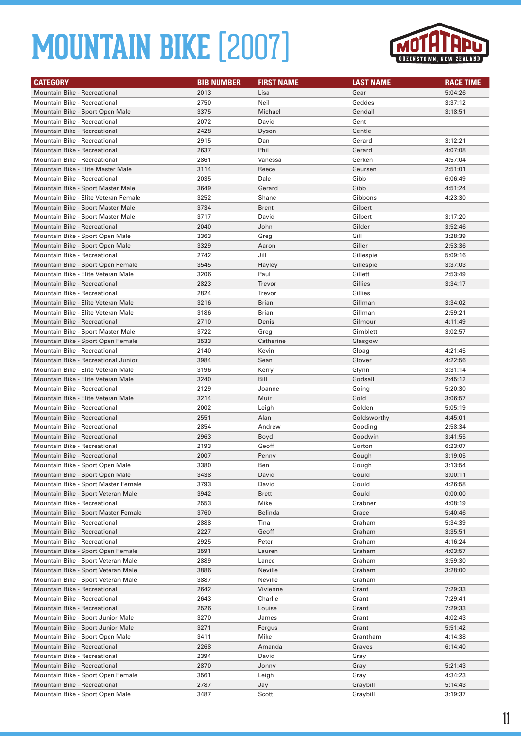# MOUNTAIN BIKE [2007]

| CATEGORY | BIB NUMBER | FIRST NAME | LAST NAME | RACE TIME |
|---|---|---|---|---|
| Mountain Bike - Recreational | 2013 | Lisa | Gear | 5:04:26 |
| Mountain Bike - Recreational | 2750 | Neil | Geddes | 3:37:12 |
| Mountain Bike - Sport Open Male | 3375 | Michael | Gendall | 3:18:51 |
| Mountain Bike - Recreational | 2072 | David | Gent | |
| Mountain Bike - Recreational | 2428 | Dyson | Gentle | |
| Mountain Bike - Recreational | 2915 | Dan | Gerard | 3:12:21 |
| Mountain Bike - Recreational | 2637 | Phil | Gerard | 4:07:08 |
| Mountain Bike - Recreational | 2861 | Vanessa | Gerken | 4:57:04 |
| Mountain Bike - Elite Master Male | 3114 | Reece | Geursen | 2:51:01 |
| Mountain Bike - Recreational | 2035 | Dale | Gibb | 6:06:49 |
| Mountain Bike - Sport Master Male | 3649 | Gerard | Gibb | 4:51:24 |
| Mountain Bike - Elite Veteran Female | 3252 | Shane | Gibbons | 4:23:30 |
| Mountain Bike - Sport Master Male | 3734 | Brent | Gilbert | |
| Mountain Bike - Sport Master Male | 3717 | David | Gilbert | 3:17:20 |
| Mountain Bike - Recreational | 2040 | John | Gilder | 3:52:46 |
| Mountain Bike - Sport Open Male | 3363 | Greg | Gill | 3:28:39 |
| Mountain Bike - Sport Open Male | 3329 | Aaron | Giller | 2:53:36 |
| Mountain Bike - Recreational | 2742 | Jill | Gillespie | 5:09:16 |
| Mountain Bike - Sport Open Female | 3545 | Hayley | Gillespie | 3:37:03 |
| Mountain Bike - Elite Veteran Male | 3206 | Paul | Gillett | 2:53:49 |
| Mountain Bike - Recreational | 2823 | Trevor | Gillies | 3:34:17 |
| Mountain Bike - Recreational | 2824 | Trevor | Gillies | |
| Mountain Bike - Elite Veteran Male | 3216 | Brian | Gillman | 3:34:02 |
| Mountain Bike - Elite Veteran Male | 3186 | Brian | Gillman | 2:59:21 |
| Mountain Bike - Recreational | 2710 | Denis | Gilmour | 4:11:49 |
| Mountain Bike - Sport Master Male | 3722 | Greg | Gimblett | 3:02:57 |
| Mountain Bike - Sport Open Female | 3533 | Catherine | Glasgow | |
| Mountain Bike - Recreational | 2140 | Kevin | Gloag | 4:21:45 |
| Mountain Bike - Recreational Junior | 3984 | Sean | Glover | 4:22:56 |
| Mountain Bike - Elite Veteran Male | 3196 | Kerry | Glynn | 3:31:14 |
| Mountain Bike - Elite Veteran Male | 3240 | Bill | Godsall | 2:45:12 |
| Mountain Bike - Recreational | 2129 | Joanne | Going | 5:20:30 |
| Mountain Bike - Elite Veteran Male | 3214 | Muir | Gold | 3:06:57 |
| Mountain Bike - Recreational | 2002 | Leigh | Golden | 5:05:19 |
| Mountain Bike - Recreational | 2551 | Alan | Goldsworthy | 4:45:01 |
| Mountain Bike - Recreational | 2854 | Andrew | Gooding | 2:58:34 |
| Mountain Bike - Recreational | 2963 | Boyd | Goodwin | 3:41:55 |
| Mountain Bike - Recreational | 2193 | Geoff | Gorton | 6:23:07 |
| Mountain Bike - Recreational | 2007 | Penny | Gough | 3:19:05 |
| Mountain Bike - Sport Open Male | 3380 | Ben | Gough | 3:13:54 |
| Mountain Bike - Sport Open Male | 3438 | David | Gould | 3:00:11 |
| Mountain Bike - Sport Master Female | 3793 | David | Gould | 4:26:58 |
| Mountain Bike - Sport Veteran Male | 3942 | Brett | Gould | 0:00:00 |
| Mountain Bike - Recreational | 2553 | Mike | Grabner | 4:08:19 |
| Mountain Bike - Sport Master Female | 3760 | Belinda | Grace | 5:40:46 |
| Mountain Bike - Recreational | 2888 | Tina | Graham | 5:34:39 |
| Mountain Bike - Recreational | 2227 | Geoff | Graham | 3:35:51 |
| Mountain Bike - Recreational | 2925 | Peter | Graham | 4:16:24 |
| Mountain Bike - Sport Open Female | 3591 | Lauren | Graham | 4:03:57 |
| Mountain Bike - Sport Veteran Male | 2889 | Lance | Graham | 3:59:30 |
| Mountain Bike - Sport Veteran Male | 3886 | Neville | Graham | 3:28:00 |
| Mountain Bike - Sport Veteran Male | 3887 | Neville | Graham | |
| Mountain Bike - Recreational | 2642 | Vivienne | Grant | 7:29:33 |
| Mountain Bike - Recreational | 2643 | Charlie | Grant | 7:29:41 |
| Mountain Bike - Recreational | 2526 | Louise | Grant | 7:29:33 |
| Mountain Bike - Sport Junior Male | 3270 | James | Grant | 4:02:43 |
| Mountain Bike - Sport Junior Male | 3271 | Fergus | Grant | 5:51:42 |
| Mountain Bike - Sport Open Male | 3411 | Mike | Grantham | 4:14:38 |
| Mountain Bike - Recreational | 2268 | Amanda | Graves | 6:14:40 |
| Mountain Bike - Recreational | 2394 | David | Gray | |
| Mountain Bike - Recreational | 2870 | Jonny | Gray | 5:21:43 |
| Mountain Bike - Sport Open Female | 3561 | Leigh | Gray | 4:34:23 |
| Mountain Bike - Recreational | 2787 | Jay | Graybill | 5:14:43 |
| Mountain Bike - Sport Open Male | 3487 | Scott | Graybill | 3:19:37 |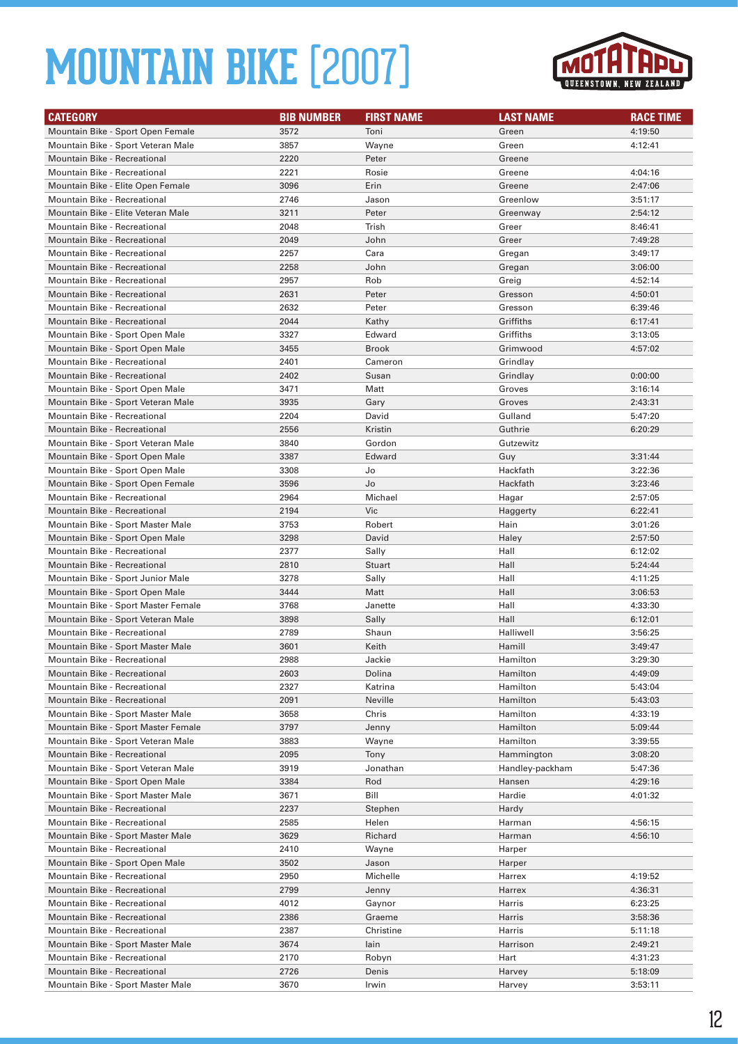# MOUNTAIN BIKE [2007]

MOTATAPU QUEENSTOWN, NEW ZEALAND

| CATEGORY | BIB NUMBER | FIRST NAME | LAST NAME | RACE TIME |
|---|---|---|---|---|
| Mountain Bike - Sport Open Female | 3572 | Toni | Green | 4:19:50 |
| Mountain Bike - Sport Veteran Male | 3857 | Wayne | Green | 4:12:41 |
| Mountain Bike - Recreational | 2220 | Peter | Greene | |
| Mountain Bike - Recreational | 2221 | Rosie | Greene | 4:04:16 |
| Mountain Bike - Elite Open Female | 3096 | Erin | Greene | 2:47:06 |
| Mountain Bike - Recreational | 2746 | Jason | Greenlow | 3:51:17 |
| Mountain Bike - Elite Veteran Male | 3211 | Peter | Greenway | 2:54:12 |
| Mountain Bike - Recreational | 2048 | Trish | Greer | 8:46:41 |
| Mountain Bike - Recreational | 2049 | John | Greer | 7:49:28 |
| Mountain Bike - Recreational | 2257 | Cara | Gregan | 3:49:17 |
| Mountain Bike - Recreational | 2258 | John | Gregan | 3:06:00 |
| Mountain Bike - Recreational | 2957 | Rob | Greig | 4:52:14 |
| Mountain Bike - Recreational | 2631 | Peter | Gresson | 4:50:01 |
| Mountain Bike - Recreational | 2632 | Peter | Gresson | 6:39:46 |
| Mountain Bike - Recreational | 2044 | Kathy | Griffiths | 6:17:41 |
| Mountain Bike - Sport Open Male | 3327 | Edward | Griffiths | 3:13:05 |
| Mountain Bike - Sport Open Male | 3455 | Brook | Grimwood | 4:57:02 |
| Mountain Bike - Recreational | 2401 | Cameron | Grindlay | |
| Mountain Bike - Recreational | 2402 | Susan | Grindlay | 0:00:00 |
| Mountain Bike - Sport Open Male | 3471 | Matt | Groves | 3:16:14 |
| Mountain Bike - Sport Veteran Male | 3935 | Gary | Groves | 2:43:31 |
| Mountain Bike - Recreational | 2204 | David | Gulland | 5:47:20 |
| Mountain Bike - Recreational | 2556 | Kristin | Guthrie | 6:20:29 |
| Mountain Bike - Sport Veteran Male | 3840 | Gordon | Gutzewitz | |
| Mountain Bike - Sport Open Male | 3387 | Edward | Guy | 3:31:44 |
| Mountain Bike - Sport Open Male | 3308 | Jo | Hackfath | 3:22:36 |
| Mountain Bike - Sport Open Female | 3596 | Jo | Hackfath | 3:23:46 |
| Mountain Bike - Recreational | 2964 | Michael | Hagar | 2:57:05 |
| Mountain Bike - Recreational | 2194 | Vic | Haggerty | 6:22:41 |
| Mountain Bike - Sport Master Male | 3753 | Robert | Hain | 3:01:26 |
| Mountain Bike - Sport Open Male | 3298 | David | Haley | 2:57:50 |
| Mountain Bike - Recreational | 2377 | Sally | Hall | 6:12:02 |
| Mountain Bike - Recreational | 2810 | Stuart | Hall | 5:24:44 |
| Mountain Bike - Sport Junior Male | 3278 | Sally | Hall | 4:11:25 |
| Mountain Bike - Sport Open Male | 3444 | Matt | Hall | 3:06:53 |
| Mountain Bike - Sport Master Female | 3768 | Janette | Hall | 4:33:30 |
| Mountain Bike - Sport Veteran Male | 3898 | Sally | Hall | 6:12:01 |
| Mountain Bike - Recreational | 2789 | Shaun | Halliwell | 3:56:25 |
| Mountain Bike - Sport Master Male | 3601 | Keith | Hamill | 3:49:47 |
| Mountain Bike - Recreational | 2988 | Jackie | Hamilton | 3:29:30 |
| Mountain Bike - Recreational | 2603 | Dolina | Hamilton | 4:49:09 |
| Mountain Bike - Recreational | 2327 | Katrina | Hamilton | 5:43:04 |
| Mountain Bike - Recreational | 2091 | Neville | Hamilton | 5:43:03 |
| Mountain Bike - Sport Master Male | 3658 | Chris | Hamilton | 4:33:19 |
| Mountain Bike - Sport Master Female | 3797 | Jenny | Hamilton | 5:09:44 |
| Mountain Bike - Sport Veteran Male | 3883 | Wayne | Hamilton | 3:39:55 |
| Mountain Bike - Recreational | 2095 | Tony | Hammington | 3:08:20 |
| Mountain Bike - Sport Veteran Male | 3919 | Jonathan | Handley-packham | 5:47:36 |
| Mountain Bike - Sport Open Male | 3384 | Rod | Hansen | 4:29:16 |
| Mountain Bike - Sport Master Male | 3671 | Bill | Hardie | 4:01:32 |
| Mountain Bike - Recreational | 2237 | Stephen | Hardy | |
| Mountain Bike - Recreational | 2585 | Helen | Harman | 4:56:15 |
| Mountain Bike - Sport Master Male | 3629 | Richard | Harman | 4:56:10 |
| Mountain Bike - Recreational | 2410 | Wayne | Harper | |
| Mountain Bike - Sport Open Male | 3502 | Jason | Harper | |
| Mountain Bike - Recreational | 2950 | Michelle | Harrex | 4:19:52 |
| Mountain Bike - Recreational | 2799 | Jenny | Harrex | 4:36:31 |
| Mountain Bike - Recreational | 4012 | Gaynor | Harris | 6:23:25 |
| Mountain Bike - Recreational | 2386 | Graeme | Harris | 3:58:36 |
| Mountain Bike - Recreational | 2387 | Christine | Harris | 5:11:18 |
| Mountain Bike - Sport Master Male | 3674 | Iain | Harrison | 2:49:21 |
| Mountain Bike - Recreational | 2170 | Robyn | Hart | 4:31:23 |
| Mountain Bike - Recreational | 2726 | Denis | Harvey | 5:18:09 |
| Mountain Bike - Sport Master Male | 3670 | Irwin | Harvey | 3:53:11 |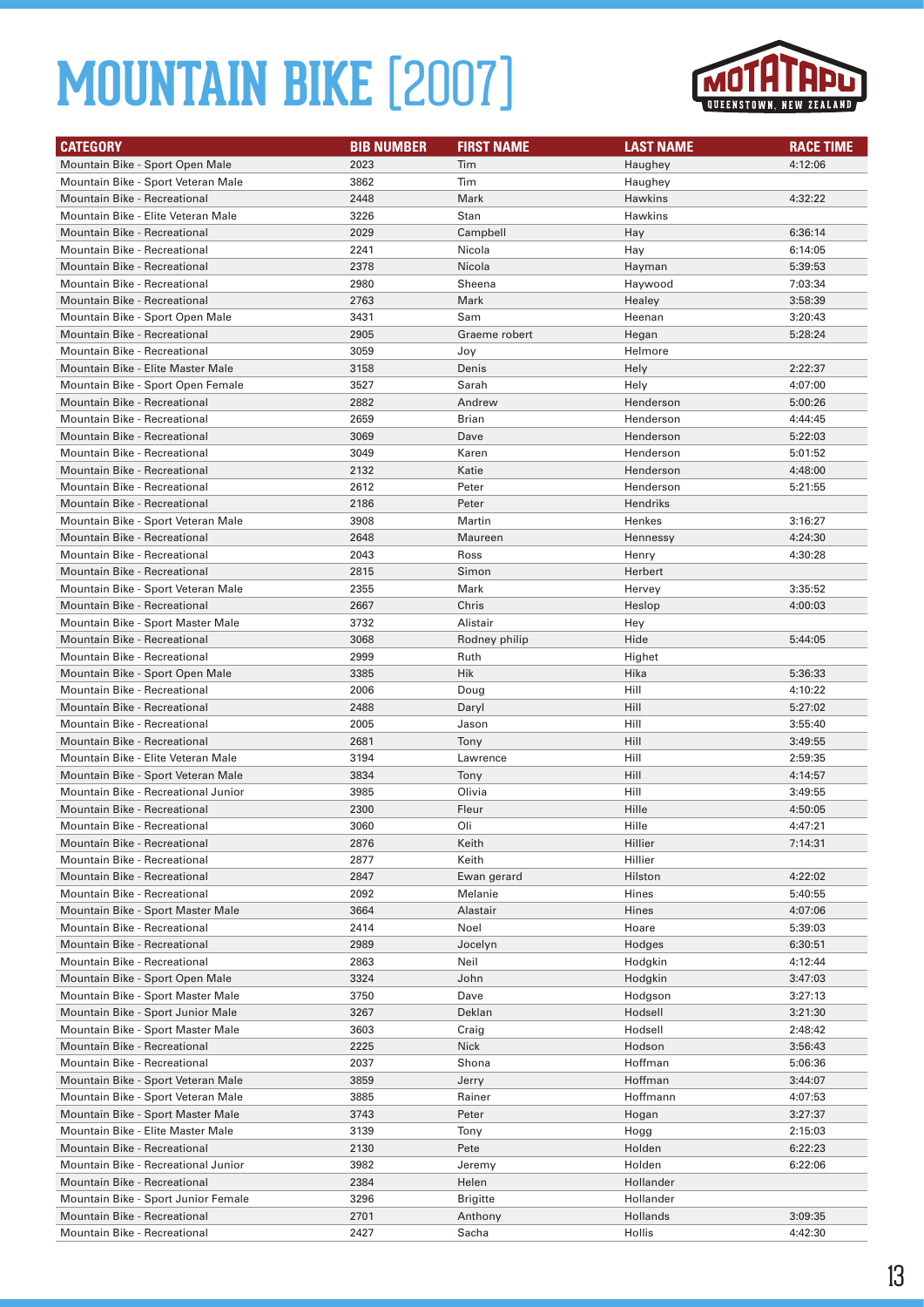# MOUNTAIN BIKE [2007]

| CATEGORY | BIB NUMBER | FIRST NAME | LAST NAME | RACE TIME |
|---|---|---|---|---|
| Mountain Bike - Sport Open Male | 2023 | Tim | Haughey | 4:12:06 |
| Mountain Bike - Sport Veteran Male | 3862 | Tim | Haughey | |
| Mountain Bike - Recreational | 2448 | Mark | Hawkins | 4:32:22 |
| Mountain Bike - Elite Veteran Male | 3226 | Stan | Hawkins | |
| Mountain Bike - Recreational | 2029 | Campbell | Hay | 6:36:14 |
| Mountain Bike - Recreational | 2241 | Nicola | Hay | 6:14:05 |
| Mountain Bike - Recreational | 2378 | Nicola | Hayman | 5:39:53 |
| Mountain Bike - Recreational | 2980 | Sheena | Haywood | 7:03:34 |
| Mountain Bike - Recreational | 2763 | Mark | Healey | 3:58:39 |
| Mountain Bike - Sport Open Male | 3431 | Sam | Heenan | 3:20:43 |
| Mountain Bike - Recreational | 2905 | Graeme robert | Hegan | 5:28:24 |
| Mountain Bike - Recreational | 3059 | Joy | Helmore | |
| Mountain Bike - Elite Master Male | 3158 | Denis | Hely | 2:22:37 |
| Mountain Bike - Sport Open Female | 3527 | Sarah | Hely | 4:07:00 |
| Mountain Bike - Recreational | 2882 | Andrew | Henderson | 5:00:26 |
| Mountain Bike - Recreational | 2659 | Brian | Henderson | 4:44:45 |
| Mountain Bike - Recreational | 3069 | Dave | Henderson | 5:22:03 |
| Mountain Bike - Recreational | 3049 | Karen | Henderson | 5:01:52 |
| Mountain Bike - Recreational | 2132 | Katie | Henderson | 4:48:00 |
| Mountain Bike - Recreational | 2612 | Peter | Henderson | 5:21:55 |
| Mountain Bike - Recreational | 2186 | Peter | Hendriks | |
| Mountain Bike - Sport Veteran Male | 3908 | Martin | Henkes | 3:16:27 |
| Mountain Bike - Recreational | 2648 | Maureen | Hennessy | 4:24:30 |
| Mountain Bike - Recreational | 2043 | Ross | Henry | 4:30:28 |
| Mountain Bike - Recreational | 2815 | Simon | Herbert | |
| Mountain Bike - Sport Veteran Male | 2355 | Mark | Hervey | 3:35:52 |
| Mountain Bike - Recreational | 2667 | Chris | Heslop | 4:00:03 |
| Mountain Bike - Sport Master Male | 3732 | Alistair | Hey | |
| Mountain Bike - Recreational | 3068 | Rodney philip | Hide | 5:44:05 |
| Mountain Bike - Recreational | 2999 | Ruth | Highet | |
| Mountain Bike - Sport Open Male | 3385 | Hik | Hika | 5:36:33 |
| Mountain Bike - Recreational | 2006 | Doug | Hill | 4:10:22 |
| Mountain Bike - Recreational | 2488 | Daryl | Hill | 5:27:02 |
| Mountain Bike - Recreational | 2005 | Jason | Hill | 3:55:40 |
| Mountain Bike - Recreational | 2681 | Tony | Hill | 3:49:55 |
| Mountain Bike - Elite Veteran Male | 3194 | Lawrence | Hill | 2:59:35 |
| Mountain Bike - Sport Veteran Male | 3834 | Tony | Hill | 4:14:57 |
| Mountain Bike - Recreational Junior | 3985 | Olivia | Hill | 3:49:55 |
| Mountain Bike - Recreational | 2300 | Fleur | Hille | 4:50:05 |
| Mountain Bike - Recreational | 3060 | Oli | Hille | 4:47:21 |
| Mountain Bike - Recreational | 2876 | Keith | Hillier | 7:14:31 |
| Mountain Bike - Recreational | 2877 | Keith | Hillier | |
| Mountain Bike - Recreational | 2847 | Ewan gerard | Hilston | 4:22:02 |
| Mountain Bike - Recreational | 2092 | Melanie | Hines | 5:40:55 |
| Mountain Bike - Sport Master Male | 3664 | Alastair | Hines | 4:07:06 |
| Mountain Bike - Recreational | 2414 | Noel | Hoare | 5:39:03 |
| Mountain Bike - Recreational | 2989 | Jocelyn | Hodges | 6:30:51 |
| Mountain Bike - Recreational | 2863 | Neil | Hodgkin | 4:12:44 |
| Mountain Bike - Sport Open Male | 3324 | John | Hodgkin | 3:47:03 |
| Mountain Bike - Sport Master Male | 3750 | Dave | Hodgson | 3:27:13 |
| Mountain Bike - Sport Junior Male | 3267 | Deklan | Hodsell | 3:21:30 |
| Mountain Bike - Sport Master Male | 3603 | Craig | Hodsell | 2:48:42 |
| Mountain Bike - Recreational | 2225 | Nick | Hodson | 3:56:43 |
| Mountain Bike - Recreational | 2037 | Shona | Hoffman | 5:06:36 |
| Mountain Bike - Sport Veteran Male | 3859 | Jerry | Hoffman | 3:44:07 |
| Mountain Bike - Sport Veteran Male | 3885 | Rainer | Hoffmann | 4:07:53 |
| Mountain Bike - Sport Master Male | 3743 | Peter | Hogan | 3:27:37 |
| Mountain Bike - Elite Master Male | 3139 | Tony | Hogg | 2:15:03 |
| Mountain Bike - Recreational | 2130 | Pete | Holden | 6:22:23 |
| Mountain Bike - Recreational Junior | 3982 | Jeremy | Holden | 6:22:06 |
| Mountain Bike - Recreational | 2384 | Helen | Hollander | |
| Mountain Bike - Sport Junior Female | 3296 | Brigitte | Hollander | |
| Mountain Bike - Recreational | 2701 | Anthony | Hollands | 3:09:35 |
| Mountain Bike - Recreational | 2427 | Sacha | Hollis | 4:42:30 |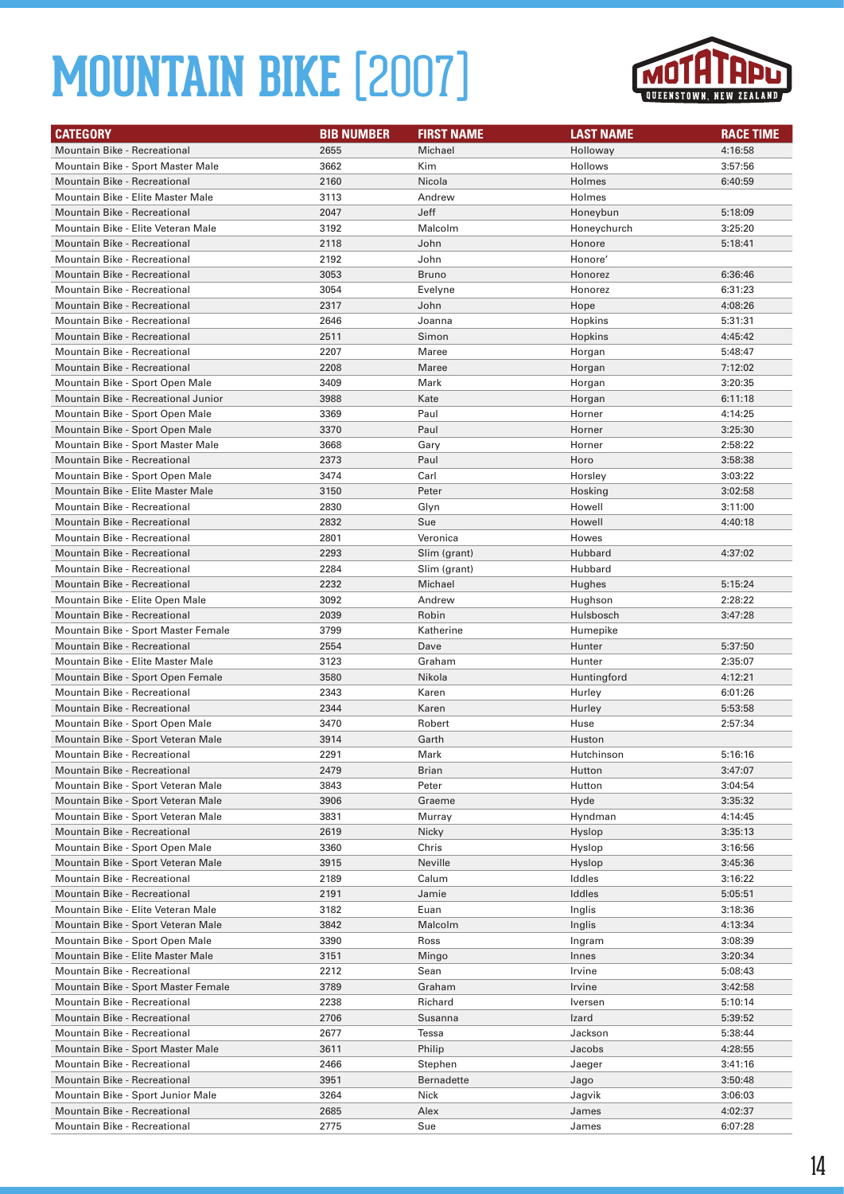# MOUNTAIN BIKE [2007]

| CATEGORY | BIB NUMBER | FIRST NAME | LAST NAME | RACE TIME |
|---|---|---|---|---|
| Mountain Bike - Recreational | 2655 | Michael | Holloway | 4:16:58 |
| Mountain Bike - Sport Master Male | 3662 | Kim | Hollows | 3:57:56 |
| Mountain Bike - Recreational | 2160 | Nicola | Holmes | 6:40:59 |
| Mountain Bike - Elite Master Male | 3113 | Andrew | Holmes | |
| Mountain Bike - Recreational | 2047 | Jeff | Honeybun | 5:18:09 |
| Mountain Bike - Elite Veteran Male | 3192 | Malcolm | Honeychurch | 3:25:20 |
| Mountain Bike - Recreational | 2118 | John | Honore | 5:18:41 |
| Mountain Bike - Recreational | 2192 | John | Honore' | |
| Mountain Bike - Recreational | 3053 | Bruno | Honorez | 6:36:46 |
| Mountain Bike - Recreational | 3054 | Evelyne | Honorez | 6:31:23 |
| Mountain Bike - Recreational | 2317 | John | Hope | 4:08:26 |
| Mountain Bike - Recreational | 2646 | Joanna | Hopkins | 5:31:31 |
| Mountain Bike - Recreational | 2511 | Simon | Hopkins | 4:45:42 |
| Mountain Bike - Recreational | 2207 | Maree | Horgan | 5:48:47 |
| Mountain Bike - Recreational | 2208 | Maree | Horgan | 7:12:02 |
| Mountain Bike - Sport Open Male | 3409 | Mark | Horgan | 3:20:35 |
| Mountain Bike - Recreational Junior | 3988 | Kate | Horgan | 6:11:18 |
| Mountain Bike - Sport Open Male | 3369 | Paul | Horner | 4:14:25 |
| Mountain Bike - Sport Open Male | 3370 | Paul | Horner | 3:25:30 |
| Mountain Bike - Sport Master Male | 3668 | Gary | Horner | 2:58:22 |
| Mountain Bike - Recreational | 2373 | Paul | Horo | 3:58:38 |
| Mountain Bike - Sport Open Male | 3474 | Carl | Horsley | 3:03:22 |
| Mountain Bike - Elite Master Male | 3150 | Peter | Hosking | 3:02:58 |
| Mountain Bike - Recreational | 2830 | Glyn | Howell | 3:11:00 |
| Mountain Bike - Recreational | 2832 | Sue | Howell | 4:40:18 |
| Mountain Bike - Recreational | 2801 | Veronica | Howes | |
| Mountain Bike - Recreational | 2293 | Slim (grant) | Hubbard | 4:37:02 |
| Mountain Bike - Recreational | 2284 | Slim (grant) | Hubbard | |
| Mountain Bike - Recreational | 2232 | Michael | Hughes | 5:15:24 |
| Mountain Bike - Elite Open Male | 3092 | Andrew | Hughson | 2:28:22 |
| Mountain Bike - Recreational | 2039 | Robin | Hulsbosch | 3:47:28 |
| Mountain Bike - Sport Master Female | 3799 | Katherine | Humepike | |
| Mountain Bike - Recreational | 2554 | Dave | Hunter | 5:37:50 |
| Mountain Bike - Elite Master Male | 3123 | Graham | Hunter | 2:35:07 |
| Mountain Bike - Sport Open Female | 3580 | Nikola | Huntingford | 4:12:21 |
| Mountain Bike - Recreational | 2343 | Karen | Hurley | 6:01:26 |
| Mountain Bike - Recreational | 2344 | Karen | Hurley | 5:53:58 |
| Mountain Bike - Sport Open Male | 3470 | Robert | Huse | 2:57:34 |
| Mountain Bike - Sport Veteran Male | 3914 | Garth | Huston | |
| Mountain Bike - Recreational | 2291 | Mark | Hutchinson | 5:16:16 |
| Mountain Bike - Recreational | 2479 | Brian | Hutton | 3:47:07 |
| Mountain Bike - Sport Veteran Male | 3843 | Peter | Hutton | 3:04:54 |
| Mountain Bike - Sport Veteran Male | 3906 | Graeme | Hyde | 3:35:32 |
| Mountain Bike - Sport Veteran Male | 3831 | Murray | Hyndman | 4:14:45 |
| Mountain Bike - Recreational | 2619 | Nicky | Hyslop | 3:35:13 |
| Mountain Bike - Sport Open Male | 3360 | Chris | Hyslop | 3:16:56 |
| Mountain Bike - Sport Veteran Male | 3915 | Neville | Hyslop | 3:45:36 |
| Mountain Bike - Recreational | 2189 | Calum | Iddles | 3:16:22 |
| Mountain Bike - Recreational | 2191 | Jamie | Iddles | 5:05:51 |
| Mountain Bike - Elite Veteran Male | 3182 | Euan | Inglis | 3:18:36 |
| Mountain Bike - Sport Veteran Male | 3842 | Malcolm | Inglis | 4:13:34 |
| Mountain Bike - Sport Open Male | 3390 | Ross | Ingram | 3:08:39 |
| Mountain Bike - Elite Master Male | 3151 | Mingo | Innes | 3:20:34 |
| Mountain Bike - Recreational | 2212 | Sean | Irvine | 5:08:43 |
| Mountain Bike - Sport Master Female | 3789 | Graham | Irvine | 3:42:58 |
| Mountain Bike - Recreational | 2238 | Richard | Iversen | 5:10:14 |
| Mountain Bike - Recreational | 2706 | Susanna | Izard | 5:39:52 |
| Mountain Bike - Recreational | 2677 | Tessa | Jackson | 5:38:44 |
| Mountain Bike - Sport Master Male | 3611 | Philip | Jacobs | 4:28:55 |
| Mountain Bike - Recreational | 2466 | Stephen | Jaeger | 3:41:16 |
| Mountain Bike - Recreational | 3951 | Bernadette | Jago | 3:50:48 |
| Mountain Bike - Sport Junior Male | 3264 | Nick | Jagvik | 3:06:03 |
| Mountain Bike - Recreational | 2685 | Alex | James | 4:02:37 |
| Mountain Bike - Recreational | 2775 | Sue | James | 6:07:28 |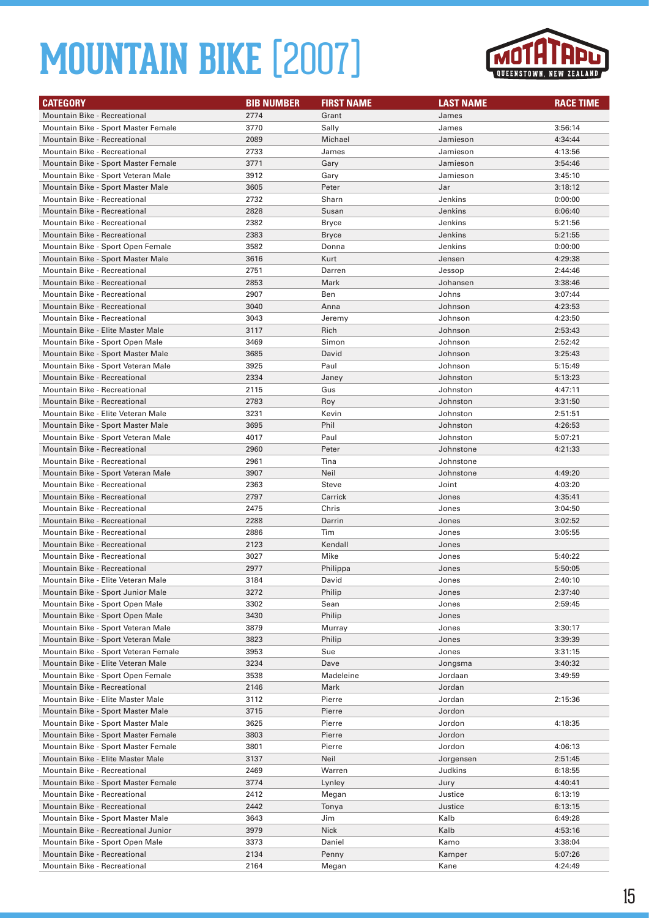# MOUNTAIN BIKE [2007]

| CATEGORY | BIB NUMBER | FIRST NAME | LAST NAME | RACE TIME |
|---|---|---|---|---|
| Mountain Bike - Recreational | 2774 | Grant | James | |
| Mountain Bike - Sport Master Female | 3770 | Sally | James | 3:56:14 |
| Mountain Bike - Recreational | 2089 | Michael | Jamieson | 4:34:44 |
| Mountain Bike - Recreational | 2733 | James | Jamieson | 4:13:56 |
| Mountain Bike - Sport Master Female | 3771 | Gary | Jamieson | 3:54:46 |
| Mountain Bike - Sport Veteran Male | 3912 | Gary | Jamieson | 3:45:10 |
| Mountain Bike - Sport Master Male | 3605 | Peter | Jar | 3:18:12 |
| Mountain Bike - Recreational | 2732 | Sharn | Jenkins | 0:00:00 |
| Mountain Bike - Recreational | 2828 | Susan | Jenkins | 6:06:40 |
| Mountain Bike - Recreational | 2382 | Bryce | Jenkins | 5:21:56 |
| Mountain Bike - Recreational | 2383 | Bryce | Jenkins | 5:21:55 |
| Mountain Bike - Sport Open Female | 3582 | Donna | Jenkins | 0:00:00 |
| Mountain Bike - Sport Master Male | 3616 | Kurt | Jensen | 4:29:38 |
| Mountain Bike - Recreational | 2751 | Darren | Jessop | 2:44:46 |
| Mountain Bike - Recreational | 2853 | Mark | Johansen | 3:38:46 |
| Mountain Bike - Recreational | 2907 | Ben | Johns | 3:07:44 |
| Mountain Bike - Recreational | 3040 | Anna | Johnson | 4:23:53 |
| Mountain Bike - Recreational | 3043 | Jeremy | Johnson | 4:23:50 |
| Mountain Bike - Elite Master Male | 3117 | Rich | Johnson | 2:53:43 |
| Mountain Bike - Sport Open Male | 3469 | Simon | Johnson | 2:52:42 |
| Mountain Bike - Sport Master Male | 3685 | David | Johnson | 3:25:43 |
| Mountain Bike - Sport Veteran Male | 3925 | Paul | Johnson | 5:15:49 |
| Mountain Bike - Recreational | 2334 | Janey | Johnston | 5:13:23 |
| Mountain Bike - Recreational | 2115 | Gus | Johnston | 4:47:11 |
| Mountain Bike - Recreational | 2783 | Roy | Johnston | 3:31:50 |
| Mountain Bike - Elite Veteran Male | 3231 | Kevin | Johnston | 2:51:51 |
| Mountain Bike - Sport Master Male | 3695 | Phil | Johnston | 4:26:53 |
| Mountain Bike - Sport Veteran Male | 4017 | Paul | Johnston | 5:07:21 |
| Mountain Bike - Recreational | 2960 | Peter | Johnstone | 4:21:33 |
| Mountain Bike - Recreational | 2961 | Tina | Johnstone | |
| Mountain Bike - Sport Veteran Male | 3907 | Neil | Johnstone | 4:49:20 |
| Mountain Bike - Recreational | 2363 | Steve | Joint | 4:03:20 |
| Mountain Bike - Recreational | 2797 | Carrick | Jones | 4:35:41 |
| Mountain Bike - Recreational | 2475 | Chris | Jones | 3:04:50 |
| Mountain Bike - Recreational | 2288 | Darrin | Jones | 3:02:52 |
| Mountain Bike - Recreational | 2886 | Tim | Jones | 3:05:55 |
| Mountain Bike - Recreational | 2123 | Kendall | Jones | |
| Mountain Bike - Recreational | 3027 | Mike | Jones | 5:40:22 |
| Mountain Bike - Recreational | 2977 | Philippa | Jones | 5:50:05 |
| Mountain Bike - Elite Veteran Male | 3184 | David | Jones | 2:40:10 |
| Mountain Bike - Sport Junior Male | 3272 | Philip | Jones | 2:37:40 |
| Mountain Bike - Sport Open Male | 3302 | Sean | Jones | 2:59:45 |
| Mountain Bike - Sport Open Male | 3430 | Philip | Jones | |
| Mountain Bike - Sport Veteran Male | 3879 | Murray | Jones | 3:30:17 |
| Mountain Bike - Sport Veteran Male | 3823 | Philip | Jones | 3:39:39 |
| Mountain Bike - Sport Veteran Female | 3953 | Sue | Jones | 3:31:15 |
| Mountain Bike - Elite Veteran Male | 3234 | Dave | Jongsma | 3:40:32 |
| Mountain Bike - Sport Open Female | 3538 | Madeleine | Jordaan | 3:49:59 |
| Mountain Bike - Recreational | 2146 | Mark | Jordan | |
| Mountain Bike - Elite Master Male | 3112 | Pierre | Jordan | 2:15:36 |
| Mountain Bike - Sport Master Male | 3715 | Pierre | Jordon | |
| Mountain Bike - Sport Master Male | 3625 | Pierre | Jordon | 4:18:35 |
| Mountain Bike - Sport Master Female | 3803 | Pierre | Jordon | |
| Mountain Bike - Sport Master Female | 3801 | Pierre | Jordon | 4:06:13 |
| Mountain Bike - Elite Master Male | 3137 | Neil | Jorgensen | 2:51:45 |
| Mountain Bike - Recreational | 2469 | Warren | Judkins | 6:18:55 |
| Mountain Bike - Sport Master Female | 3774 | Lynley | Jury | 4:40:41 |
| Mountain Bike - Recreational | 2412 | Megan | Justice | 6:13:19 |
| Mountain Bike - Recreational | 2442 | Tonya | Justice | 6:13:15 |
| Mountain Bike - Sport Master Male | 3643 | Jim | Kalb | 6:49:28 |
| Mountain Bike - Recreational Junior | 3979 | Nick | Kalb | 4:53:16 |
| Mountain Bike - Sport Open Male | 3373 | Daniel | Kamo | 3:38:04 |
| Mountain Bike - Recreational | 2134 | Penny | Kamper | 5:07:26 |
| Mountain Bike - Recreational | 2164 | Megan | Kane | 4:24:49 |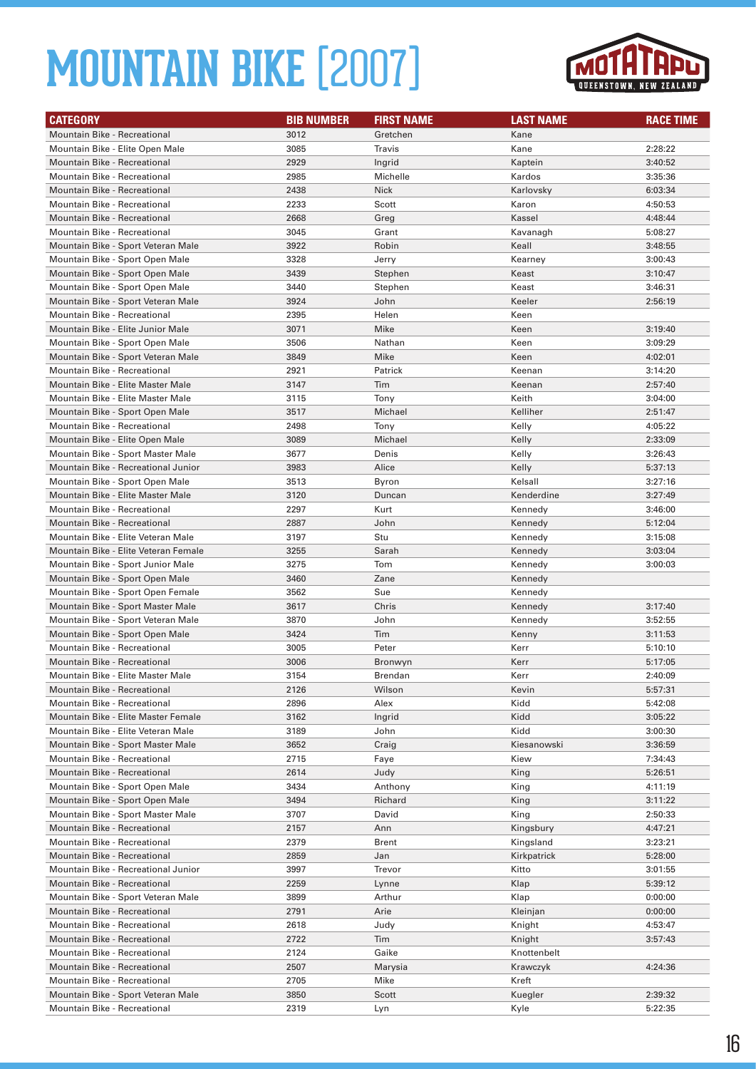# MOUNTAIN BIKE [2007]

| CATEGORY | BIB NUMBER | FIRST NAME | LAST NAME | RACE TIME |
|---|---|---|---|---|
| Mountain Bike - Recreational | 3012 | Gretchen | Kane | |
| Mountain Bike - Elite Open Male | 3085 | Travis | Kane | 2:28:22 |
| Mountain Bike - Recreational | 2929 | Ingrid | Kaptein | 3:40:52 |
| Mountain Bike - Recreational | 2985 | Michelle | Kardos | 3:35:36 |
| Mountain Bike - Recreational | 2438 | Nick | Karlovsky | 6:03:34 |
| Mountain Bike - Recreational | 2233 | Scott | Karon | 4:50:53 |
| Mountain Bike - Recreational | 2668 | Greg | Kassel | 4:48:44 |
| Mountain Bike - Recreational | 3045 | Grant | Kavanagh | 5:08:27 |
| Mountain Bike - Sport Veteran Male | 3922 | Robin | Keall | 3:48:55 |
| Mountain Bike - Sport Open Male | 3328 | Jerry | Kearney | 3:00:43 |
| Mountain Bike - Sport Open Male | 3439 | Stephen | Keast | 3:10:47 |
| Mountain Bike - Sport Open Male | 3440 | Stephen | Keast | 3:46:31 |
| Mountain Bike - Sport Veteran Male | 3924 | John | Keeler | 2:56:19 |
| Mountain Bike - Recreational | 2395 | Helen | Keen | |
| Mountain Bike - Elite Junior Male | 3071 | Mike | Keen | 3:19:40 |
| Mountain Bike - Sport Open Male | 3506 | Nathan | Keen | 3:09:29 |
| Mountain Bike - Sport Veteran Male | 3849 | Mike | Keen | 4:02:01 |
| Mountain Bike - Recreational | 2921 | Patrick | Keenan | 3:14:20 |
| Mountain Bike - Elite Master Male | 3147 | Tim | Keenan | 2:57:40 |
| Mountain Bike - Elite Master Male | 3115 | Tony | Keith | 3:04:00 |
| Mountain Bike - Sport Open Male | 3517 | Michael | Kelliher | 2:51:47 |
| Mountain Bike - Recreational | 2498 | Tony | Kelly | 4:05:22 |
| Mountain Bike - Elite Open Male | 3089 | Michael | Kelly | 2:33:09 |
| Mountain Bike - Sport Master Male | 3677 | Denis | Kelly | 3:26:43 |
| Mountain Bike - Recreational Junior | 3983 | Alice | Kelly | 5:37:13 |
| Mountain Bike - Sport Open Male | 3513 | Byron | Kelsall | 3:27:16 |
| Mountain Bike - Elite Master Male | 3120 | Duncan | Kenderdine | 3:27:49 |
| Mountain Bike - Recreational | 2297 | Kurt | Kennedy | 3:46:00 |
| Mountain Bike - Recreational | 2887 | John | Kennedy | 5:12:04 |
| Mountain Bike - Elite Veteran Male | 3197 | Stu | Kennedy | 3:15:08 |
| Mountain Bike - Elite Veteran Female | 3255 | Sarah | Kennedy | 3:03:04 |
| Mountain Bike - Sport Junior Male | 3275 | Tom | Kennedy | 3:00:03 |
| Mountain Bike - Sport Open Male | 3460 | Zane | Kennedy | |
| Mountain Bike - Sport Open Female | 3562 | Sue | Kennedy | |
| Mountain Bike - Sport Master Male | 3617 | Chris | Kennedy | 3:17:40 |
| Mountain Bike - Sport Veteran Male | 3870 | John | Kennedy | 3:52:55 |
| Mountain Bike - Sport Open Male | 3424 | Tim | Kenny | 3:11:53 |
| Mountain Bike - Recreational | 3005 | Peter | Kerr | 5:10:10 |
| Mountain Bike - Recreational | 3006 | Bronwyn | Kerr | 5:17:05 |
| Mountain Bike - Elite Master Male | 3154 | Brendan | Kerr | 2:40:09 |
| Mountain Bike - Recreational | 2126 | Wilson | Kevin | 5:57:31 |
| Mountain Bike - Recreational | 2896 | Alex | Kidd | 5:42:08 |
| Mountain Bike - Elite Master Female | 3162 | Ingrid | Kidd | 3:05:22 |
| Mountain Bike - Elite Veteran Male | 3189 | John | Kidd | 3:00:30 |
| Mountain Bike - Sport Master Male | 3652 | Craig | Kiesanowski | 3:36:59 |
| Mountain Bike - Recreational | 2715 | Faye | Kiew | 7:34:43 |
| Mountain Bike - Recreational | 2614 | Judy | King | 5:26:51 |
| Mountain Bike - Sport Open Male | 3434 | Anthony | King | 4:11:19 |
| Mountain Bike - Sport Open Male | 3494 | Richard | King | 3:11:22 |
| Mountain Bike - Sport Master Male | 3707 | David | King | 2:50:33 |
| Mountain Bike - Recreational | 2157 | Ann | Kingsbury | 4:47:21 |
| Mountain Bike - Recreational | 2379 | Brent | Kingsland | 3:23:21 |
| Mountain Bike - Recreational | 2859 | Jan | Kirkpatrick | 5:28:00 |
| Mountain Bike - Recreational Junior | 3997 | Trevor | Kitto | 3:01:55 |
| Mountain Bike - Recreational | 2259 | Lynne | Klap | 5:39:12 |
| Mountain Bike - Sport Veteran Male | 3899 | Arthur | Klap | 0:00:00 |
| Mountain Bike - Recreational | 2791 | Arie | Kleinjan | 0:00:00 |
| Mountain Bike - Recreational | 2618 | Judy | Knight | 4:53:47 |
| Mountain Bike - Recreational | 2722 | Tim | Knight | 3:57:43 |
| Mountain Bike - Recreational | 2124 | Gaike | Knottenbelt | |
| Mountain Bike - Recreational | 2507 | Marysia | Krawczyk | 4:24:36 |
| Mountain Bike - Recreational | 2705 | Mike | Kreft | |
| Mountain Bike - Sport Veteran Male | 3850 | Scott | Kuegler | 2:39:32 |
| Mountain Bike - Recreational | 2319 | Lyn | Kyle | 5:22:35 |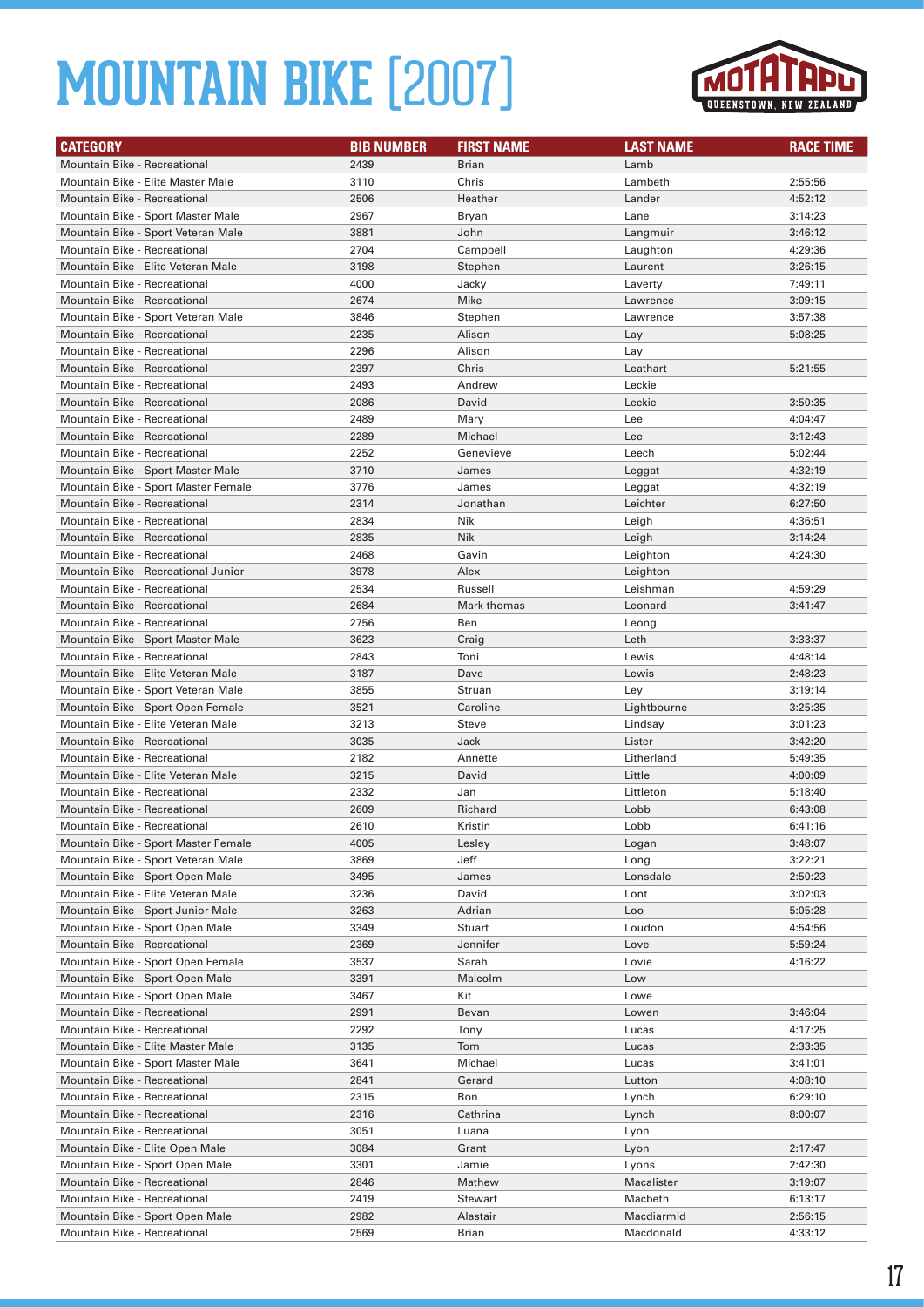# MOUNTAIN BIKE [2007]

| CATEGORY | BIB NUMBER | FIRST NAME | LAST NAME | RACE TIME |
|---|---|---|---|---|
| Mountain Bike - Recreational | 2439 | Brian | Lamb | |
| Mountain Bike - Elite Master Male | 3110 | Chris | Lambeth | 2:55:56 |
| Mountain Bike - Recreational | 2506 | Heather | Lander | 4:52:12 |
| Mountain Bike - Sport Master Male | 2967 | Bryan | Lane | 3:14:23 |
| Mountain Bike - Sport Veteran Male | 3881 | John | Langmuir | 3:46:12 |
| Mountain Bike - Recreational | 2704 | Campbell | Laughton | 4:29:36 |
| Mountain Bike - Elite Veteran Male | 3198 | Stephen | Laurent | 3:26:15 |
| Mountain Bike - Recreational | 4000 | Jacky | Laverty | 7:49:11 |
| Mountain Bike - Recreational | 2674 | Mike | Lawrence | 3:09:15 |
| Mountain Bike - Sport Veteran Male | 3846 | Stephen | Lawrence | 3:57:38 |
| Mountain Bike - Recreational | 2235 | Alison | Lay | 5:08:25 |
| Mountain Bike - Recreational | 2296 | Alison | Lay | |
| Mountain Bike - Recreational | 2397 | Chris | Leathart | 5:21:55 |
| Mountain Bike - Recreational | 2493 | Andrew | Leckie | |
| Mountain Bike - Recreational | 2086 | David | Leckie | 3:50:35 |
| Mountain Bike - Recreational | 2489 | Mary | Lee | 4:04:47 |
| Mountain Bike - Recreational | 2289 | Michael | Lee | 3:12:43 |
| Mountain Bike - Recreational | 2252 | Genevieve | Leech | 5:02:44 |
| Mountain Bike - Sport Master Male | 3710 | James | Leggat | 4:32:19 |
| Mountain Bike - Sport Master Female | 3776 | James | Leggat | 4:32:19 |
| Mountain Bike - Recreational | 2314 | Jonathan | Leichter | 6:27:50 |
| Mountain Bike - Recreational | 2834 | Nik | Leigh | 4:36:51 |
| Mountain Bike - Recreational | 2835 | Nik | Leigh | 3:14:24 |
| Mountain Bike - Recreational | 2468 | Gavin | Leighton | 4:24:30 |
| Mountain Bike - Recreational Junior | 3978 | Alex | Leighton | |
| Mountain Bike - Recreational | 2534 | Russell | Leishman | 4:59:29 |
| Mountain Bike - Recreational | 2684 | Mark thomas | Leonard | 3:41:47 |
| Mountain Bike - Recreational | 2756 | Ben | Leong | |
| Mountain Bike - Sport Master Male | 3623 | Craig | Leth | 3:33:37 |
| Mountain Bike - Recreational | 2843 | Toni | Lewis | 4:48:14 |
| Mountain Bike - Elite Veteran Male | 3187 | Dave | Lewis | 2:48:23 |
| Mountain Bike - Sport Veteran Male | 3855 | Struan | Ley | 3:19:14 |
| Mountain Bike - Sport Open Female | 3521 | Caroline | Lightbourne | 3:25:35 |
| Mountain Bike - Elite Veteran Male | 3213 | Steve | Lindsay | 3:01:23 |
| Mountain Bike - Recreational | 3035 | Jack | Lister | 3:42:20 |
| Mountain Bike - Recreational | 2182 | Annette | Litherland | 5:49:35 |
| Mountain Bike - Elite Veteran Male | 3215 | David | Little | 4:00:09 |
| Mountain Bike - Recreational | 2332 | Jan | Littleton | 5:18:40 |
| Mountain Bike - Recreational | 2609 | Richard | Lobb | 6:43:08 |
| Mountain Bike - Recreational | 2610 | Kristin | Lobb | 6:41:16 |
| Mountain Bike - Sport Master Female | 4005 | Lesley | Logan | 3:48:07 |
| Mountain Bike - Sport Veteran Male | 3869 | Jeff | Long | 3:22:21 |
| Mountain Bike - Sport Open Male | 3495 | James | Lonsdale | 2:50:23 |
| Mountain Bike - Elite Veteran Male | 3236 | David | Lont | 3:02:03 |
| Mountain Bike - Sport Junior Male | 3263 | Adrian | Loo | 5:05:28 |
| Mountain Bike - Sport Open Male | 3349 | Stuart | Loudon | 4:54:56 |
| Mountain Bike - Recreational | 2369 | Jennifer | Love | 5:59:24 |
| Mountain Bike - Sport Open Female | 3537 | Sarah | Lovie | 4:16:22 |
| Mountain Bike - Sport Open Male | 3391 | Malcolm | Low | |
| Mountain Bike - Sport Open Male | 3467 | Kit | Lowe | |
| Mountain Bike - Recreational | 2991 | Bevan | Lowen | 3:46:04 |
| Mountain Bike - Recreational | 2292 | Tony | Lucas | 4:17:25 |
| Mountain Bike - Elite Master Male | 3135 | Tom | Lucas | 2:33:35 |
| Mountain Bike - Sport Master Male | 3641 | Michael | Lucas | 3:41:01 |
| Mountain Bike - Recreational | 2841 | Gerard | Lutton | 4:08:10 |
| Mountain Bike - Recreational | 2315 | Ron | Lynch | 6:29:10 |
| Mountain Bike - Recreational | 2316 | Cathrina | Lynch | 8:00:07 |
| Mountain Bike - Recreational | 3051 | Luana | Lyon | |
| Mountain Bike - Elite Open Male | 3084 | Grant | Lyon | 2:17:47 |
| Mountain Bike - Sport Open Male | 3301 | Jamie | Lyons | 2:42:30 |
| Mountain Bike - Recreational | 2846 | Mathew | Macalister | 3:19:07 |
| Mountain Bike - Recreational | 2419 | Stewart | Macbeth | 6:13:17 |
| Mountain Bike - Sport Open Male | 2982 | Alastair | Macdiarmid | 2:56:15 |
| Mountain Bike - Recreational | 2569 | Brian | Macdonald | 4:33:12 |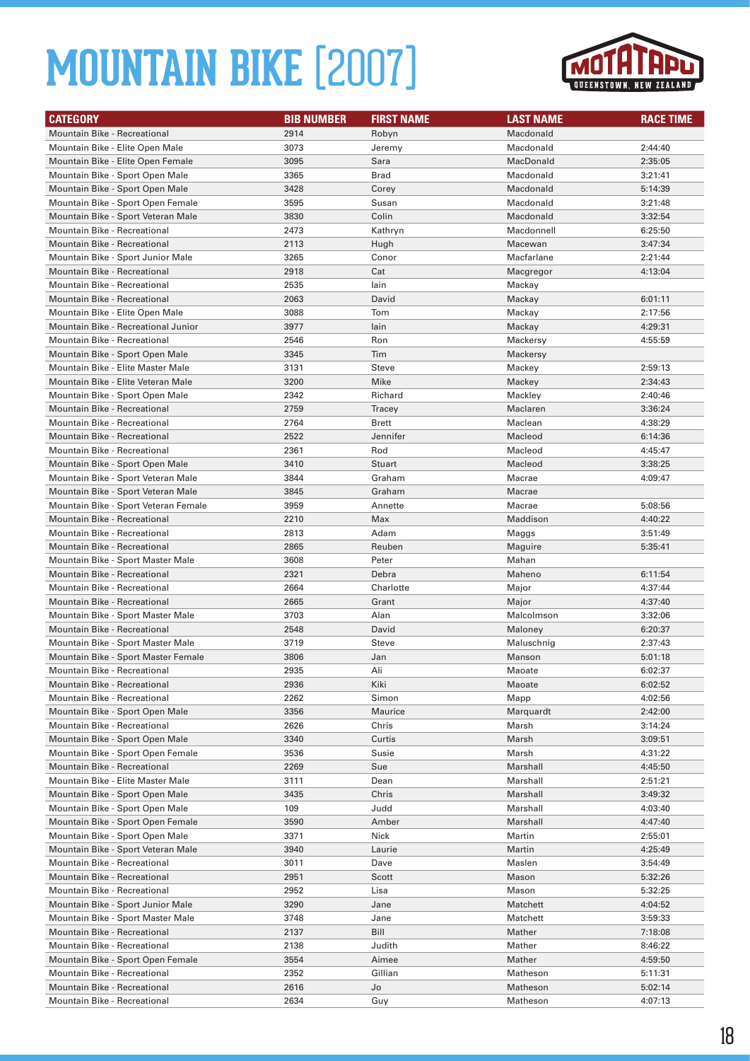# MOUNTAIN BIKE [2007]

| CATEGORY | BIB NUMBER | FIRST NAME | LAST NAME | RACE TIME |
|---|---|---|---|---|
| Mountain Bike - Recreational | 2914 | Robyn | Macdonald | |
| Mountain Bike - Elite Open Male | 3073 | Jeremy | Macdonald | 2:44:40 |
| Mountain Bike - Elite Open Female | 3095 | Sara | MacDonald | 2:35:05 |
| Mountain Bike - Sport Open Male | 3365 | Brad | Macdonald | 3:21:41 |
| Mountain Bike - Sport Open Male | 3428 | Corey | Macdonald | 5:14:39 |
| Mountain Bike - Sport Open Female | 3595 | Susan | Macdonald | 3:21:48 |
| Mountain Bike - Sport Veteran Male | 3830 | Colin | Macdonald | 3:32:54 |
| Mountain Bike - Recreational | 2473 | Kathryn | Macdonnell | 6:25:50 |
| Mountain Bike - Recreational | 2113 | Hugh | Macewan | 3:47:34 |
| Mountain Bike - Sport Junior Male | 3265 | Conor | Macfarlane | 2:21:44 |
| Mountain Bike - Recreational | 2918 | Cat | Macgregor | 4:13:04 |
| Mountain Bike - Recreational | 2535 | Iain | Mackay | |
| Mountain Bike - Recreational | 2063 | David | Mackay | 6:01:11 |
| Mountain Bike - Elite Open Male | 3088 | Tom | Mackay | 2:17:56 |
| Mountain Bike - Recreational Junior | 3977 | Iain | Mackay | 4:29:31 |
| Mountain Bike - Recreational | 2546 | Ron | Mackersy | 4:55:59 |
| Mountain Bike - Sport Open Male | 3345 | Tim | Mackersy | |
| Mountain Bike - Elite Master Male | 3131 | Steve | Mackey | 2:59:13 |
| Mountain Bike - Elite Veteran Male | 3200 | Mike | Mackey | 2:34:43 |
| Mountain Bike - Sport Open Male | 2342 | Richard | Mackley | 2:40:46 |
| Mountain Bike - Recreational | 2759 | Tracey | Maclaren | 3:36:24 |
| Mountain Bike - Recreational | 2764 | Brett | Maclean | 4:38:29 |
| Mountain Bike - Recreational | 2522 | Jennifer | Macleod | 6:14:36 |
| Mountain Bike - Recreational | 2361 | Rod | Macleod | 4:45:47 |
| Mountain Bike - Sport Open Male | 3410 | Stuart | Macleod | 3:38:25 |
| Mountain Bike - Sport Veteran Male | 3844 | Graham | Macrae | 4:09:47 |
| Mountain Bike - Sport Veteran Male | 3845 | Graham | Macrae | |
| Mountain Bike - Sport Veteran Female | 3959 | Annette | Macrae | 5:08:56 |
| Mountain Bike - Recreational | 2210 | Max | Maddison | 4:40:22 |
| Mountain Bike - Recreational | 2813 | Adam | Maggs | 3:51:49 |
| Mountain Bike - Recreational | 2865 | Reuben | Maguire | 5:35:41 |
| Mountain Bike - Sport Master Male | 3608 | Peter | Mahan | |
| Mountain Bike - Recreational | 2321 | Debra | Maheno | 6:11:54 |
| Mountain Bike - Recreational | 2664 | Charlotte | Major | 4:37:44 |
| Mountain Bike - Recreational | 2665 | Grant | Major | 4:37:40 |
| Mountain Bike - Sport Master Male | 3703 | Alan | Malcolmson | 3:32:06 |
| Mountain Bike - Recreational | 2548 | David | Maloney | 6:20:37 |
| Mountain Bike - Sport Master Male | 3719 | Steve | Maluschnig | 2:37:43 |
| Mountain Bike - Sport Master Female | 3806 | Jan | Manson | 5:01:18 |
| Mountain Bike - Recreational | 2935 | Ali | Maoate | 6:02:37 |
| Mountain Bike - Recreational | 2936 | Kiki | Maoate | 6:02:52 |
| Mountain Bike - Recreational | 2262 | Simon | Mapp | 4:02:56 |
| Mountain Bike - Sport Open Male | 3356 | Maurice | Marquardt | 2:42:00 |
| Mountain Bike - Recreational | 2626 | Chris | Marsh | 3:14:24 |
| Mountain Bike - Sport Open Male | 3340 | Curtis | Marsh | 3:09:51 |
| Mountain Bike - Sport Open Female | 3536 | Susie | Marsh | 4:31:22 |
| Mountain Bike - Recreational | 2269 | Sue | Marshall | 4:45:50 |
| Mountain Bike - Elite Master Male | 3111 | Dean | Marshall | 2:51:21 |
| Mountain Bike - Sport Open Male | 3435 | Chris | Marshall | 3:49:32 |
| Mountain Bike - Sport Open Male | 109 | Judd | Marshall | 4:03:40 |
| Mountain Bike - Sport Open Female | 3590 | Amber | Marshall | 4:47:40 |
| Mountain Bike - Sport Open Male | 3371 | Nick | Martin | 2:55:01 |
| Mountain Bike - Sport Veteran Male | 3940 | Laurie | Martin | 4:25:49 |
| Mountain Bike - Recreational | 3011 | Dave | Maslen | 3:54:49 |
| Mountain Bike - Recreational | 2951 | Scott | Mason | 5:32:26 |
| Mountain Bike - Recreational | 2952 | Lisa | Mason | 5:32:25 |
| Mountain Bike - Sport Junior Male | 3290 | Jane | Matchett | 4:04:52 |
| Mountain Bike - Sport Master Male | 3748 | Jane | Matchett | 3:59:33 |
| Mountain Bike - Recreational | 2137 | Bill | Mather | 7:18:08 |
| Mountain Bike - Recreational | 2138 | Judith | Mather | 8:46:22 |
| Mountain Bike - Sport Open Female | 3554 | Aimee | Mather | 4:59:50 |
| Mountain Bike - Recreational | 2352 | Gillian | Matheson | 5:11:31 |
| Mountain Bike - Recreational | 2616 | Jo | Matheson | 5:02:14 |
| Mountain Bike - Recreational | 2634 | Guy | Matheson | 4:07:13 |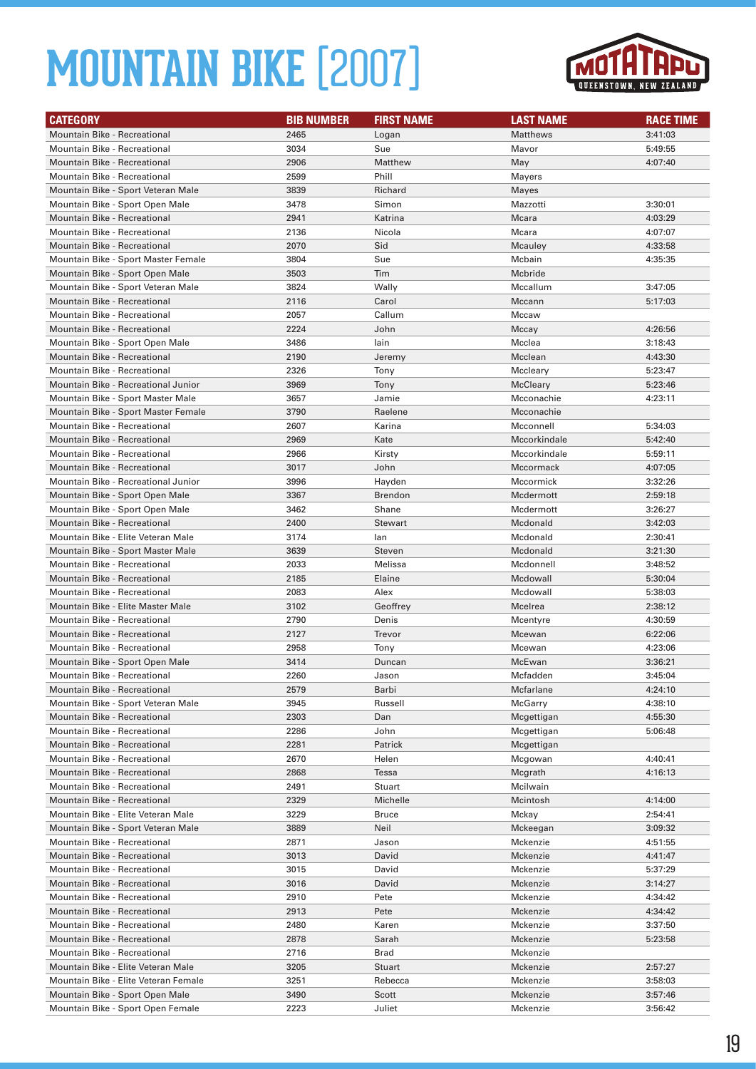# MOUNTAIN BIKE [2007]

| CATEGORY | BIB NUMBER | FIRST NAME | LAST NAME | RACE TIME |
|---|---|---|---|---|
| Mountain Bike - Recreational | 2465 | Logan | Matthews | 3:41:03 |
| Mountain Bike - Recreational | 3034 | Sue | Mavor | 5:49:55 |
| Mountain Bike - Recreational | 2906 | Matthew | May | 4:07:40 |
| Mountain Bike - Recreational | 2599 | Phill | Mayers | |
| Mountain Bike - Sport Veteran Male | 3839 | Richard | Mayes | |
| Mountain Bike - Sport Open Male | 3478 | Simon | Mazzotti | 3:30:01 |
| Mountain Bike - Recreational | 2941 | Katrina | Mcara | 4:03:29 |
| Mountain Bike - Recreational | 2136 | Nicola | Mcara | 4:07:07 |
| Mountain Bike - Recreational | 2070 | Sid | Mcauley | 4:33:58 |
| Mountain Bike - Sport Master Female | 3804 | Sue | Mcbain | 4:35:35 |
| Mountain Bike - Sport Open Male | 3503 | Tim | Mcbride | |
| Mountain Bike - Sport Veteran Male | 3824 | Wally | Mccallum | 3:47:05 |
| Mountain Bike - Recreational | 2116 | Carol | Mccann | 5:17:03 |
| Mountain Bike - Recreational | 2057 | Callum | Mccaw | |
| Mountain Bike - Recreational | 2224 | John | Mccay | 4:26:56 |
| Mountain Bike - Sport Open Male | 3486 | Iain | Mcclea | 3:18:43 |
| Mountain Bike - Recreational | 2190 | Jeremy | Mcclean | 4:43:30 |
| Mountain Bike - Recreational | 2326 | Tony | Mccleary | 5:23:47 |
| Mountain Bike - Recreational Junior | 3969 | Tony | McCleary | 5:23:46 |
| Mountain Bike - Sport Master Male | 3657 | Jamie | Mcconachie | 4:23:11 |
| Mountain Bike - Sport Master Female | 3790 | Raelene | Mcconachie | |
| Mountain Bike - Recreational | 2607 | Karina | Mcconnell | 5:34:03 |
| Mountain Bike - Recreational | 2969 | Kate | Mccorkindale | 5:42:40 |
| Mountain Bike - Recreational | 2966 | Kirsty | Mccorkindale | 5:59:11 |
| Mountain Bike - Recreational | 3017 | John | Mccormack | 4:07:05 |
| Mountain Bike - Recreational Junior | 3996 | Hayden | Mccormick | 3:32:26 |
| Mountain Bike - Sport Open Male | 3367 | Brendon | Mcdermott | 2:59:18 |
| Mountain Bike - Sport Open Male | 3462 | Shane | Mcdermott | 3:26:27 |
| Mountain Bike - Recreational | 2400 | Stewart | Mcdonald | 3:42:03 |
| Mountain Bike - Elite Veteran Male | 3174 | Ian | Mcdonald | 2:30:41 |
| Mountain Bike - Sport Master Male | 3639 | Steven | Mcdonald | 3:21:30 |
| Mountain Bike - Recreational | 2033 | Melissa | Mcdonnell | 3:48:52 |
| Mountain Bike - Recreational | 2185 | Elaine | Mcdowall | 5:30:04 |
| Mountain Bike - Recreational | 2083 | Alex | Mcdowall | 5:38:03 |
| Mountain Bike - Elite Master Male | 3102 | Geoffrey | Mcelrea | 2:38:12 |
| Mountain Bike - Recreational | 2790 | Denis | Mcentyre | 4:30:59 |
| Mountain Bike - Recreational | 2127 | Trevor | Mcewan | 6:22:06 |
| Mountain Bike - Recreational | 2958 | Tony | Mcewan | 4:23:06 |
| Mountain Bike - Sport Open Male | 3414 | Duncan | McEwan | 3:36:21 |
| Mountain Bike - Recreational | 2260 | Jason | Mcfadden | 3:45:04 |
| Mountain Bike - Recreational | 2579 | Barbi | Mcfarlane | 4:24:10 |
| Mountain Bike - Sport Veteran Male | 3945 | Russell | McGarry | 4:38:10 |
| Mountain Bike - Recreational | 2303 | Dan | Mcgettigan | 4:55:30 |
| Mountain Bike - Recreational | 2286 | John | Mcgettigan | 5:06:48 |
| Mountain Bike - Recreational | 2281 | Patrick | Mcgettigan | |
| Mountain Bike - Recreational | 2670 | Helen | Mcgowan | 4:40:41 |
| Mountain Bike - Recreational | 2868 | Tessa | Mcgrath | 4:16:13 |
| Mountain Bike - Recreational | 2491 | Stuart | Mcilwain | |
| Mountain Bike - Recreational | 2329 | Michelle | Mcintosh | 4:14:00 |
| Mountain Bike - Elite Veteran Male | 3229 | Bruce | Mckay | 2:54:41 |
| Mountain Bike - Sport Veteran Male | 3889 | Neil | Mckeegan | 3:09:32 |
| Mountain Bike - Recreational | 2871 | Jason | Mckenzie | 4:51:55 |
| Mountain Bike - Recreational | 3013 | David | Mckenzie | 4:41:47 |
| Mountain Bike - Recreational | 3015 | David | Mckenzie | 5:37:29 |
| Mountain Bike - Recreational | 3016 | David | Mckenzie | 3:14:27 |
| Mountain Bike - Recreational | 2910 | Pete | Mckenzie | 4:34:42 |
| Mountain Bike - Recreational | 2913 | Pete | Mckenzie | 4:34:42 |
| Mountain Bike - Recreational | 2480 | Karen | Mckenzie | 3:37:50 |
| Mountain Bike - Recreational | 2878 | Sarah | Mckenzie | 5:23:58 |
| Mountain Bike - Recreational | 2716 | Brad | Mckenzie | |
| Mountain Bike - Elite Veteran Male | 3205 | Stuart | Mckenzie | 2:57:27 |
| Mountain Bike - Elite Veteran Female | 3251 | Rebecca | Mckenzie | 3:58:03 |
| Mountain Bike - Sport Open Male | 3490 | Scott | Mckenzie | 3:57:46 |
| Mountain Bike - Sport Open Female | 2223 | Juliet | Mckenzie | 3:56:42 |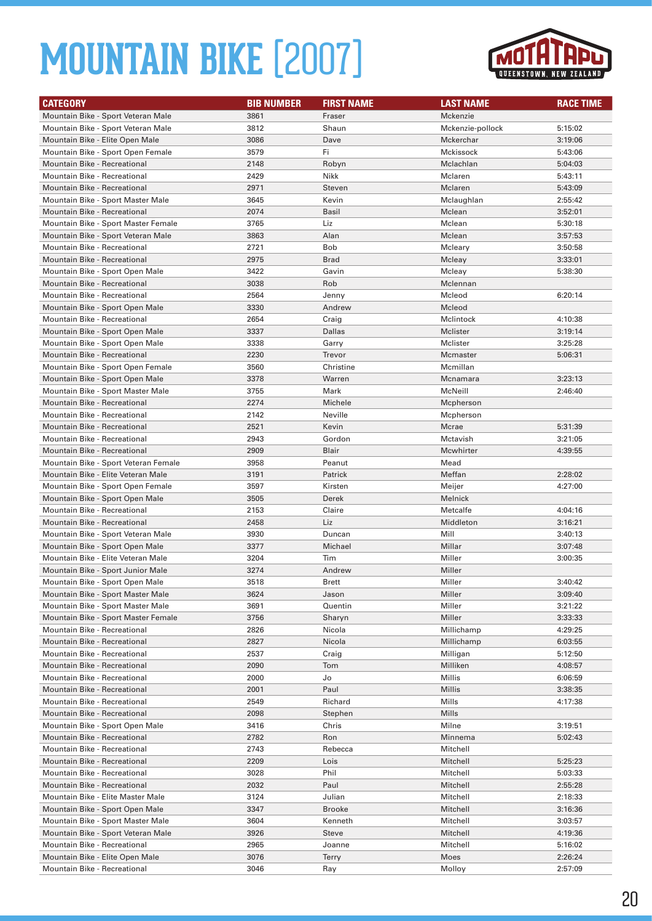# MOUNTAIN BIKE [2007]

| CATEGORY | BIB NUMBER | FIRST NAME | LAST NAME | RACE TIME |
|---|---|---|---|---|
| Mountain Bike - Sport Veteran Male | 3861 | Fraser | Mckenzie | |
| Mountain Bike - Sport Veteran Male | 3812 | Shaun | Mckenzie-pollock | 5:15:02 |
| Mountain Bike - Elite Open Male | 3086 | Dave | Mckerchar | 3:19:06 |
| Mountain Bike - Sport Open Female | 3579 | Fi | Mckissock | 5:43:06 |
| Mountain Bike - Recreational | 2148 | Robyn | Mclachlan | 5:04:03 |
| Mountain Bike - Recreational | 2429 | Nikk | Mclaren | 5:43:11 |
| Mountain Bike - Recreational | 2971 | Steven | Mclaren | 5:43:09 |
| Mountain Bike - Sport Master Male | 3645 | Kevin | Mclaughlan | 2:55:42 |
| Mountain Bike - Recreational | 2074 | Basil | Mclean | 3:52:01 |
| Mountain Bike - Sport Master Female | 3765 | Liz | Mclean | 5:30:18 |
| Mountain Bike - Sport Veteran Male | 3863 | Alan | Mclean | 3:57:53 |
| Mountain Bike - Recreational | 2721 | Bob | Mcleary | 3:50:58 |
| Mountain Bike - Recreational | 2975 | Brad | Mcleay | 3:33:01 |
| Mountain Bike - Sport Open Male | 3422 | Gavin | Mcleay | 5:38:30 |
| Mountain Bike - Recreational | 3038 | Rob | Mclennan | |
| Mountain Bike - Recreational | 2564 | Jenny | Mcleod | 6:20:14 |
| Mountain Bike - Sport Open Male | 3330 | Andrew | Mcleod | |
| Mountain Bike - Recreational | 2654 | Craig | Mclintock | 4:10:38 |
| Mountain Bike - Sport Open Male | 3337 | Dallas | Mclister | 3:19:14 |
| Mountain Bike - Sport Open Male | 3338 | Garry | Mclister | 3:25:28 |
| Mountain Bike - Recreational | 2230 | Trevor | Mcmaster | 5:06:31 |
| Mountain Bike - Sport Open Female | 3560 | Christine | Mcmillan | |
| Mountain Bike - Sport Open Male | 3378 | Warren | Mcnamara | 3:23:13 |
| Mountain Bike - Sport Master Male | 3755 | Mark | McNeill | 2:46:40 |
| Mountain Bike - Recreational | 2274 | Michele | Mcpherson | |
| Mountain Bike - Recreational | 2142 | Neville | Mcpherson | |
| Mountain Bike - Recreational | 2521 | Kevin | Mcrae | 5:31:39 |
| Mountain Bike - Recreational | 2943 | Gordon | Mctavish | 3:21:05 |
| Mountain Bike - Recreational | 2909 | Blair | Mcwhirter | 4:39:55 |
| Mountain Bike - Sport Veteran Female | 3958 | Peanut | Mead | |
| Mountain Bike - Elite Veteran Male | 3191 | Patrick | Meffan | 2:28:02 |
| Mountain Bike - Sport Open Female | 3597 | Kirsten | Meijer | 4:27:00 |
| Mountain Bike - Sport Open Male | 3505 | Derek | Melnick | |
| Mountain Bike - Recreational | 2153 | Claire | Metcalfe | 4:04:16 |
| Mountain Bike - Recreational | 2458 | Liz | Middleton | 3:16:21 |
| Mountain Bike - Sport Veteran Male | 3930 | Duncan | Mill | 3:40:13 |
| Mountain Bike - Sport Open Male | 3377 | Michael | Millar | 3:07:48 |
| Mountain Bike - Elite Veteran Male | 3204 | Tim | Miller | 3:00:35 |
| Mountain Bike - Sport Junior Male | 3274 | Andrew | Miller | |
| Mountain Bike - Sport Open Male | 3518 | Brett | Miller | 3:40:42 |
| Mountain Bike - Sport Master Male | 3624 | Jason | Miller | 3:09:40 |
| Mountain Bike - Sport Master Male | 3691 | Quentin | Miller | 3:21:22 |
| Mountain Bike - Sport Master Female | 3756 | Sharyn | Miller | 3:33:33 |
| Mountain Bike - Recreational | 2826 | Nicola | Millichamp | 4:29:25 |
| Mountain Bike - Recreational | 2827 | Nicola | Millichamp | 6:03:55 |
| Mountain Bike - Recreational | 2537 | Craig | Milligan | 5:12:50 |
| Mountain Bike - Recreational | 2090 | Tom | Milliken | 4:08:57 |
| Mountain Bike - Recreational | 2000 | Jo | Millis | 6:06:59 |
| Mountain Bike - Recreational | 2001 | Paul | Millis | 3:38:35 |
| Mountain Bike - Recreational | 2549 | Richard | Mills | 4:17:38 |
| Mountain Bike - Recreational | 2098 | Stephen | Mills | |
| Mountain Bike - Sport Open Male | 3416 | Chris | Milne | 3:19:51 |
| Mountain Bike - Recreational | 2782 | Ron | Minnema | 5:02:43 |
| Mountain Bike - Recreational | 2743 | Rebecca | Mitchell | |
| Mountain Bike - Recreational | 2209 | Lois | Mitchell | 5:25:23 |
| Mountain Bike - Recreational | 3028 | Phil | Mitchell | 5:03:33 |
| Mountain Bike - Recreational | 2032 | Paul | Mitchell | 2:55:28 |
| Mountain Bike - Elite Master Male | 3124 | Julian | Mitchell | 2:18:33 |
| Mountain Bike - Sport Open Male | 3347 | Brooke | Mitchell | 3:16:36 |
| Mountain Bike - Sport Master Male | 3604 | Kenneth | Mitchell | 3:03:57 |
| Mountain Bike - Sport Veteran Male | 3926 | Steve | Mitchell | 4:19:36 |
| Mountain Bike - Recreational | 2965 | Joanne | Mitchell | 5:16:02 |
| Mountain Bike - Elite Open Male | 3076 | Terry | Moes | 2:26:24 |
| Mountain Bike - Recreational | 3046 | Ray | Molloy | 2:57:09 |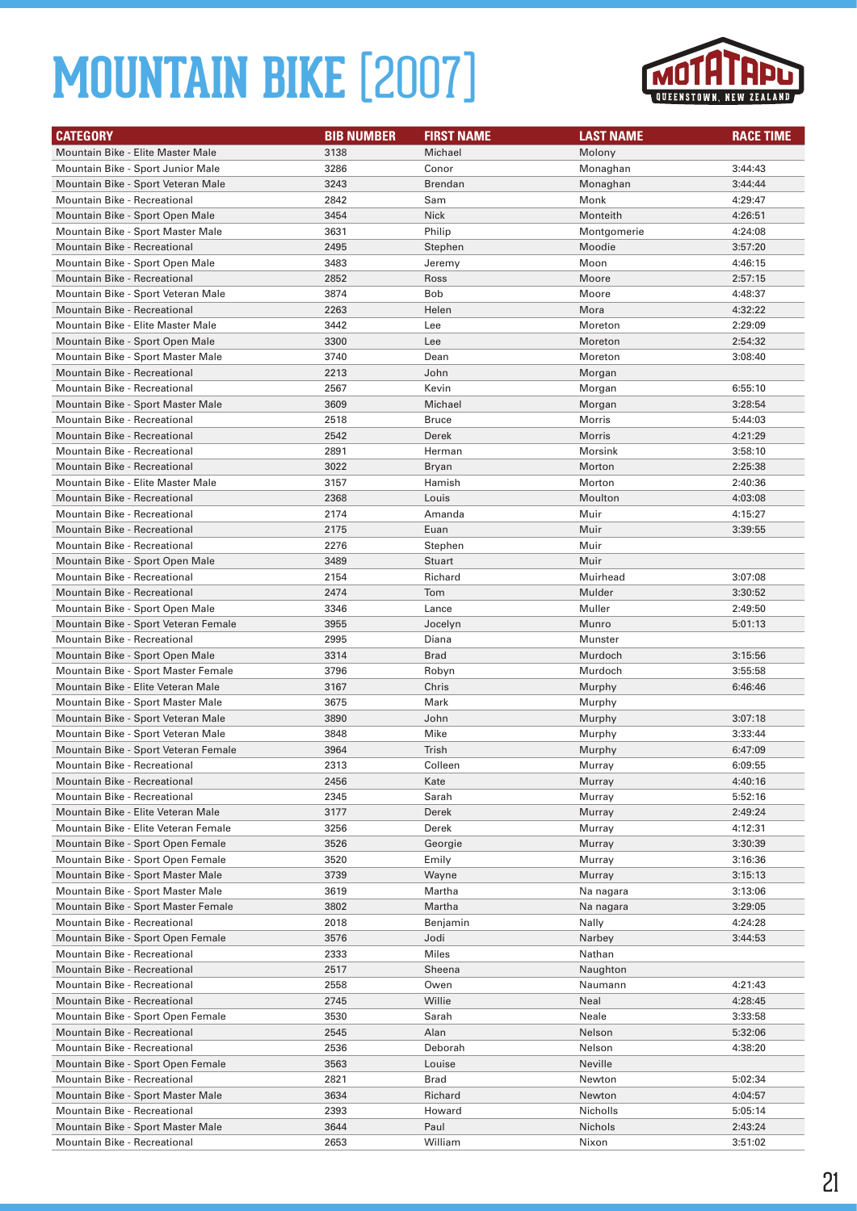# MOUNTAIN BIKE [2007]

| CATEGORY | BIB NUMBER | FIRST NAME | LAST NAME | RACE TIME |
|---|---|---|---|---|
| Mountain Bike - Elite Master Male | 3138 | Michael | Molony | |
| Mountain Bike - Sport Junior Male | 3286 | Conor | Monaghan | 3:44:43 |
| Mountain Bike - Sport Veteran Male | 3243 | Brendan | Monaghan | 3:44:44 |
| Mountain Bike - Recreational | 2842 | Sam | Monk | 4:29:47 |
| Mountain Bike - Sport Open Male | 3454 | Nick | Monteith | 4:26:51 |
| Mountain Bike - Sport Master Male | 3631 | Philip | Montgomerie | 4:24:08 |
| Mountain Bike - Recreational | 2495 | Stephen | Moodie | 3:57:20 |
| Mountain Bike - Sport Open Male | 3483 | Jeremy | Moon | 4:46:15 |
| Mountain Bike - Recreational | 2852 | Ross | Moore | 2:57:15 |
| Mountain Bike - Sport Veteran Male | 3874 | Bob | Moore | 4:48:37 |
| Mountain Bike - Recreational | 2263 | Helen | Mora | 4:32:22 |
| Mountain Bike - Elite Master Male | 3442 | Lee | Moreton | 2:29:09 |
| Mountain Bike - Sport Open Male | 3300 | Lee | Moreton | 2:54:32 |
| Mountain Bike - Sport Master Male | 3740 | Dean | Moreton | 3:08:40 |
| Mountain Bike - Recreational | 2213 | John | Morgan | |
| Mountain Bike - Recreational | 2567 | Kevin | Morgan | 6:55:10 |
| Mountain Bike - Sport Master Male | 3609 | Michael | Morgan | 3:28:54 |
| Mountain Bike - Recreational | 2518 | Bruce | Morris | 5:44:03 |
| Mountain Bike - Recreational | 2542 | Derek | Morris | 4:21:29 |
| Mountain Bike - Recreational | 2891 | Herman | Morsink | 3:58:10 |
| Mountain Bike - Recreational | 3022 | Bryan | Morton | 2:25:38 |
| Mountain Bike - Elite Master Male | 3157 | Hamish | Morton | 2:40:36 |
| Mountain Bike - Recreational | 2368 | Louis | Moulton | 4:03:08 |
| Mountain Bike - Recreational | 2174 | Amanda | Muir | 4:15:27 |
| Mountain Bike - Recreational | 2175 | Euan | Muir | 3:39:55 |
| Mountain Bike - Recreational | 2276 | Stephen | Muir | |
| Mountain Bike - Sport Open Male | 3489 | Stuart | Muir | |
| Mountain Bike - Recreational | 2154 | Richard | Muirhead | 3:07:08 |
| Mountain Bike - Recreational | 2474 | Tom | Mulder | 3:30:52 |
| Mountain Bike - Sport Open Male | 3346 | Lance | Muller | 2:49:50 |
| Mountain Bike - Sport Veteran Female | 3955 | Jocelyn | Munro | 5:01:13 |
| Mountain Bike - Recreational | 2995 | Diana | Munster | |
| Mountain Bike - Sport Open Male | 3314 | Brad | Murdoch | 3:15:56 |
| Mountain Bike - Sport Master Female | 3796 | Robyn | Murdoch | 3:55:58 |
| Mountain Bike - Elite Veteran Male | 3167 | Chris | Murphy | 6:46:46 |
| Mountain Bike - Sport Master Male | 3675 | Mark | Murphy | |
| Mountain Bike - Sport Veteran Male | 3890 | John | Murphy | 3:07:18 |
| Mountain Bike - Sport Veteran Male | 3848 | Mike | Murphy | 3:33:44 |
| Mountain Bike - Sport Veteran Female | 3964 | Trish | Murphy | 6:47:09 |
| Mountain Bike - Recreational | 2313 | Colleen | Murray | 6:09:55 |
| Mountain Bike - Recreational | 2456 | Kate | Murray | 4:40:16 |
| Mountain Bike - Recreational | 2345 | Sarah | Murray | 5:52:16 |
| Mountain Bike - Elite Veteran Male | 3177 | Derek | Murray | 2:49:24 |
| Mountain Bike - Elite Veteran Female | 3256 | Derek | Murray | 4:12:31 |
| Mountain Bike - Sport Open Female | 3526 | Georgie | Murray | 3:30:39 |
| Mountain Bike - Sport Open Female | 3520 | Emily | Murray | 3:16:36 |
| Mountain Bike - Sport Master Male | 3739 | Wayne | Murray | 3:15:13 |
| Mountain Bike - Sport Master Male | 3619 | Martha | Na nagara | 3:13:06 |
| Mountain Bike - Sport Master Female | 3802 | Martha | Na nagara | 3:29:05 |
| Mountain Bike - Recreational | 2018 | Benjamin | Nally | 4:24:28 |
| Mountain Bike - Sport Open Female | 3576 | Jodi | Narbey | 3:44:53 |
| Mountain Bike - Recreational | 2333 | Miles | Nathan | |
| Mountain Bike - Recreational | 2517 | Sheena | Naughton | |
| Mountain Bike - Recreational | 2558 | Owen | Naumann | 4:21:43 |
| Mountain Bike - Recreational | 2745 | Willie | Neal | 4:28:45 |
| Mountain Bike - Sport Open Female | 3530 | Sarah | Neale | 3:33:58 |
| Mountain Bike - Recreational | 2545 | Alan | Nelson | 5:32:06 |
| Mountain Bike - Recreational | 2536 | Deborah | Nelson | 4:38:20 |
| Mountain Bike - Sport Open Female | 3563 | Louise | Neville | |
| Mountain Bike - Recreational | 2821 | Brad | Newton | 5:02:34 |
| Mountain Bike - Sport Master Male | 3634 | Richard | Newton | 4:04:57 |
| Mountain Bike - Recreational | 2393 | Howard | Nicholls | 5:05:14 |
| Mountain Bike - Sport Master Male | 3644 | Paul | Nichols | 2:43:24 |
| Mountain Bike - Recreational | 2653 | William | Nixon | 3:51:02 |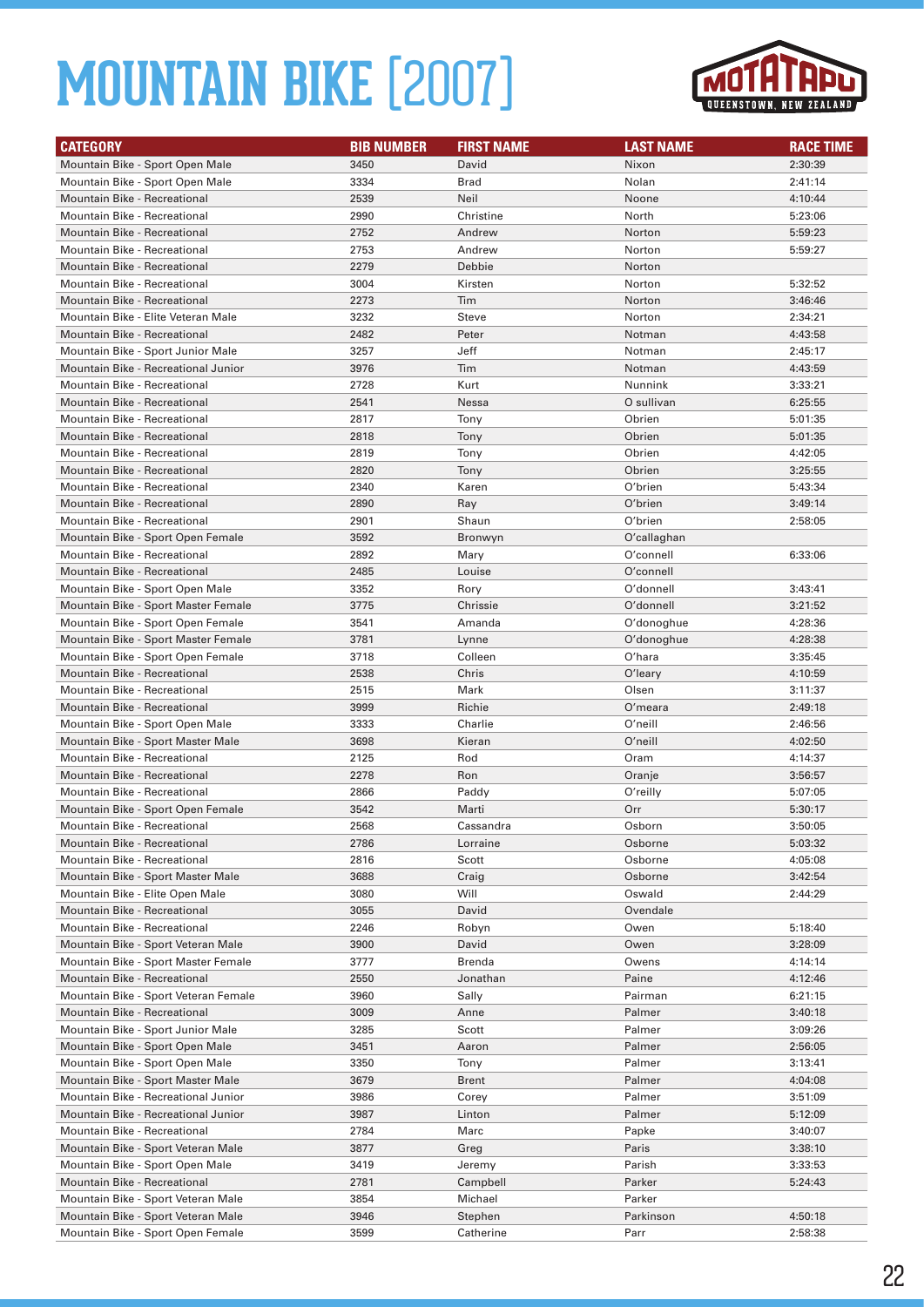# MOUNTAIN BIKE [2007]

| CATEGORY | BIB NUMBER | FIRST NAME | LAST NAME | RACE TIME |
|---|---|---|---|---|
| Mountain Bike - Sport Open Male | 3450 | David | Nixon | 2:30:39 |
| Mountain Bike - Sport Open Male | 3334 | Brad | Nolan | 2:41:14 |
| Mountain Bike - Recreational | 2539 | Neil | Noone | 4:10:44 |
| Mountain Bike - Recreational | 2990 | Christine | North | 5:23:06 |
| Mountain Bike - Recreational | 2752 | Andrew | Norton | 5:59:23 |
| Mountain Bike - Recreational | 2753 | Andrew | Norton | 5:59:27 |
| Mountain Bike - Recreational | 2279 | Debbie | Norton | |
| Mountain Bike - Recreational | 3004 | Kirsten | Norton | 5:32:52 |
| Mountain Bike - Recreational | 2273 | Tim | Norton | 3:46:46 |
| Mountain Bike - Elite Veteran Male | 3232 | Steve | Norton | 2:34:21 |
| Mountain Bike - Recreational | 2482 | Peter | Notman | 4:43:58 |
| Mountain Bike - Sport Junior Male | 3257 | Jeff | Notman | 2:45:17 |
| Mountain Bike - Recreational Junior | 3976 | Tim | Notman | 4:43:59 |
| Mountain Bike - Recreational | 2728 | Kurt | Nunnink | 3:33:21 |
| Mountain Bike - Recreational | 2541 | Nessa | O sullivan | 6:25:55 |
| Mountain Bike - Recreational | 2817 | Tony | Obrien | 5:01:35 |
| Mountain Bike - Recreational | 2818 | Tony | Obrien | 5:01:35 |
| Mountain Bike - Recreational | 2819 | Tony | Obrien | 4:42:05 |
| Mountain Bike - Recreational | 2820 | Tony | Obrien | 3:25:55 |
| Mountain Bike - Recreational | 2340 | Karen | O'brien | 5:43:34 |
| Mountain Bike - Recreational | 2890 | Ray | O'brien | 3:49:14 |
| Mountain Bike - Recreational | 2901 | Shaun | O'brien | 2:58:05 |
| Mountain Bike - Sport Open Female | 3592 | Bronwyn | O'callaghan | |
| Mountain Bike - Recreational | 2892 | Mary | O'connell | 6:33:06 |
| Mountain Bike - Recreational | 2485 | Louise | O'connell | |
| Mountain Bike - Sport Open Male | 3352 | Rory | O'donnell | 3:43:41 |
| Mountain Bike - Sport Master Female | 3775 | Chrissie | O'donnell | 3:21:52 |
| Mountain Bike - Sport Open Female | 3541 | Amanda | O'donoghue | 4:28:36 |
| Mountain Bike - Sport Master Female | 3781 | Lynne | O'donoghue | 4:28:38 |
| Mountain Bike - Sport Open Female | 3718 | Colleen | O'hara | 3:35:45 |
| Mountain Bike - Recreational | 2538 | Chris | O'leary | 4:10:59 |
| Mountain Bike - Recreational | 2515 | Mark | Olsen | 3:11:37 |
| Mountain Bike - Recreational | 3999 | Richie | O'meara | 2:49:18 |
| Mountain Bike - Sport Open Male | 3333 | Charlie | O'neill | 2:46:56 |
| Mountain Bike - Sport Master Male | 3698 | Kieran | O'neill | 4:02:50 |
| Mountain Bike - Recreational | 2125 | Rod | Oram | 4:14:37 |
| Mountain Bike - Recreational | 2278 | Ron | Oranje | 3:56:57 |
| Mountain Bike - Recreational | 2866 | Paddy | O'reilly | 5:07:05 |
| Mountain Bike - Sport Open Female | 3542 | Marti | Orr | 5:30:17 |
| Mountain Bike - Recreational | 2568 | Cassandra | Osborn | 3:50:05 |
| Mountain Bike - Recreational | 2786 | Lorraine | Osborne | 5:03:32 |
| Mountain Bike - Recreational | 2816 | Scott | Osborne | 4:05:08 |
| Mountain Bike - Sport Master Male | 3688 | Craig | Osborne | 3:42:54 |
| Mountain Bike - Elite Open Male | 3080 | Will | Oswald | 2:44:29 |
| Mountain Bike - Recreational | 3055 | David | Ovendale | |
| Mountain Bike - Recreational | 2246 | Robyn | Owen | 5:18:40 |
| Mountain Bike - Sport Veteran Male | 3900 | David | Owen | 3:28:09 |
| Mountain Bike - Sport Master Female | 3777 | Brenda | Owens | 4:14:14 |
| Mountain Bike - Recreational | 2550 | Jonathan | Paine | 4:12:46 |
| Mountain Bike - Sport Veteran Female | 3960 | Sally | Pairman | 6:21:15 |
| Mountain Bike - Recreational | 3009 | Anne | Palmer | 3:40:18 |
| Mountain Bike - Sport Junior Male | 3285 | Scott | Palmer | 3:09:26 |
| Mountain Bike - Sport Open Male | 3451 | Aaron | Palmer | 2:56:05 |
| Mountain Bike - Sport Open Male | 3350 | Tony | Palmer | 3:13:41 |
| Mountain Bike - Sport Master Male | 3679 | Brent | Palmer | 4:04:08 |
| Mountain Bike - Recreational Junior | 3986 | Corey | Palmer | 3:51:09 |
| Mountain Bike - Recreational Junior | 3987 | Linton | Palmer | 5:12:09 |
| Mountain Bike - Recreational | 2784 | Marc | Papke | 3:40:07 |
| Mountain Bike - Sport Veteran Male | 3877 | Greg | Paris | 3:38:10 |
| Mountain Bike - Sport Open Male | 3419 | Jeremy | Parish | 3:33:53 |
| Mountain Bike - Recreational | 2781 | Campbell | Parker | 5:24:43 |
| Mountain Bike - Sport Veteran Male | 3854 | Michael | Parker | |
| Mountain Bike - Sport Veteran Male | 3946 | Stephen | Parkinson | 4:50:18 |
| Mountain Bike - Sport Open Female | 3599 | Catherine | Parr | 2:58:38 |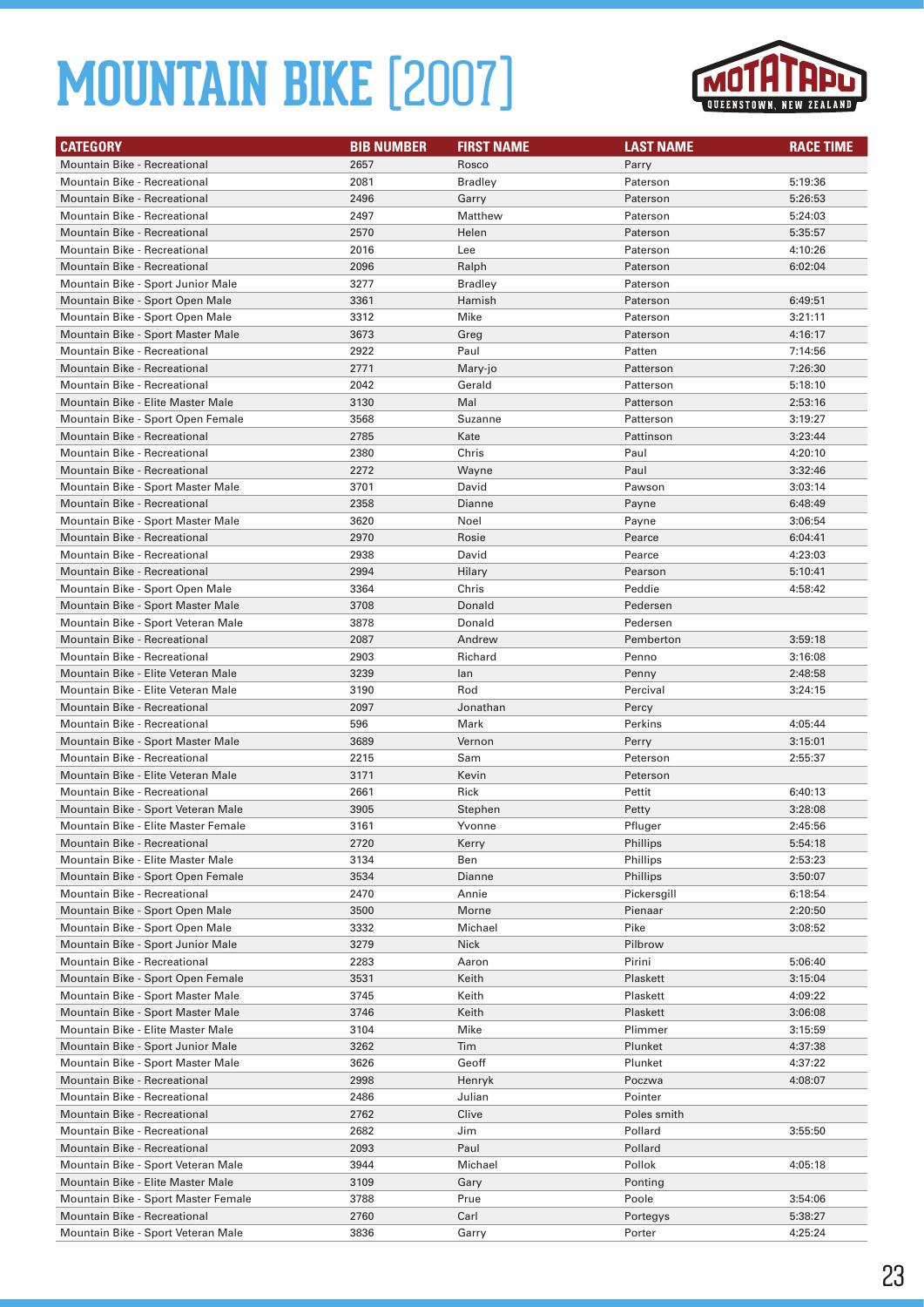# MOUNTAIN BIKE [2007]

| CATEGORY | BIB NUMBER | FIRST NAME | LAST NAME | RACE TIME |
|---|---|---|---|---|
| Mountain Bike - Recreational | 2657 | Rosco | Parry | |
| Mountain Bike - Recreational | 2081 | Bradley | Paterson | 5:19:36 |
| Mountain Bike - Recreational | 2496 | Garry | Paterson | 5:26:53 |
| Mountain Bike - Recreational | 2497 | Matthew | Paterson | 5:24:03 |
| Mountain Bike - Recreational | 2570 | Helen | Paterson | 5:35:57 |
| Mountain Bike - Recreational | 2016 | Lee | Paterson | 4:10:26 |
| Mountain Bike - Recreational | 2096 | Ralph | Paterson | 6:02:04 |
| Mountain Bike - Sport Junior Male | 3277 | Bradley | Paterson | |
| Mountain Bike - Sport Open Male | 3361 | Hamish | Paterson | 6:49:51 |
| Mountain Bike - Sport Open Male | 3312 | Mike | Paterson | 3:21:11 |
| Mountain Bike - Sport Master Male | 3673 | Greg | Paterson | 4:16:17 |
| Mountain Bike - Recreational | 2922 | Paul | Patten | 7:14:56 |
| Mountain Bike - Recreational | 2771 | Mary-jo | Patterson | 7:26:30 |
| Mountain Bike - Recreational | 2042 | Gerald | Patterson | 5:18:10 |
| Mountain Bike - Elite Master Male | 3130 | Mal | Patterson | 2:53:16 |
| Mountain Bike - Sport Open Female | 3568 | Suzanne | Patterson | 3:19:27 |
| Mountain Bike - Recreational | 2785 | Kate | Pattinson | 3:23:44 |
| Mountain Bike - Recreational | 2380 | Chris | Paul | 4:20:10 |
| Mountain Bike - Recreational | 2272 | Wayne | Paul | 3:32:46 |
| Mountain Bike - Sport Master Male | 3701 | David | Pawson | 3:03:14 |
| Mountain Bike - Recreational | 2358 | Dianne | Payne | 6:48:49 |
| Mountain Bike - Sport Master Male | 3620 | Noel | Payne | 3:06:54 |
| Mountain Bike - Recreational | 2970 | Rosie | Pearce | 6:04:41 |
| Mountain Bike - Recreational | 2938 | David | Pearce | 4:23:03 |
| Mountain Bike - Recreational | 2994 | Hilary | Pearson | 5:10:41 |
| Mountain Bike - Sport Open Male | 3364 | Chris | Peddie | 4:58:42 |
| Mountain Bike - Sport Master Male | 3708 | Donald | Pedersen | |
| Mountain Bike - Sport Veteran Male | 3878 | Donald | Pedersen | |
| Mountain Bike - Recreational | 2087 | Andrew | Pemberton | 3:59:18 |
| Mountain Bike - Recreational | 2903 | Richard | Penno | 3:16:08 |
| Mountain Bike - Elite Veteran Male | 3239 | Ian | Penny | 2:48:58 |
| Mountain Bike - Elite Veteran Male | 3190 | Rod | Percival | 3:24:15 |
| Mountain Bike - Recreational | 2097 | Jonathan | Percy | |
| Mountain Bike - Recreational | 596 | Mark | Perkins | 4:05:44 |
| Mountain Bike - Sport Master Male | 3689 | Vernon | Perry | 3:15:01 |
| Mountain Bike - Recreational | 2215 | Sam | Peterson | 2:55:37 |
| Mountain Bike - Elite Veteran Male | 3171 | Kevin | Peterson | |
| Mountain Bike - Recreational | 2661 | Rick | Pettit | 6:40:13 |
| Mountain Bike - Sport Veteran Male | 3905 | Stephen | Petty | 3:28:08 |
| Mountain Bike - Elite Master Female | 3161 | Yvonne | Pfluger | 2:45:56 |
| Mountain Bike - Recreational | 2720 | Kerry | Phillips | 5:54:18 |
| Mountain Bike - Elite Master Male | 3134 | Ben | Phillips | 2:53:23 |
| Mountain Bike - Sport Open Female | 3534 | Dianne | Phillips | 3:50:07 |
| Mountain Bike - Recreational | 2470 | Annie | Pickersgill | 6:18:54 |
| Mountain Bike - Sport Open Male | 3500 | Morne | Pienaar | 2:20:50 |
| Mountain Bike - Sport Open Male | 3332 | Michael | Pike | 3:08:52 |
| Mountain Bike - Sport Junior Male | 3279 | Nick | Pilbrow | |
| Mountain Bike - Recreational | 2283 | Aaron | Pirini | 5:06:40 |
| Mountain Bike - Sport Open Female | 3531 | Keith | Plaskett | 3:15:04 |
| Mountain Bike - Sport Master Male | 3745 | Keith | Plaskett | 4:09:22 |
| Mountain Bike - Sport Master Male | 3746 | Keith | Plaskett | 3:06:08 |
| Mountain Bike - Elite Master Male | 3104 | Mike | Plimmer | 3:15:59 |
| Mountain Bike - Sport Junior Male | 3262 | Tim | Plunket | 4:37:38 |
| Mountain Bike - Sport Master Male | 3626 | Geoff | Plunket | 4:37:22 |
| Mountain Bike - Recreational | 2998 | Henryk | Poczwa | 4:08:07 |
| Mountain Bike - Recreational | 2486 | Julian | Pointer | |
| Mountain Bike - Recreational | 2762 | Clive | Poles smith | |
| Mountain Bike - Recreational | 2682 | Jim | Pollard | 3:55:50 |
| Mountain Bike - Recreational | 2093 | Paul | Pollard | |
| Mountain Bike - Sport Veteran Male | 3944 | Michael | Pollok | 4:05:18 |
| Mountain Bike - Elite Master Male | 3109 | Gary | Ponting | |
| Mountain Bike - Sport Master Female | 3788 | Prue | Poole | 3:54:06 |
| Mountain Bike - Recreational | 2760 | Carl | Portegys | 5:38:27 |
| Mountain Bike - Sport Veteran Male | 3836 | Garry | Porter | 4:25:24 |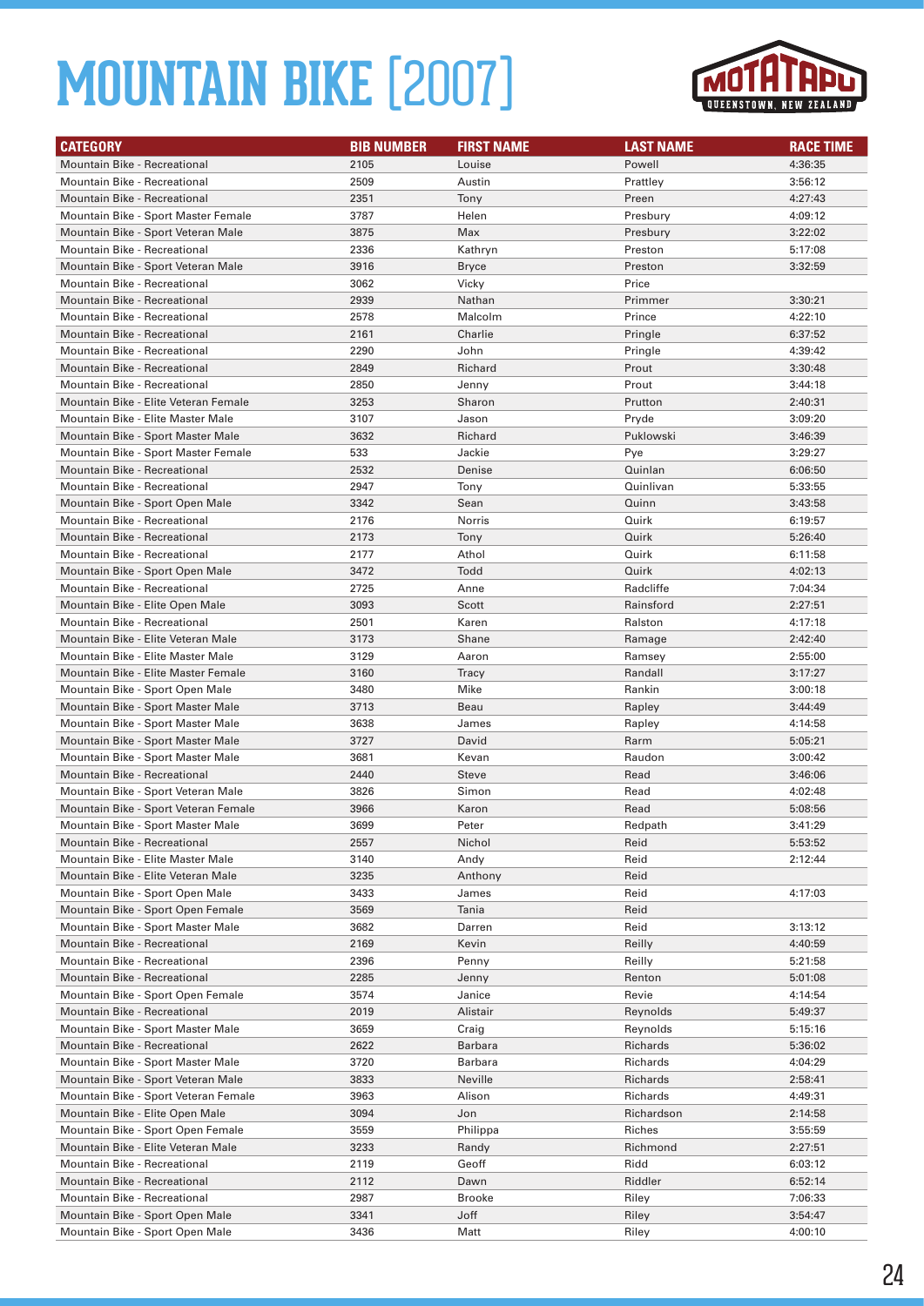# MOUNTAIN BIKE [2007]

| CATEGORY | BIB NUMBER | FIRST NAME | LAST NAME | RACE TIME |
|---|---|---|---|---|
| Mountain Bike - Recreational | 2105 | Louise | Powell | 4:36:35 |
| Mountain Bike - Recreational | 2509 | Austin | Prattley | 3:56:12 |
| Mountain Bike - Recreational | 2351 | Tony | Preen | 4:27:43 |
| Mountain Bike - Sport Master Female | 3787 | Helen | Presbury | 4:09:12 |
| Mountain Bike - Sport Veteran Male | 3875 | Max | Presbury | 3:22:02 |
| Mountain Bike - Recreational | 2336 | Kathryn | Preston | 5:17:08 |
| Mountain Bike - Sport Veteran Male | 3916 | Bryce | Preston | 3:32:59 |
| Mountain Bike - Recreational | 3062 | Vicky | Price | |
| Mountain Bike - Recreational | 2939 | Nathan | Primmer | 3:30:21 |
| Mountain Bike - Recreational | 2578 | Malcolm | Prince | 4:22:10 |
| Mountain Bike - Recreational | 2161 | Charlie | Pringle | 6:37:52 |
| Mountain Bike - Recreational | 2290 | John | Pringle | 4:39:42 |
| Mountain Bike - Recreational | 2849 | Richard | Prout | 3:30:48 |
| Mountain Bike - Recreational | 2850 | Jenny | Prout | 3:44:18 |
| Mountain Bike - Elite Veteran Female | 3253 | Sharon | Prutton | 2:40:31 |
| Mountain Bike - Elite Master Male | 3107 | Jason | Pryde | 3:09:20 |
| Mountain Bike - Sport Master Male | 3632 | Richard | Puklowski | 3:46:39 |
| Mountain Bike - Sport Master Female | 533 | Jackie | Pye | 3:29:27 |
| Mountain Bike - Recreational | 2532 | Denise | Quinlan | 6:06:50 |
| Mountain Bike - Recreational | 2947 | Tony | Quinlivan | 5:33:55 |
| Mountain Bike - Sport Open Male | 3342 | Sean | Quinn | 3:43:58 |
| Mountain Bike - Recreational | 2176 | Norris | Quirk | 6:19:57 |
| Mountain Bike - Recreational | 2173 | Tony | Quirk | 5:26:40 |
| Mountain Bike - Recreational | 2177 | Athol | Quirk | 6:11:58 |
| Mountain Bike - Sport Open Male | 3472 | Todd | Quirk | 4:02:13 |
| Mountain Bike - Recreational | 2725 | Anne | Radcliffe | 7:04:34 |
| Mountain Bike - Elite Open Male | 3093 | Scott | Rainsford | 2:27:51 |
| Mountain Bike - Recreational | 2501 | Karen | Ralston | 4:17:18 |
| Mountain Bike - Elite Veteran Male | 3173 | Shane | Ramage | 2:42:40 |
| Mountain Bike - Elite Master Male | 3129 | Aaron | Ramsey | 2:55:00 |
| Mountain Bike - Elite Master Female | 3160 | Tracy | Randall | 3:17:27 |
| Mountain Bike - Sport Open Male | 3480 | Mike | Rankin | 3:00:18 |
| Mountain Bike - Sport Master Male | 3713 | Beau | Rapley | 3:44:49 |
| Mountain Bike - Sport Master Male | 3638 | James | Rapley | 4:14:58 |
| Mountain Bike - Sport Master Male | 3727 | David | Rarm | 5:05:21 |
| Mountain Bike - Sport Master Male | 3681 | Kevan | Raudon | 3:00:42 |
| Mountain Bike - Recreational | 2440 | Steve | Read | 3:46:06 |
| Mountain Bike - Sport Veteran Male | 3826 | Simon | Read | 4:02:48 |
| Mountain Bike - Sport Veteran Female | 3966 | Karon | Read | 5:08:56 |
| Mountain Bike - Sport Master Male | 3699 | Peter | Redpath | 3:41:29 |
| Mountain Bike - Recreational | 2557 | Nichol | Reid | 5:53:52 |
| Mountain Bike - Elite Master Male | 3140 | Andy | Reid | 2:12:44 |
| Mountain Bike - Elite Veteran Male | 3235 | Anthony | Reid | |
| Mountain Bike - Sport Open Male | 3433 | James | Reid | 4:17:03 |
| Mountain Bike - Sport Open Female | 3569 | Tania | Reid | |
| Mountain Bike - Sport Master Male | 3682 | Darren | Reid | 3:13:12 |
| Mountain Bike - Recreational | 2169 | Kevin | Reilly | 4:40:59 |
| Mountain Bike - Recreational | 2396 | Penny | Reilly | 5:21:58 |
| Mountain Bike - Recreational | 2285 | Jenny | Renton | 5:01:08 |
| Mountain Bike - Sport Open Female | 3574 | Janice | Revie | 4:14:54 |
| Mountain Bike - Recreational | 2019 | Alistair | Reynolds | 5:49:37 |
| Mountain Bike - Sport Master Male | 3659 | Craig | Reynolds | 5:15:16 |
| Mountain Bike - Recreational | 2622 | Barbara | Richards | 5:36:02 |
| Mountain Bike - Sport Master Male | 3720 | Barbara | Richards | 4:04:29 |
| Mountain Bike - Sport Veteran Male | 3833 | Neville | Richards | 2:58:41 |
| Mountain Bike - Sport Veteran Female | 3963 | Alison | Richards | 4:49:31 |
| Mountain Bike - Elite Open Male | 3094 | Jon | Richardson | 2:14:58 |
| Mountain Bike - Sport Open Female | 3559 | Philippa | Riches | 3:55:59 |
| Mountain Bike - Elite Veteran Male | 3233 | Randy | Richmond | 2:27:51 |
| Mountain Bike - Recreational | 2119 | Geoff | Ridd | 6:03:12 |
| Mountain Bike - Recreational | 2112 | Dawn | Riddler | 6:52:14 |
| Mountain Bike - Recreational | 2987 | Brooke | Riley | 7:06:33 |
| Mountain Bike - Sport Open Male | 3341 | Joff | Riley | 3:54:47 |
| Mountain Bike - Sport Open Male | 3436 | Matt | Riley | 4:00:10 |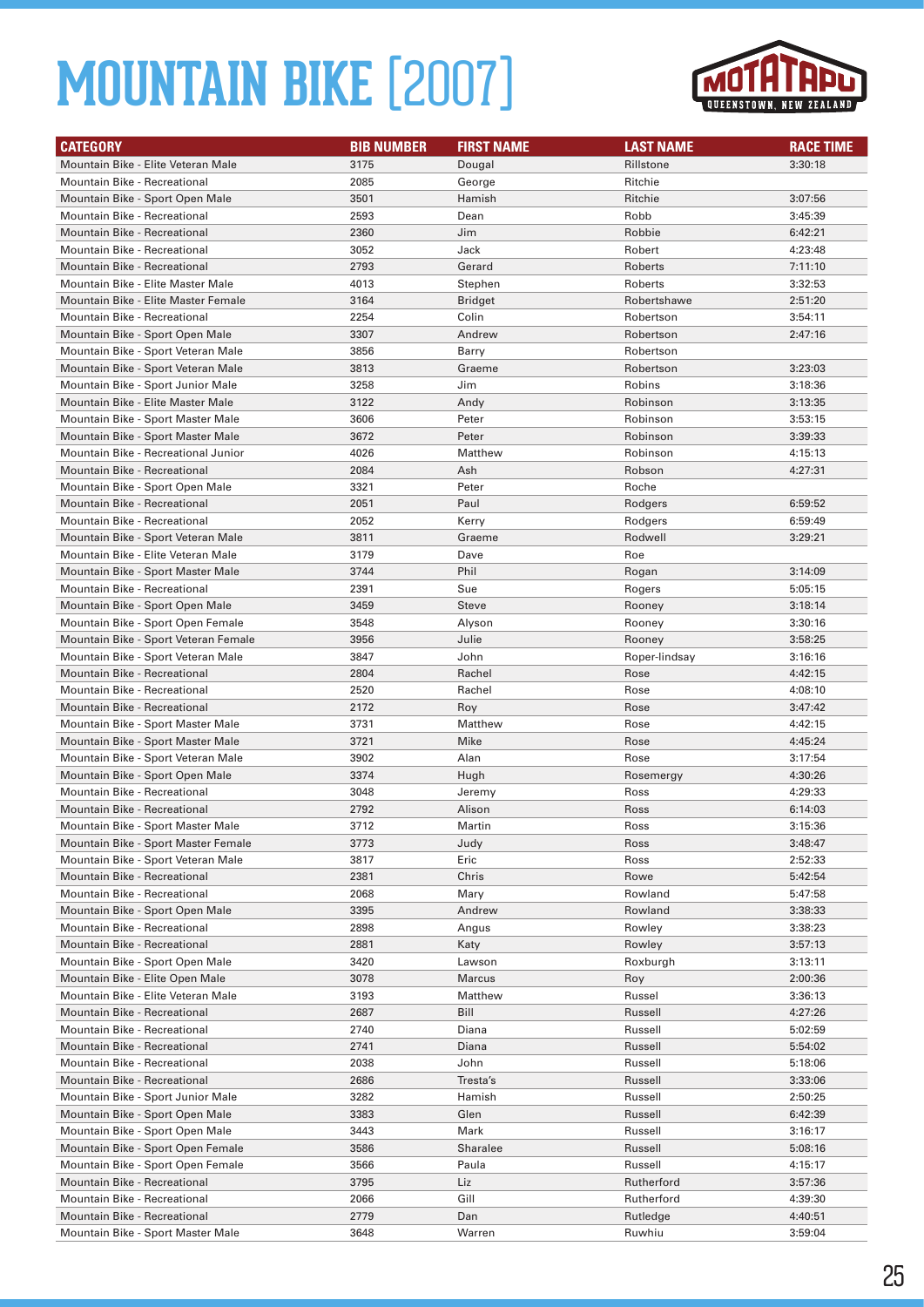# MOUNTAIN BIKE [2007]

| CATEGORY | BIB NUMBER | FIRST NAME | LAST NAME | RACE TIME |
|---|---|---|---|---|
| Mountain Bike - Elite Veteran Male | 3175 | Dougal | Rillstone | 3:30:18 |
| Mountain Bike - Recreational | 2085 | George | Ritchie | |
| Mountain Bike - Sport Open Male | 3501 | Hamish | Ritchie | 3:07:56 |
| Mountain Bike - Recreational | 2593 | Dean | Robb | 3:45:39 |
| Mountain Bike - Recreational | 2360 | Jim | Robbie | 6:42:21 |
| Mountain Bike - Recreational | 3052 | Jack | Robert | 4:23:48 |
| Mountain Bike - Recreational | 2793 | Gerard | Roberts | 7:11:10 |
| Mountain Bike - Elite Master Male | 4013 | Stephen | Roberts | 3:32:53 |
| Mountain Bike - Elite Master Female | 3164 | Bridget | Robertshawe | 2:51:20 |
| Mountain Bike - Recreational | 2254 | Colin | Robertson | 3:54:11 |
| Mountain Bike - Sport Open Male | 3307 | Andrew | Robertson | 2:47:16 |
| Mountain Bike - Sport Veteran Male | 3856 | Barry | Robertson | |
| Mountain Bike - Sport Veteran Male | 3813 | Graeme | Robertson | 3:23:03 |
| Mountain Bike - Sport Junior Male | 3258 | Jim | Robins | 3:18:36 |
| Mountain Bike - Elite Master Male | 3122 | Andy | Robinson | 3:13:35 |
| Mountain Bike - Sport Master Male | 3606 | Peter | Robinson | 3:53:15 |
| Mountain Bike - Sport Master Male | 3672 | Peter | Robinson | 3:39:33 |
| Mountain Bike - Recreational Junior | 4026 | Matthew | Robinson | 4:15:13 |
| Mountain Bike - Recreational | 2084 | Ash | Robson | 4:27:31 |
| Mountain Bike - Sport Open Male | 3321 | Peter | Roche | |
| Mountain Bike - Recreational | 2051 | Paul | Rodgers | 6:59:52 |
| Mountain Bike - Recreational | 2052 | Kerry | Rodgers | 6:59:49 |
| Mountain Bike - Sport Veteran Male | 3811 | Graeme | Rodwell | 3:29:21 |
| Mountain Bike - Elite Veteran Male | 3179 | Dave | Roe | |
| Mountain Bike - Sport Master Male | 3744 | Phil | Rogan | 3:14:09 |
| Mountain Bike - Recreational | 2391 | Sue | Rogers | 5:05:15 |
| Mountain Bike - Sport Open Male | 3459 | Steve | Rooney | 3:18:14 |
| Mountain Bike - Sport Open Female | 3548 | Alyson | Rooney | 3:30:16 |
| Mountain Bike - Sport Veteran Female | 3956 | Julie | Rooney | 3:58:25 |
| Mountain Bike - Sport Veteran Male | 3847 | John | Roper-lindsay | 3:16:16 |
| Mountain Bike - Recreational | 2804 | Rachel | Rose | 4:42:15 |
| Mountain Bike - Recreational | 2520 | Rachel | Rose | 4:08:10 |
| Mountain Bike - Recreational | 2172 | Roy | Rose | 3:47:42 |
| Mountain Bike - Sport Master Male | 3731 | Matthew | Rose | 4:42:15 |
| Mountain Bike - Sport Master Male | 3721 | Mike | Rose | 4:45:24 |
| Mountain Bike - Sport Veteran Male | 3902 | Alan | Rose | 3:17:54 |
| Mountain Bike - Sport Open Male | 3374 | Hugh | Rosemergy | 4:30:26 |
| Mountain Bike - Recreational | 3048 | Jeremy | Ross | 4:29:33 |
| Mountain Bike - Recreational | 2792 | Alison | Ross | 6:14:03 |
| Mountain Bike - Sport Master Male | 3712 | Martin | Ross | 3:15:36 |
| Mountain Bike - Sport Master Female | 3773 | Judy | Ross | 3:48:47 |
| Mountain Bike - Sport Veteran Male | 3817 | Eric | Ross | 2:52:33 |
| Mountain Bike - Recreational | 2381 | Chris | Rowe | 5:42:54 |
| Mountain Bike - Recreational | 2068 | Mary | Rowland | 5:47:58 |
| Mountain Bike - Sport Open Male | 3395 | Andrew | Rowland | 3:38:33 |
| Mountain Bike - Recreational | 2898 | Angus | Rowley | 3:38:23 |
| Mountain Bike - Recreational | 2881 | Katy | Rowley | 3:57:13 |
| Mountain Bike - Sport Open Male | 3420 | Lawson | Roxburgh | 3:13:11 |
| Mountain Bike - Elite Open Male | 3078 | Marcus | Roy | 2:00:36 |
| Mountain Bike - Elite Veteran Male | 3193 | Matthew | Russel | 3:36:13 |
| Mountain Bike - Recreational | 2687 | Bill | Russell | 4:27:26 |
| Mountain Bike - Recreational | 2740 | Diana | Russell | 5:02:59 |
| Mountain Bike - Recreational | 2741 | Diana | Russell | 5:54:02 |
| Mountain Bike - Recreational | 2038 | John | Russell | 5:18:06 |
| Mountain Bike - Recreational | 2686 | Tresta's | Russell | 3:33:06 |
| Mountain Bike - Sport Junior Male | 3282 | Hamish | Russell | 2:50:25 |
| Mountain Bike - Sport Open Male | 3383 | Glen | Russell | 6:42:39 |
| Mountain Bike - Sport Open Male | 3443 | Mark | Russell | 3:16:17 |
| Mountain Bike - Sport Open Female | 3586 | Sharalee | Russell | 5:08:16 |
| Mountain Bike - Sport Open Female | 3566 | Paula | Russell | 4:15:17 |
| Mountain Bike - Recreational | 3795 | Liz | Rutherford | 3:57:36 |
| Mountain Bike - Recreational | 2066 | Gill | Rutherford | 4:39:30 |
| Mountain Bike - Recreational | 2779 | Dan | Rutledge | 4:40:51 |
| Mountain Bike - Sport Master Male | 3648 | Warren | Ruwhiu | 3:59:04 |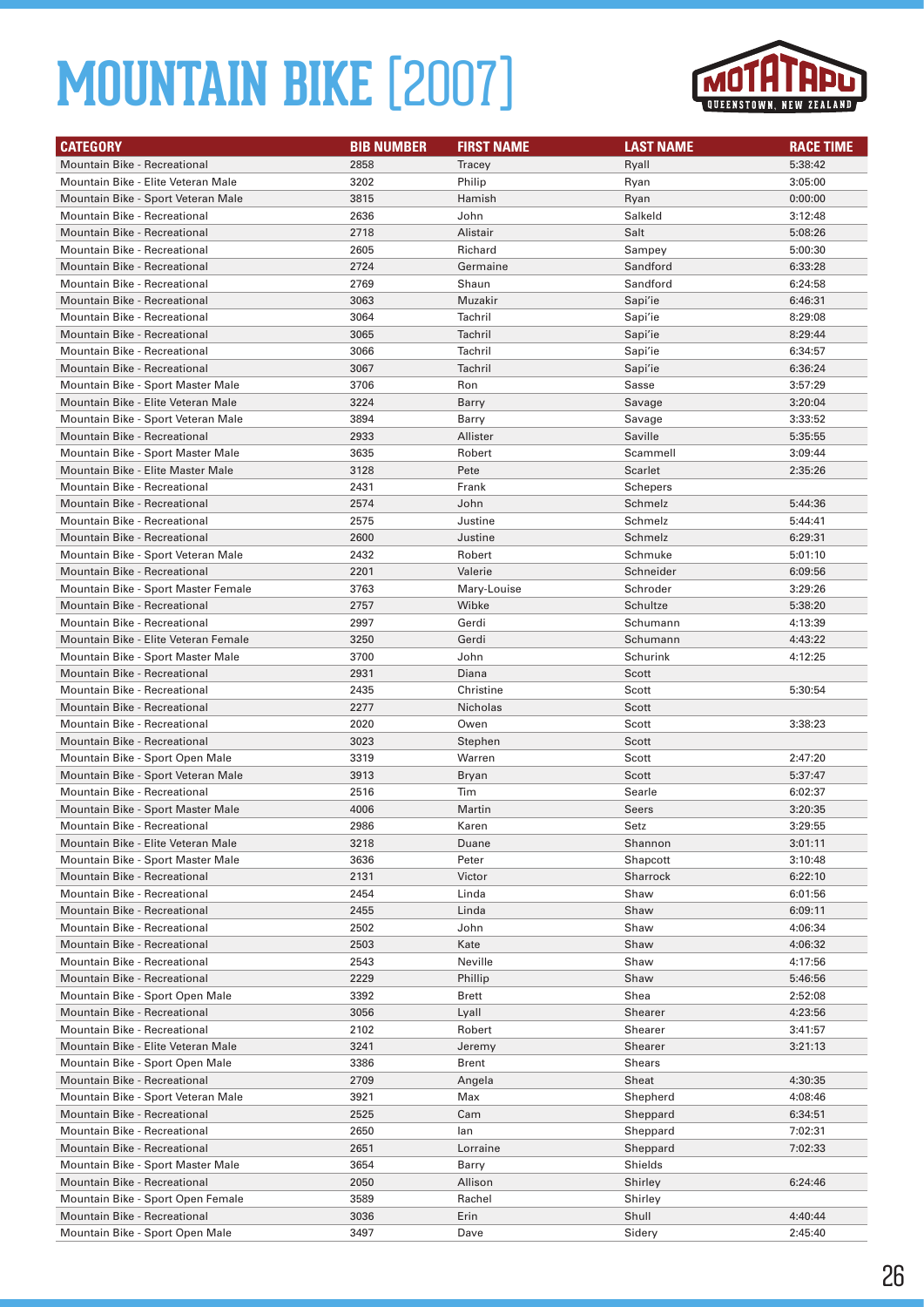# MOUNTAIN BIKE [2007]

| CATEGORY | BIB NUMBER | FIRST NAME | LAST NAME | RACE TIME |
|---|---|---|---|---|
| Mountain Bike - Recreational | 2858 | Tracey | Ryall | 5:38:42 |
| Mountain Bike - Elite Veteran Male | 3202 | Philip | Ryan | 3:05:00 |
| Mountain Bike - Sport Veteran Male | 3815 | Hamish | Ryan | 0:00:00 |
| Mountain Bike - Recreational | 2636 | John | Salkeld | 3:12:48 |
| Mountain Bike - Recreational | 2718 | Alistair | Salt | 5:08:26 |
| Mountain Bike - Recreational | 2605 | Richard | Sampey | 5:00:30 |
| Mountain Bike - Recreational | 2724 | Germaine | Sandford | 6:33:28 |
| Mountain Bike - Recreational | 2769 | Shaun | Sandford | 6:24:58 |
| Mountain Bike - Recreational | 3063 | Muzakir | Sapi'ie | 6:46:31 |
| Mountain Bike - Recreational | 3064 | Tachril | Sapi'ie | 8:29:08 |
| Mountain Bike - Recreational | 3065 | Tachril | Sapi'ie | 8:29:44 |
| Mountain Bike - Recreational | 3066 | Tachril | Sapi'ie | 6:34:57 |
| Mountain Bike - Recreational | 3067 | Tachril | Sapi'ie | 6:36:24 |
| Mountain Bike - Sport Master Male | 3706 | Ron | Sasse | 3:57:29 |
| Mountain Bike - Elite Veteran Male | 3224 | Barry | Savage | 3:20:04 |
| Mountain Bike - Sport Veteran Male | 3894 | Barry | Savage | 3:33:52 |
| Mountain Bike - Recreational | 2933 | Allister | Saville | 5:35:55 |
| Mountain Bike - Sport Master Male | 3635 | Robert | Scammell | 3:09:44 |
| Mountain Bike - Elite Master Male | 3128 | Pete | Scarlet | 2:35:26 |
| Mountain Bike - Recreational | 2431 | Frank | Schepers | |
| Mountain Bike - Recreational | 2574 | John | Schmelz | 5:44:36 |
| Mountain Bike - Recreational | 2575 | Justine | Schmelz | 5:44:41 |
| Mountain Bike - Recreational | 2600 | Justine | Schmelz | 6:29:31 |
| Mountain Bike - Sport Veteran Male | 2432 | Robert | Schmuke | 5:01:10 |
| Mountain Bike - Recreational | 2201 | Valerie | Schneider | 6:09:56 |
| Mountain Bike - Sport Master Female | 3763 | Mary-Louise | Schroder | 3:29:26 |
| Mountain Bike - Recreational | 2757 | Wibke | Schultze | 5:38:20 |
| Mountain Bike - Recreational | 2997 | Gerdi | Schumann | 4:13:39 |
| Mountain Bike - Elite Veteran Female | 3250 | Gerdi | Schumann | 4:43:22 |
| Mountain Bike - Sport Master Male | 3700 | John | Schurink | 4:12:25 |
| Mountain Bike - Recreational | 2931 | Diana | Scott | |
| Mountain Bike - Recreational | 2435 | Christine | Scott | 5:30:54 |
| Mountain Bike - Recreational | 2277 | Nicholas | Scott | |
| Mountain Bike - Recreational | 2020 | Owen | Scott | 3:38:23 |
| Mountain Bike - Recreational | 3023 | Stephen | Scott | |
| Mountain Bike - Sport Open Male | 3319 | Warren | Scott | 2:47:20 |
| Mountain Bike - Sport Veteran Male | 3913 | Bryan | Scott | 5:37:47 |
| Mountain Bike - Recreational | 2516 | Tim | Searle | 6:02:37 |
| Mountain Bike - Sport Master Male | 4006 | Martin | Seers | 3:20:35 |
| Mountain Bike - Recreational | 2986 | Karen | Setz | 3:29:55 |
| Mountain Bike - Elite Veteran Male | 3218 | Duane | Shannon | 3:01:11 |
| Mountain Bike - Sport Master Male | 3636 | Peter | Shapcott | 3:10:48 |
| Mountain Bike - Recreational | 2131 | Victor | Sharrock | 6:22:10 |
| Mountain Bike - Recreational | 2454 | Linda | Shaw | 6:01:56 |
| Mountain Bike - Recreational | 2455 | Linda | Shaw | 6:09:11 |
| Mountain Bike - Recreational | 2502 | John | Shaw | 4:06:34 |
| Mountain Bike - Recreational | 2503 | Kate | Shaw | 4:06:32 |
| Mountain Bike - Recreational | 2543 | Neville | Shaw | 4:17:56 |
| Mountain Bike - Recreational | 2229 | Phillip | Shaw | 5:46:56 |
| Mountain Bike - Sport Open Male | 3392 | Brett | Shea | 2:52:08 |
| Mountain Bike - Recreational | 3056 | Lyall | Shearer | 4:23:56 |
| Mountain Bike - Recreational | 2102 | Robert | Shearer | 3:41:57 |
| Mountain Bike - Elite Veteran Male | 3241 | Jeremy | Shearer | 3:21:13 |
| Mountain Bike - Sport Open Male | 3386 | Brent | Shears | |
| Mountain Bike - Recreational | 2709 | Angela | Sheat | 4:30:35 |
| Mountain Bike - Sport Veteran Male | 3921 | Max | Shepherd | 4:08:46 |
| Mountain Bike - Recreational | 2525 | Cam | Sheppard | 6:34:51 |
| Mountain Bike - Recreational | 2650 | Ian | Sheppard | 7:02:31 |
| Mountain Bike - Recreational | 2651 | Lorraine | Sheppard | 7:02:33 |
| Mountain Bike - Sport Master Male | 3654 | Barry | Shields | |
| Mountain Bike - Recreational | 2050 | Allison | Shirley | 6:24:46 |
| Mountain Bike - Sport Open Female | 3589 | Rachel | Shirley | |
| Mountain Bike - Recreational | 3036 | Erin | Shull | 4:40:44 |
| Mountain Bike - Sport Open Male | 3497 | Dave | Sidery | 2:45:40 |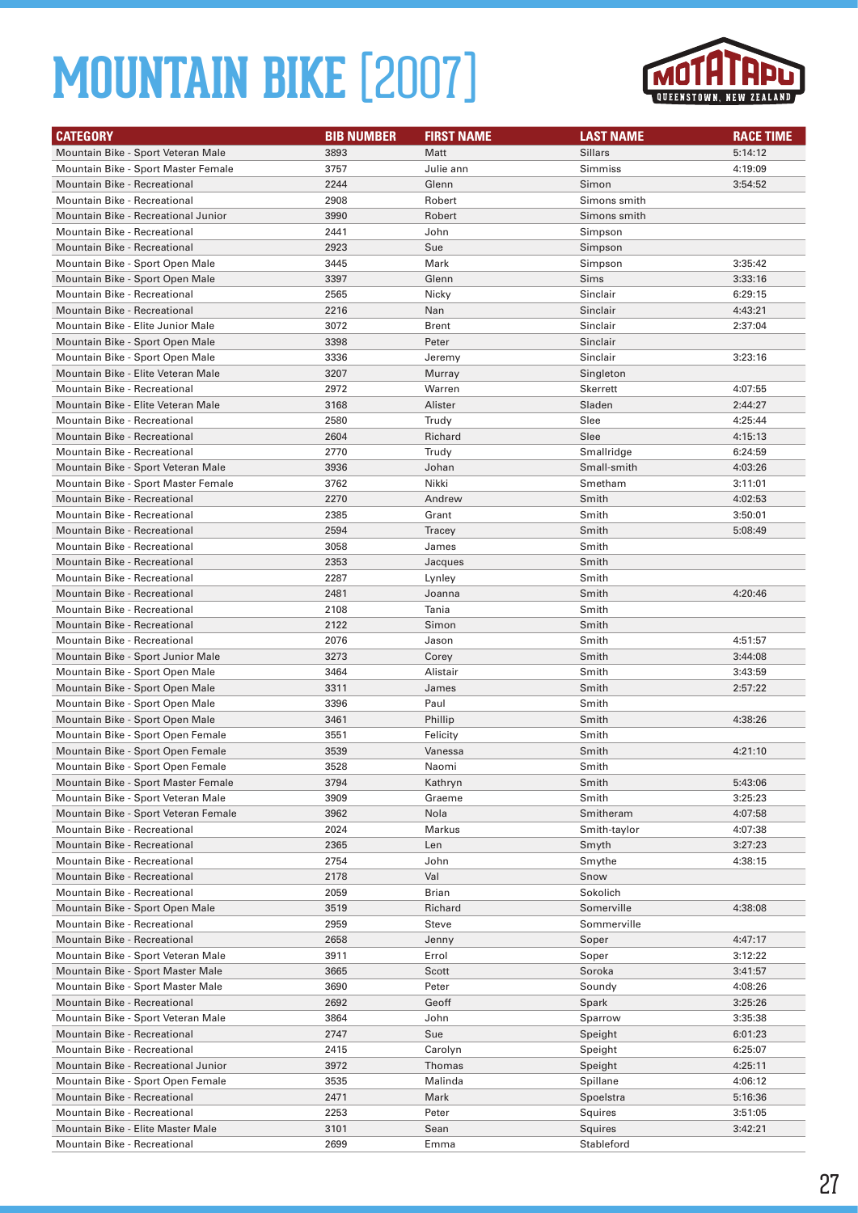# MOUNTAIN BIKE [2007]

| CATEGORY | BIB NUMBER | FIRST NAME | LAST NAME | RACE TIME |
|---|---|---|---|---|
| Mountain Bike - Sport Veteran Male | 3893 | Matt | Sillars | 5:14:12 |
| Mountain Bike - Sport Master Female | 3757 | Julie ann | Simmiss | 4:19:09 |
| Mountain Bike - Recreational | 2244 | Glenn | Simon | 3:54:52 |
| Mountain Bike - Recreational | 2908 | Robert | Simons smith | |
| Mountain Bike - Recreational Junior | 3990 | Robert | Simons smith | |
| Mountain Bike - Recreational | 2441 | John | Simpson | |
| Mountain Bike - Recreational | 2923 | Sue | Simpson | |
| Mountain Bike - Sport Open Male | 3445 | Mark | Simpson | 3:35:42 |
| Mountain Bike - Sport Open Male | 3397 | Glenn | Sims | 3:33:16 |
| Mountain Bike - Recreational | 2565 | Nicky | Sinclair | 6:29:15 |
| Mountain Bike - Recreational | 2216 | Nan | Sinclair | 4:43:21 |
| Mountain Bike - Elite Junior Male | 3072 | Brent | Sinclair | 2:37:04 |
| Mountain Bike - Sport Open Male | 3398 | Peter | Sinclair | |
| Mountain Bike - Sport Open Male | 3336 | Jeremy | Sinclair | 3:23:16 |
| Mountain Bike - Elite Veteran Male | 3207 | Murray | Singleton | |
| Mountain Bike - Recreational | 2972 | Warren | Skerrett | 4:07:55 |
| Mountain Bike - Elite Veteran Male | 3168 | Alister | Sladen | 2:44:27 |
| Mountain Bike - Recreational | 2580 | Trudy | Slee | 4:25:44 |
| Mountain Bike - Recreational | 2604 | Richard | Slee | 4:15:13 |
| Mountain Bike - Recreational | 2770 | Trudy | Smallridge | 6:24:59 |
| Mountain Bike - Sport Veteran Male | 3936 | Johan | Small-smith | 4:03:26 |
| Mountain Bike - Sport Master Female | 3762 | Nikki | Smetham | 3:11:01 |
| Mountain Bike - Recreational | 2270 | Andrew | Smith | 4:02:53 |
| Mountain Bike - Recreational | 2385 | Grant | Smith | 3:50:01 |
| Mountain Bike - Recreational | 2594 | Tracey | Smith | 5:08:49 |
| Mountain Bike - Recreational | 3058 | James | Smith | |
| Mountain Bike - Recreational | 2353 | Jacques | Smith | |
| Mountain Bike - Recreational | 2287 | Lynley | Smith | |
| Mountain Bike - Recreational | 2481 | Joanna | Smith | 4:20:46 |
| Mountain Bike - Recreational | 2108 | Tania | Smith | |
| Mountain Bike - Recreational | 2122 | Simon | Smith | |
| Mountain Bike - Recreational | 2076 | Jason | Smith | 4:51:57 |
| Mountain Bike - Sport Junior Male | 3273 | Corey | Smith | 3:44:08 |
| Mountain Bike - Sport Open Male | 3464 | Alistair | Smith | 3:43:59 |
| Mountain Bike - Sport Open Male | 3311 | James | Smith | 2:57:22 |
| Mountain Bike - Sport Open Male | 3396 | Paul | Smith | |
| Mountain Bike - Sport Open Male | 3461 | Phillip | Smith | 4:38:26 |
| Mountain Bike - Sport Open Female | 3551 | Felicity | Smith | |
| Mountain Bike - Sport Open Female | 3539 | Vanessa | Smith | 4:21:10 |
| Mountain Bike - Sport Open Female | 3528 | Naomi | Smith | |
| Mountain Bike - Sport Master Female | 3794 | Kathryn | Smith | 5:43:06 |
| Mountain Bike - Sport Veteran Male | 3909 | Graeme | Smith | 3:25:23 |
| Mountain Bike - Sport Veteran Female | 3962 | Nola | Smitheram | 4:07:58 |
| Mountain Bike - Recreational | 2024 | Markus | Smith-taylor | 4:07:38 |
| Mountain Bike - Recreational | 2365 | Len | Smyth | 3:27:23 |
| Mountain Bike - Recreational | 2754 | John | Smythe | 4:38:15 |
| Mountain Bike - Recreational | 2178 | Val | Snow | |
| Mountain Bike - Recreational | 2059 | Brian | Sokolich | |
| Mountain Bike - Sport Open Male | 3519 | Richard | Somerville | 4:38:08 |
| Mountain Bike - Recreational | 2959 | Steve | Sommerville | |
| Mountain Bike - Recreational | 2658 | Jenny | Soper | 4:47:17 |
| Mountain Bike - Sport Veteran Male | 3911 | Errol | Soper | 3:12:22 |
| Mountain Bike - Sport Master Male | 3665 | Scott | Soroka | 3:41:57 |
| Mountain Bike - Sport Master Male | 3690 | Peter | Soundy | 4:08:26 |
| Mountain Bike - Recreational | 2692 | Geoff | Spark | 3:25:26 |
| Mountain Bike - Sport Veteran Male | 3864 | John | Sparrow | 3:35:38 |
| Mountain Bike - Recreational | 2747 | Sue | Speight | 6:01:23 |
| Mountain Bike - Recreational | 2415 | Carolyn | Speight | 6:25:07 |
| Mountain Bike - Recreational Junior | 3972 | Thomas | Speight | 4:25:11 |
| Mountain Bike - Sport Open Female | 3535 | Malinda | Spillane | 4:06:12 |
| Mountain Bike - Recreational | 2471 | Mark | Spoelstra | 5:16:36 |
| Mountain Bike - Recreational | 2253 | Peter | Squires | 3:51:05 |
| Mountain Bike - Elite Master Male | 3101 | Sean | Squires | 3:42:21 |
| Mountain Bike - Recreational | 2699 | Emma | Stableford | |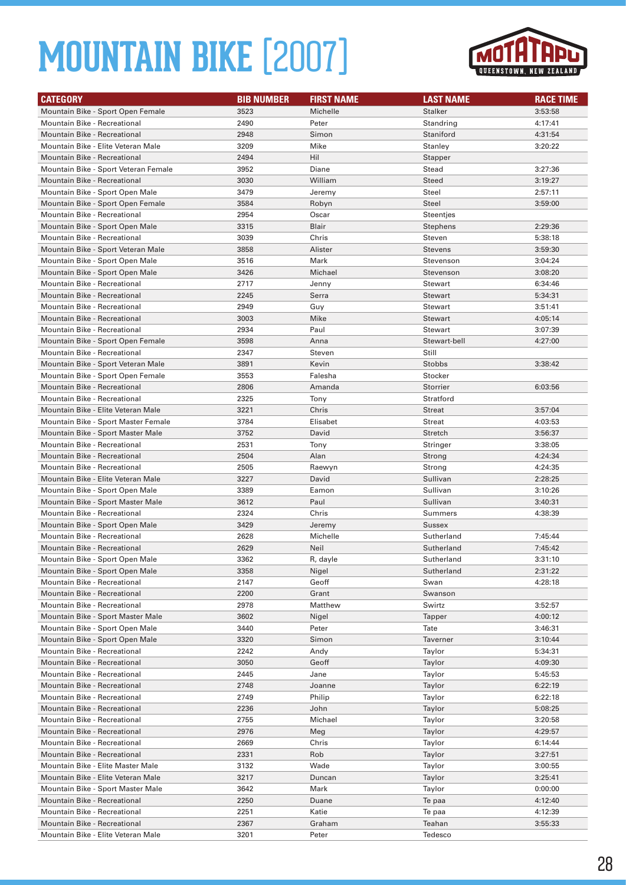# MOUNTAIN BIKE [2007]

| CATEGORY | BIB NUMBER | FIRST NAME | LAST NAME | RACE TIME |
|---|---|---|---|---|
| Mountain Bike - Sport Open Female | 3523 | Michelle | Stalker | 3:53:58 |
| Mountain Bike - Recreational | 2490 | Peter | Standring | 4:17:41 |
| Mountain Bike - Recreational | 2948 | Simon | Staniford | 4:31:54 |
| Mountain Bike - Elite Veteran Male | 3209 | Mike | Stanley | 3:20:22 |
| Mountain Bike - Recreational | 2494 | Hil | Stapper | |
| Mountain Bike - Sport Veteran Female | 3952 | Diane | Stead | 3:27:36 |
| Mountain Bike - Recreational | 3030 | William | Steed | 3:19:27 |
| Mountain Bike - Sport Open Male | 3479 | Jeremy | Steel | 2:57:11 |
| Mountain Bike - Sport Open Female | 3584 | Robyn | Steel | 3:59:00 |
| Mountain Bike - Recreational | 2954 | Oscar | Steentjes | |
| Mountain Bike - Sport Open Male | 3315 | Blair | Stephens | 2:29:36 |
| Mountain Bike - Recreational | 3039 | Chris | Steven | 5:38:18 |
| Mountain Bike - Sport Veteran Male | 3858 | Alister | Stevens | 3:59:30 |
| Mountain Bike - Sport Open Male | 3516 | Mark | Stevenson | 3:04:24 |
| Mountain Bike - Sport Open Male | 3426 | Michael | Stevenson | 3:08:20 |
| Mountain Bike - Recreational | 2717 | Jenny | Stewart | 6:34:46 |
| Mountain Bike - Recreational | 2245 | Serra | Stewart | 5:34:31 |
| Mountain Bike - Recreational | 2949 | Guy | Stewart | 3:51:41 |
| Mountain Bike - Recreational | 3003 | Mike | Stewart | 4:05:14 |
| Mountain Bike - Recreational | 2934 | Paul | Stewart | 3:07:39 |
| Mountain Bike - Sport Open Female | 3598 | Anna | Stewart-bell | 4:27:00 |
| Mountain Bike - Recreational | 2347 | Steven | Still | |
| Mountain Bike - Sport Veteran Male | 3891 | Kevin | Stobbs | 3:38:42 |
| Mountain Bike - Sport Open Female | 3553 | Falesha | Stocker | |
| Mountain Bike - Recreational | 2806 | Amanda | Storrier | 6:03:56 |
| Mountain Bike - Recreational | 2325 | Tony | Stratford | |
| Mountain Bike - Elite Veteran Male | 3221 | Chris | Streat | 3:57:04 |
| Mountain Bike - Sport Master Female | 3784 | Elisabet | Streat | 4:03:53 |
| Mountain Bike - Sport Master Male | 3752 | David | Stretch | 3:56:37 |
| Mountain Bike - Recreational | 2531 | Tony | Stringer | 3:38:05 |
| Mountain Bike - Recreational | 2504 | Alan | Strong | 4:24:34 |
| Mountain Bike - Recreational | 2505 | Raewyn | Strong | 4:24:35 |
| Mountain Bike - Elite Veteran Male | 3227 | David | Sullivan | 2:28:25 |
| Mountain Bike - Sport Open Male | 3389 | Eamon | Sullivan | 3:10:26 |
| Mountain Bike - Sport Master Male | 3612 | Paul | Sullivan | 3:40:31 |
| Mountain Bike - Recreational | 2324 | Chris | Summers | 4:38:39 |
| Mountain Bike - Sport Open Male | 3429 | Jeremy | Sussex | |
| Mountain Bike - Recreational | 2628 | Michelle | Sutherland | 7:45:44 |
| Mountain Bike - Recreational | 2629 | Neil | Sutherland | 7:45:42 |
| Mountain Bike - Sport Open Male | 3362 | R, dayle | Sutherland | 3:31:10 |
| Mountain Bike - Sport Open Male | 3358 | Nigel | Sutherland | 2:31:22 |
| Mountain Bike - Recreational | 2147 | Geoff | Swan | 4:28:18 |
| Mountain Bike - Recreational | 2200 | Grant | Swanson | |
| Mountain Bike - Recreational | 2978 | Matthew | Swirtz | 3:52:57 |
| Mountain Bike - Sport Master Male | 3602 | Nigel | Tapper | 4:00:12 |
| Mountain Bike - Sport Open Male | 3440 | Peter | Tate | 3:46:31 |
| Mountain Bike - Sport Open Male | 3320 | Simon | Taverner | 3:10:44 |
| Mountain Bike - Recreational | 2242 | Andy | Taylor | 5:34:31 |
| Mountain Bike - Recreational | 3050 | Geoff | Taylor | 4:09:30 |
| Mountain Bike - Recreational | 2445 | Jane | Taylor | 5:45:53 |
| Mountain Bike - Recreational | 2748 | Joanne | Taylor | 6:22:19 |
| Mountain Bike - Recreational | 2749 | Philip | Taylor | 6:22:18 |
| Mountain Bike - Recreational | 2236 | John | Taylor | 5:08:25 |
| Mountain Bike - Recreational | 2755 | Michael | Taylor | 3:20:58 |
| Mountain Bike - Recreational | 2976 | Meg | Taylor | 4:29:57 |
| Mountain Bike - Recreational | 2669 | Chris | Taylor | 6:14:44 |
| Mountain Bike - Recreational | 2331 | Rob | Taylor | 3:27:51 |
| Mountain Bike - Elite Master Male | 3132 | Wade | Taylor | 3:00:55 |
| Mountain Bike - Elite Veteran Male | 3217 | Duncan | Taylor | 3:25:41 |
| Mountain Bike - Sport Master Male | 3642 | Mark | Taylor | 0:00:00 |
| Mountain Bike - Recreational | 2250 | Duane | Te paa | 4:12:40 |
| Mountain Bike - Recreational | 2251 | Katie | Te paa | 4:12:39 |
| Mountain Bike - Recreational | 2367 | Graham | Teahan | 3:55:33 |
| Mountain Bike - Elite Veteran Male | 3201 | Peter | Tedesco | |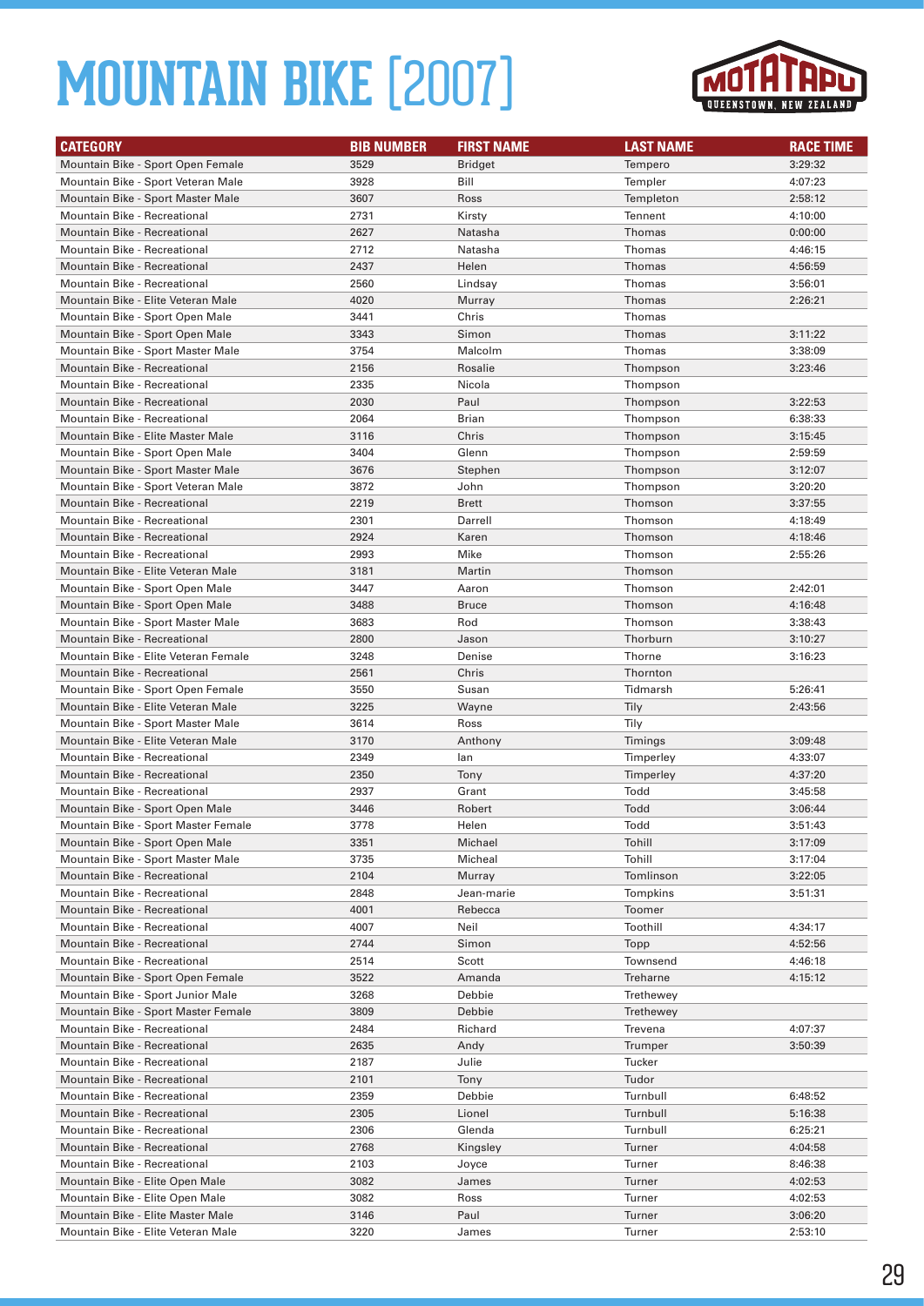# MOUNTAIN BIKE [2007]

| CATEGORY | BIB NUMBER | FIRST NAME | LAST NAME | RACE TIME |
|---|---|---|---|---|
| Mountain Bike - Sport Open Female | 3529 | Bridget | Tempero | 3:29:32 |
| Mountain Bike - Sport Veteran Male | 3928 | Bill | Templer | 4:07:23 |
| Mountain Bike - Sport Master Male | 3607 | Ross | Templeton | 2:58:12 |
| Mountain Bike - Recreational | 2731 | Kirsty | Tennent | 4:10:00 |
| Mountain Bike - Recreational | 2627 | Natasha | Thomas | 0:00:00 |
| Mountain Bike - Recreational | 2712 | Natasha | Thomas | 4:46:15 |
| Mountain Bike - Recreational | 2437 | Helen | Thomas | 4:56:59 |
| Mountain Bike - Recreational | 2560 | Lindsay | Thomas | 3:56:01 |
| Mountain Bike - Elite Veteran Male | 4020 | Murray | Thomas | 2:26:21 |
| Mountain Bike - Sport Open Male | 3441 | Chris | Thomas | |
| Mountain Bike - Sport Open Male | 3343 | Simon | Thomas | 3:11:22 |
| Mountain Bike - Sport Master Male | 3754 | Malcolm | Thomas | 3:38:09 |
| Mountain Bike - Recreational | 2156 | Rosalie | Thompson | 3:23:46 |
| Mountain Bike - Recreational | 2335 | Nicola | Thompson | |
| Mountain Bike - Recreational | 2030 | Paul | Thompson | 3:22:53 |
| Mountain Bike - Recreational | 2064 | Brian | Thompson | 6:38:33 |
| Mountain Bike - Elite Master Male | 3116 | Chris | Thompson | 3:15:45 |
| Mountain Bike - Sport Open Male | 3404 | Glenn | Thompson | 2:59:59 |
| Mountain Bike - Sport Master Male | 3676 | Stephen | Thompson | 3:12:07 |
| Mountain Bike - Sport Veteran Male | 3872 | John | Thompson | 3:20:20 |
| Mountain Bike - Recreational | 2219 | Brett | Thomson | 3:37:55 |
| Mountain Bike - Recreational | 2301 | Darrell | Thomson | 4:18:49 |
| Mountain Bike - Recreational | 2924 | Karen | Thomson | 4:18:46 |
| Mountain Bike - Recreational | 2993 | Mike | Thomson | 2:55:26 |
| Mountain Bike - Elite Veteran Male | 3181 | Martin | Thomson | |
| Mountain Bike - Sport Open Male | 3447 | Aaron | Thomson | 2:42:01 |
| Mountain Bike - Sport Open Male | 3488 | Bruce | Thomson | 4:16:48 |
| Mountain Bike - Sport Master Male | 3683 | Rod | Thomson | 3:38:43 |
| Mountain Bike - Recreational | 2800 | Jason | Thorburn | 3:10:27 |
| Mountain Bike - Elite Veteran Female | 3248 | Denise | Thorne | 3:16:23 |
| Mountain Bike - Recreational | 2561 | Chris | Thornton | |
| Mountain Bike - Sport Open Female | 3550 | Susan | Tidmarsh | 5:26:41 |
| Mountain Bike - Elite Veteran Male | 3225 | Wayne | Tily | 2:43:56 |
| Mountain Bike - Sport Master Male | 3614 | Ross | Tily | |
| Mountain Bike - Elite Veteran Male | 3170 | Anthony | Timings | 3:09:48 |
| Mountain Bike - Recreational | 2349 | Ian | Timperley | 4:33:07 |
| Mountain Bike - Recreational | 2350 | Tony | Timperley | 4:37:20 |
| Mountain Bike - Recreational | 2937 | Grant | Todd | 3:45:58 |
| Mountain Bike - Sport Open Male | 3446 | Robert | Todd | 3:06:44 |
| Mountain Bike - Sport Master Female | 3778 | Helen | Todd | 3:51:43 |
| Mountain Bike - Sport Open Male | 3351 | Michael | Tohill | 3:17:09 |
| Mountain Bike - Sport Master Male | 3735 | Micheal | Tohill | 3:17:04 |
| Mountain Bike - Recreational | 2104 | Murray | Tomlinson | 3:22:05 |
| Mountain Bike - Recreational | 2848 | Jean-marie | Tompkins | 3:51:31 |
| Mountain Bike - Recreational | 4001 | Rebecca | Toomer | |
| Mountain Bike - Recreational | 4007 | Neil | Toothill | 4:34:17 |
| Mountain Bike - Recreational | 2744 | Simon | Topp | 4:52:56 |
| Mountain Bike - Recreational | 2514 | Scott | Townsend | 4:46:18 |
| Mountain Bike - Sport Open Female | 3522 | Amanda | Treharne | 4:15:12 |
| Mountain Bike - Sport Junior Male | 3268 | Debbie | Trethewey | |
| Mountain Bike - Sport Master Female | 3809 | Debbie | Trethewey | |
| Mountain Bike - Recreational | 2484 | Richard | Trevena | 4:07:37 |
| Mountain Bike - Recreational | 2635 | Andy | Trumper | 3:50:39 |
| Mountain Bike - Recreational | 2187 | Julie | Tucker | |
| Mountain Bike - Recreational | 2101 | Tony | Tudor | |
| Mountain Bike - Recreational | 2359 | Debbie | Turnbull | 6:48:52 |
| Mountain Bike - Recreational | 2305 | Lionel | Turnbull | 5:16:38 |
| Mountain Bike - Recreational | 2306 | Glenda | Turnbull | 6:25:21 |
| Mountain Bike - Recreational | 2768 | Kingsley | Turner | 4:04:58 |
| Mountain Bike - Recreational | 2103 | Joyce | Turner | 8:46:38 |
| Mountain Bike - Elite Open Male | 3082 | James | Turner | 4:02:53 |
| Mountain Bike - Elite Open Male | 3082 | Ross | Turner | 4:02:53 |
| Mountain Bike - Elite Master Male | 3146 | Paul | Turner | 3:06:20 |
| Mountain Bike - Elite Veteran Male | 3220 | James | Turner | 2:53:10 |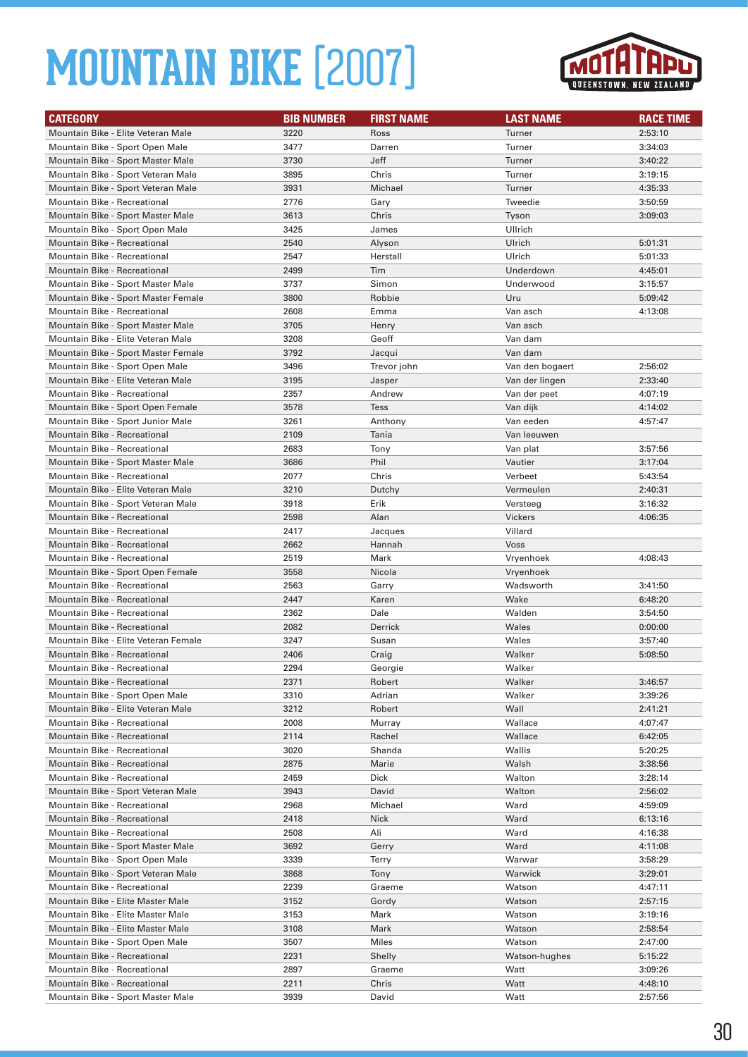# MOUNTAIN BIKE [2007]

| CATEGORY | BIB NUMBER | FIRST NAME | LAST NAME | RACE TIME |
|---|---|---|---|---|
| Mountain Bike - Elite Veteran Male | 3220 | Ross | Turner | 2:53:10 |
| Mountain Bike - Sport Open Male | 3477 | Darren | Turner | 3:34:03 |
| Mountain Bike - Sport Master Male | 3730 | Jeff | Turner | 3:40:22 |
| Mountain Bike - Sport Veteran Male | 3895 | Chris | Turner | 3:19:15 |
| Mountain Bike - Sport Veteran Male | 3931 | Michael | Turner | 4:35:33 |
| Mountain Bike - Recreational | 2776 | Gary | Tweedie | 3:50:59 |
| Mountain Bike - Sport Master Male | 3613 | Chris | Tyson | 3:09:03 |
| Mountain Bike - Sport Open Male | 3425 | James | Ullrich | |
| Mountain Bike - Recreational | 2540 | Alyson | Ulrich | 5:01:31 |
| Mountain Bike - Recreational | 2547 | Herstall | Ulrich | 5:01:33 |
| Mountain Bike - Recreational | 2499 | Tim | Underdown | 4:45:01 |
| Mountain Bike - Sport Master Male | 3737 | Simon | Underwood | 3:15:57 |
| Mountain Bike - Sport Master Female | 3800 | Robbie | Uru | 5:09:42 |
| Mountain Bike - Recreational | 2608 | Emma | Van asch | 4:13:08 |
| Mountain Bike - Sport Master Male | 3705 | Henry | Van asch | |
| Mountain Bike - Elite Veteran Male | 3208 | Geoff | Van dam | |
| Mountain Bike - Sport Master Female | 3792 | Jacqui | Van dam | |
| Mountain Bike - Sport Open Male | 3496 | Trevor john | Van den bogaert | 2:56:02 |
| Mountain Bike - Elite Veteran Male | 3195 | Jasper | Van der lingen | 2:33:40 |
| Mountain Bike - Recreational | 2357 | Andrew | Van der peet | 4:07:19 |
| Mountain Bike - Sport Open Female | 3578 | Tess | Van dijk | 4:14:02 |
| Mountain Bike - Sport Junior Male | 3261 | Anthony | Van eeden | 4:57:47 |
| Mountain Bike - Recreational | 2109 | Tania | Van leeuwen | |
| Mountain Bike - Recreational | 2683 | Tony | Van plat | 3:57:56 |
| Mountain Bike - Sport Master Male | 3686 | Phil | Vautier | 3:17:04 |
| Mountain Bike - Recreational | 2077 | Chris | Verbeet | 5:43:54 |
| Mountain Bike - Elite Veteran Male | 3210 | Dutchy | Vermeulen | 2:40:31 |
| Mountain Bike - Sport Veteran Male | 3918 | Erik | Versteeg | 3:16:32 |
| Mountain Bike - Recreational | 2598 | Alan | Vickers | 4:06:35 |
| Mountain Bike - Recreational | 2417 | Jacques | Villard | |
| Mountain Bike - Recreational | 2662 | Hannah | Voss | |
| Mountain Bike - Recreational | 2519 | Mark | Vryenhoek | 4:08:43 |
| Mountain Bike - Sport Open Female | 3558 | Nicola | Vryenhoek | |
| Mountain Bike - Recreational | 2563 | Garry | Wadsworth | 3:41:50 |
| Mountain Bike - Recreational | 2447 | Karen | Wake | 6:48:20 |
| Mountain Bike - Recreational | 2362 | Dale | Walden | 3:54:50 |
| Mountain Bike - Recreational | 2082 | Derrick | Wales | 0:00:00 |
| Mountain Bike - Elite Veteran Female | 3247 | Susan | Wales | 3:57:40 |
| Mountain Bike - Recreational | 2406 | Craig | Walker | 5:08:50 |
| Mountain Bike - Recreational | 2294 | Georgie | Walker | |
| Mountain Bike - Recreational | 2371 | Robert | Walker | 3:46:57 |
| Mountain Bike - Sport Open Male | 3310 | Adrian | Walker | 3:39:26 |
| Mountain Bike - Elite Veteran Male | 3212 | Robert | Wall | 2:41:21 |
| Mountain Bike - Recreational | 2008 | Murray | Wallace | 4:07:47 |
| Mountain Bike - Recreational | 2114 | Rachel | Wallace | 6:42:05 |
| Mountain Bike - Recreational | 3020 | Shanda | Wallis | 5:20:25 |
| Mountain Bike - Recreational | 2875 | Marie | Walsh | 3:38:56 |
| Mountain Bike - Recreational | 2459 | Dick | Walton | 3:28:14 |
| Mountain Bike - Sport Veteran Male | 3943 | David | Walton | 2:56:02 |
| Mountain Bike - Recreational | 2968 | Michael | Ward | 4:59:09 |
| Mountain Bike - Recreational | 2418 | Nick | Ward | 6:13:16 |
| Mountain Bike - Recreational | 2508 | Ali | Ward | 4:16:38 |
| Mountain Bike - Sport Master Male | 3692 | Gerry | Ward | 4:11:08 |
| Mountain Bike - Sport Open Male | 3339 | Terry | Warwar | 3:58:29 |
| Mountain Bike - Sport Veteran Male | 3868 | Tony | Warwick | 3:29:01 |
| Mountain Bike - Recreational | 2239 | Graeme | Watson | 4:47:11 |
| Mountain Bike - Elite Master Male | 3152 | Gordy | Watson | 2:57:15 |
| Mountain Bike - Elite Master Male | 3153 | Mark | Watson | 3:19:16 |
| Mountain Bike - Elite Master Male | 3108 | Mark | Watson | 2:58:54 |
| Mountain Bike - Sport Open Male | 3507 | Miles | Watson | 2:47:00 |
| Mountain Bike - Recreational | 2231 | Shelly | Watson-hughes | 5:15:22 |
| Mountain Bike - Recreational | 2897 | Graeme | Watt | 3:09:26 |
| Mountain Bike - Recreational | 2211 | Chris | Watt | 4:48:10 |
| Mountain Bike - Sport Master Male | 3939 | David | Watt | 2:57:56 |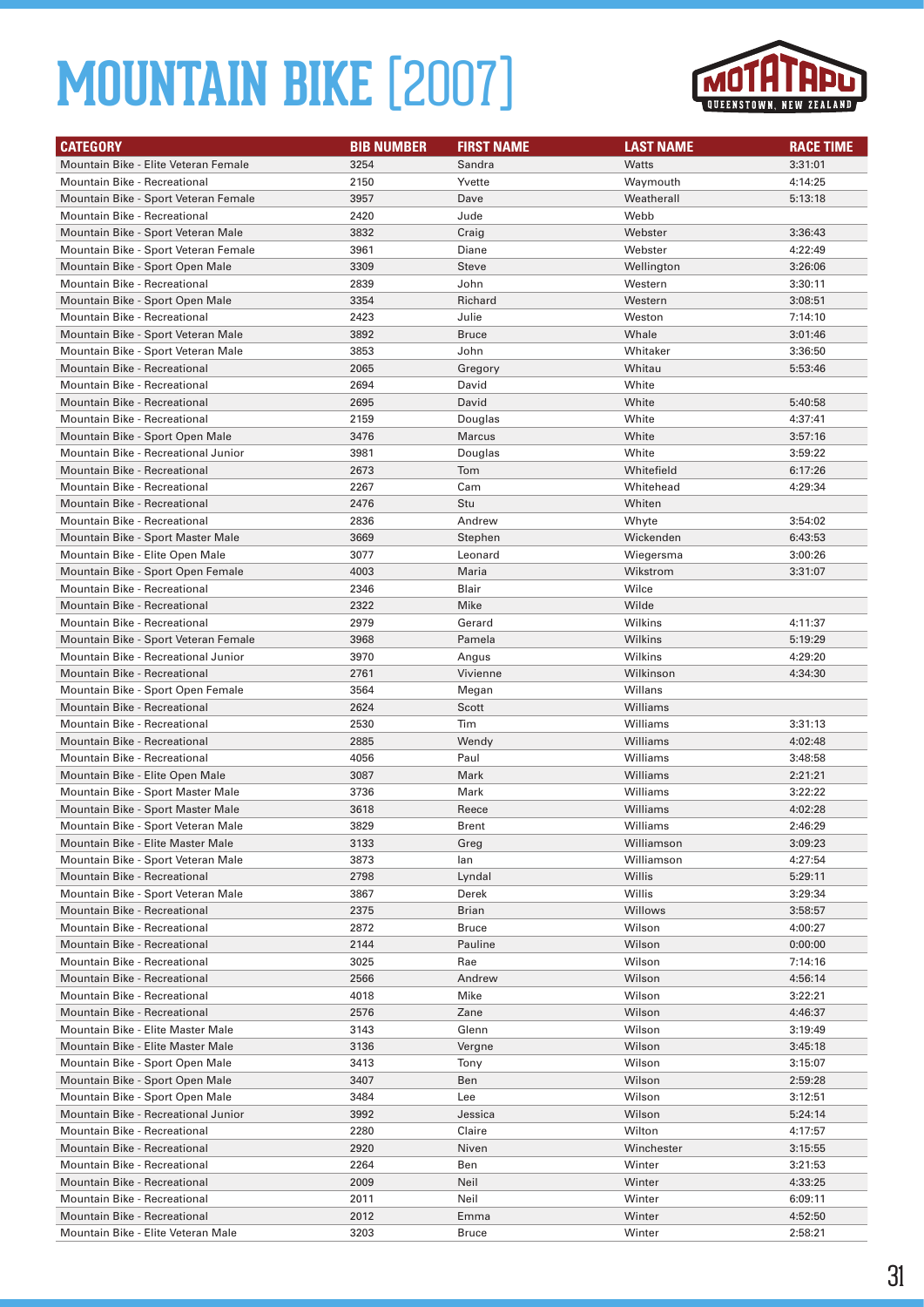# MOUNTAIN BIKE [2007]

| CATEGORY | BIB NUMBER | FIRST NAME | LAST NAME | RACE TIME |
|---|---|---|---|---|
| Mountain Bike - Elite Veteran Female | 3254 | Sandra | Watts | 3:31:01 |
| Mountain Bike - Recreational | 2150 | Yvette | Waymouth | 4:14:25 |
| Mountain Bike - Sport Veteran Female | 3957 | Dave | Weatherall | 5:13:18 |
| Mountain Bike - Recreational | 2420 | Jude | Webb | |
| Mountain Bike - Sport Veteran Male | 3832 | Craig | Webster | 3:36:43 |
| Mountain Bike - Sport Veteran Female | 3961 | Diane | Webster | 4:22:49 |
| Mountain Bike - Sport Open Male | 3309 | Steve | Wellington | 3:26:06 |
| Mountain Bike - Recreational | 2839 | John | Western | 3:30:11 |
| Mountain Bike - Sport Open Male | 3354 | Richard | Western | 3:08:51 |
| Mountain Bike - Recreational | 2423 | Julie | Weston | 7:14:10 |
| Mountain Bike - Sport Veteran Male | 3892 | Bruce | Whale | 3:01:46 |
| Mountain Bike - Sport Veteran Male | 3853 | John | Whitaker | 3:36:50 |
| Mountain Bike - Recreational | 2065 | Gregory | Whitau | 5:53:46 |
| Mountain Bike - Recreational | 2694 | David | White | |
| Mountain Bike - Recreational | 2695 | David | White | 5:40:58 |
| Mountain Bike - Recreational | 2159 | Douglas | White | 4:37:41 |
| Mountain Bike - Sport Open Male | 3476 | Marcus | White | 3:57:16 |
| Mountain Bike - Recreational Junior | 3981 | Douglas | White | 3:59:22 |
| Mountain Bike - Recreational | 2673 | Tom | Whitefield | 6:17:26 |
| Mountain Bike - Recreational | 2267 | Cam | Whitehead | 4:29:34 |
| Mountain Bike - Recreational | 2476 | Stu | Whiten | |
| Mountain Bike - Recreational | 2836 | Andrew | Whyte | 3:54:02 |
| Mountain Bike - Sport Master Male | 3669 | Stephen | Wickenden | 6:43:53 |
| Mountain Bike - Elite Open Male | 3077 | Leonard | Wiegersma | 3:00:26 |
| Mountain Bike - Sport Open Female | 4003 | Maria | Wikstrom | 3:31:07 |
| Mountain Bike - Recreational | 2346 | Blair | Wilce | |
| Mountain Bike - Recreational | 2322 | Mike | Wilde | |
| Mountain Bike - Recreational | 2979 | Gerard | Wilkins | 4:11:37 |
| Mountain Bike - Sport Veteran Female | 3968 | Pamela | Wilkins | 5:19:29 |
| Mountain Bike - Recreational Junior | 3970 | Angus | Wilkins | 4:29:20 |
| Mountain Bike - Recreational | 2761 | Vivienne | Wilkinson | 4:34:30 |
| Mountain Bike - Sport Open Female | 3564 | Megan | Willans | |
| Mountain Bike - Recreational | 2624 | Scott | Williams | |
| Mountain Bike - Recreational | 2530 | Tim | Williams | 3:31:13 |
| Mountain Bike - Recreational | 2885 | Wendy | Williams | 4:02:48 |
| Mountain Bike - Recreational | 4056 | Paul | Williams | 3:48:58 |
| Mountain Bike - Elite Open Male | 3087 | Mark | Williams | 2:21:21 |
| Mountain Bike - Sport Master Male | 3736 | Mark | Williams | 3:22:22 |
| Mountain Bike - Sport Master Male | 3618 | Reece | Williams | 4:02:28 |
| Mountain Bike - Sport Veteran Male | 3829 | Brent | Williams | 2:46:29 |
| Mountain Bike - Elite Master Male | 3133 | Greg | Williamson | 3:09:23 |
| Mountain Bike - Sport Veteran Male | 3873 | Ian | Williamson | 4:27:54 |
| Mountain Bike - Recreational | 2798 | Lyndal | Willis | 5:29:11 |
| Mountain Bike - Sport Veteran Male | 3867 | Derek | Willis | 3:29:34 |
| Mountain Bike - Recreational | 2375 | Brian | Willows | 3:58:57 |
| Mountain Bike - Recreational | 2872 | Bruce | Wilson | 4:00:27 |
| Mountain Bike - Recreational | 2144 | Pauline | Wilson | 0:00:00 |
| Mountain Bike - Recreational | 3025 | Rae | Wilson | 7:14:16 |
| Mountain Bike - Recreational | 2566 | Andrew | Wilson | 4:56:14 |
| Mountain Bike - Recreational | 4018 | Mike | Wilson | 3:22:21 |
| Mountain Bike - Recreational | 2576 | Zane | Wilson | 4:46:37 |
| Mountain Bike - Elite Master Male | 3143 | Glenn | Wilson | 3:19:49 |
| Mountain Bike - Elite Master Male | 3136 | Vergne | Wilson | 3:45:18 |
| Mountain Bike - Sport Open Male | 3413 | Tony | Wilson | 3:15:07 |
| Mountain Bike - Sport Open Male | 3407 | Ben | Wilson | 2:59:28 |
| Mountain Bike - Sport Open Male | 3484 | Lee | Wilson | 3:12:51 |
| Mountain Bike - Recreational Junior | 3992 | Jessica | Wilson | 5:24:14 |
| Mountain Bike - Recreational | 2280 | Claire | Wilton | 4:17:57 |
| Mountain Bike - Recreational | 2920 | Niven | Winchester | 3:15:55 |
| Mountain Bike - Recreational | 2264 | Ben | Winter | 3:21:53 |
| Mountain Bike - Recreational | 2009 | Neil | Winter | 4:33:25 |
| Mountain Bike - Recreational | 2011 | Neil | Winter | 6:09:11 |
| Mountain Bike - Recreational | 2012 | Emma | Winter | 4:52:50 |
| Mountain Bike - Elite Veteran Male | 3203 | Bruce | Winter | 2:58:21 |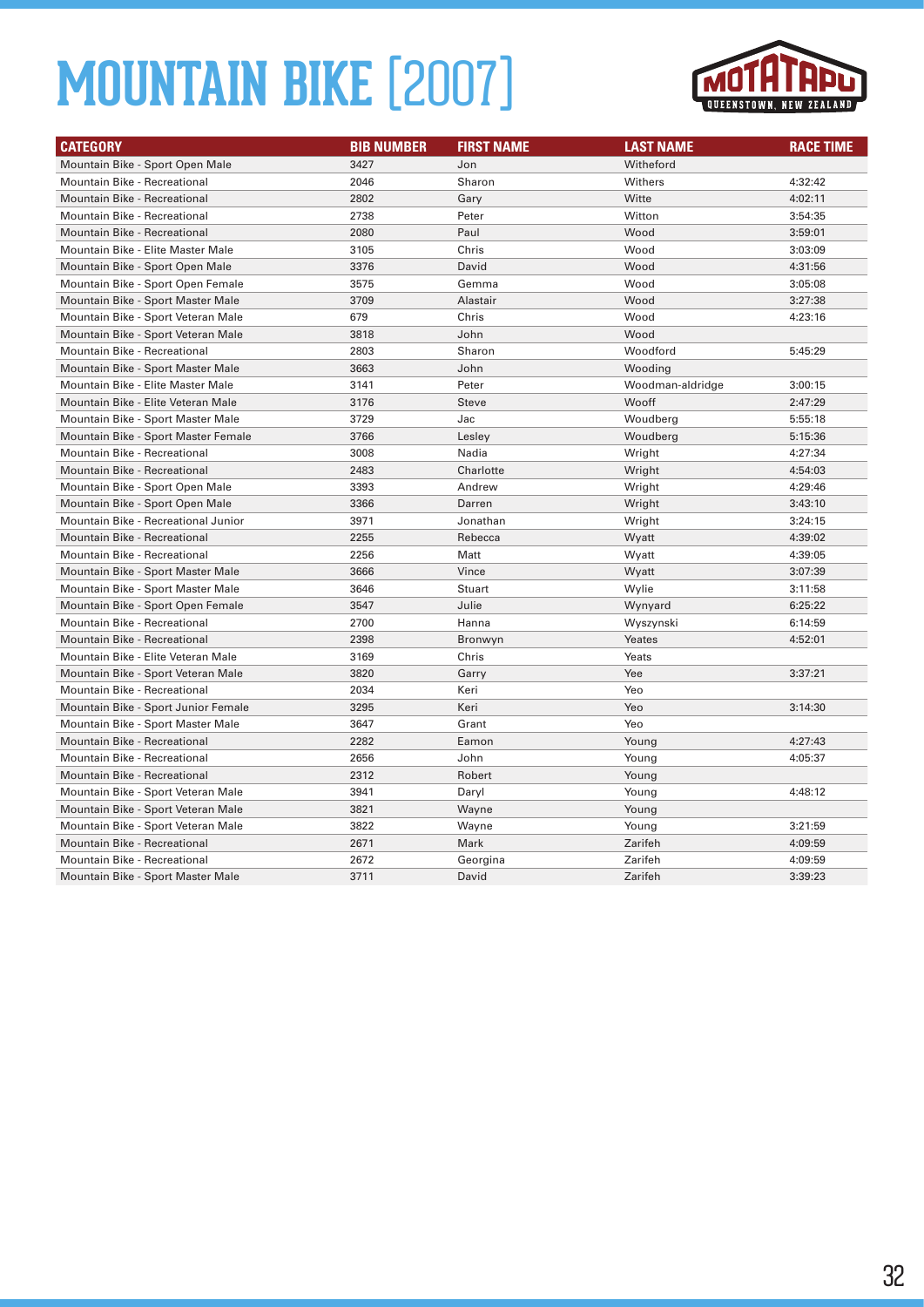# MOUNTAIN BIKE [2007]

| CATEGORY | BIB NUMBER | FIRST NAME | LAST NAME | RACE TIME |
|---|---|---|---|---|
| Mountain Bike - Sport Open Male | 3427 | Jon | Witheford | |
| Mountain Bike - Recreational | 2046 | Sharon | Withers | 4:32:42 |
| Mountain Bike - Recreational | 2802 | Gary | Witte | 4:02:11 |
| Mountain Bike - Recreational | 2738 | Peter | Witton | 3:54:35 |
| Mountain Bike - Recreational | 2080 | Paul | Wood | 3:59:01 |
| Mountain Bike - Elite Master Male | 3105 | Chris | Wood | 3:03:09 |
| Mountain Bike - Sport Open Male | 3376 | David | Wood | 4:31:56 |
| Mountain Bike - Sport Open Female | 3575 | Gemma | Wood | 3:05:08 |
| Mountain Bike - Sport Master Male | 3709 | Alastair | Wood | 3:27:38 |
| Mountain Bike - Sport Veteran Male | 679 | Chris | Wood | 4:23:16 |
| Mountain Bike - Sport Veteran Male | 3818 | John | Wood | |
| Mountain Bike - Recreational | 2803 | Sharon | Woodford | 5:45:29 |
| Mountain Bike - Sport Master Male | 3663 | John | Wooding | |
| Mountain Bike - Elite Master Male | 3141 | Peter | Woodman-aldridge | 3:00:15 |
| Mountain Bike - Elite Veteran Male | 3176 | Steve | Wooff | 2:47:29 |
| Mountain Bike - Sport Master Male | 3729 | Jac | Woudberg | 5:55:18 |
| Mountain Bike - Sport Master Female | 3766 | Lesley | Woudberg | 5:15:36 |
| Mountain Bike - Recreational | 3008 | Nadia | Wright | 4:27:34 |
| Mountain Bike - Recreational | 2483 | Charlotte | Wright | 4:54:03 |
| Mountain Bike - Sport Open Male | 3393 | Andrew | Wright | 4:29:46 |
| Mountain Bike - Sport Open Male | 3366 | Darren | Wright | 3:43:10 |
| Mountain Bike - Recreational Junior | 3971 | Jonathan | Wright | 3:24:15 |
| Mountain Bike - Recreational | 2255 | Rebecca | Wyatt | 4:39:02 |
| Mountain Bike - Recreational | 2256 | Matt | Wyatt | 4:39:05 |
| Mountain Bike - Sport Master Male | 3666 | Vince | Wyatt | 3:07:39 |
| Mountain Bike - Sport Master Male | 3646 | Stuart | Wylie | 3:11:58 |
| Mountain Bike - Sport Open Female | 3547 | Julie | Wynyard | 6:25:22 |
| Mountain Bike - Recreational | 2700 | Hanna | Wyszynski | 6:14:59 |
| Mountain Bike - Recreational | 2398 | Bronwyn | Yeates | 4:52:01 |
| Mountain Bike - Elite Veteran Male | 3169 | Chris | Yeats | |
| Mountain Bike - Sport Veteran Male | 3820 | Garry | Yee | 3:37:21 |
| Mountain Bike - Recreational | 2034 | Keri | Yeo | |
| Mountain Bike - Sport Junior Female | 3295 | Keri | Yeo | 3:14:30 |
| Mountain Bike - Sport Master Male | 3647 | Grant | Yeo | |
| Mountain Bike - Recreational | 2282 | Eamon | Young | 4:27:43 |
| Mountain Bike - Recreational | 2656 | John | Young | 4:05:37 |
| Mountain Bike - Recreational | 2312 | Robert | Young | |
| Mountain Bike - Sport Veteran Male | 3941 | Daryl | Young | 4:48:12 |
| Mountain Bike - Sport Veteran Male | 3821 | Wayne | Young | |
| Mountain Bike - Sport Veteran Male | 3822 | Wayne | Young | 3:21:59 |
| Mountain Bike - Recreational | 2671 | Mark | Zarifeh | 4:09:59 |
| Mountain Bike - Recreational | 2672 | Georgina | Zarifeh | 4:09:59 |
| Mountain Bike - Sport Master Male | 3711 | David | Zarifeh | 3:39:23 |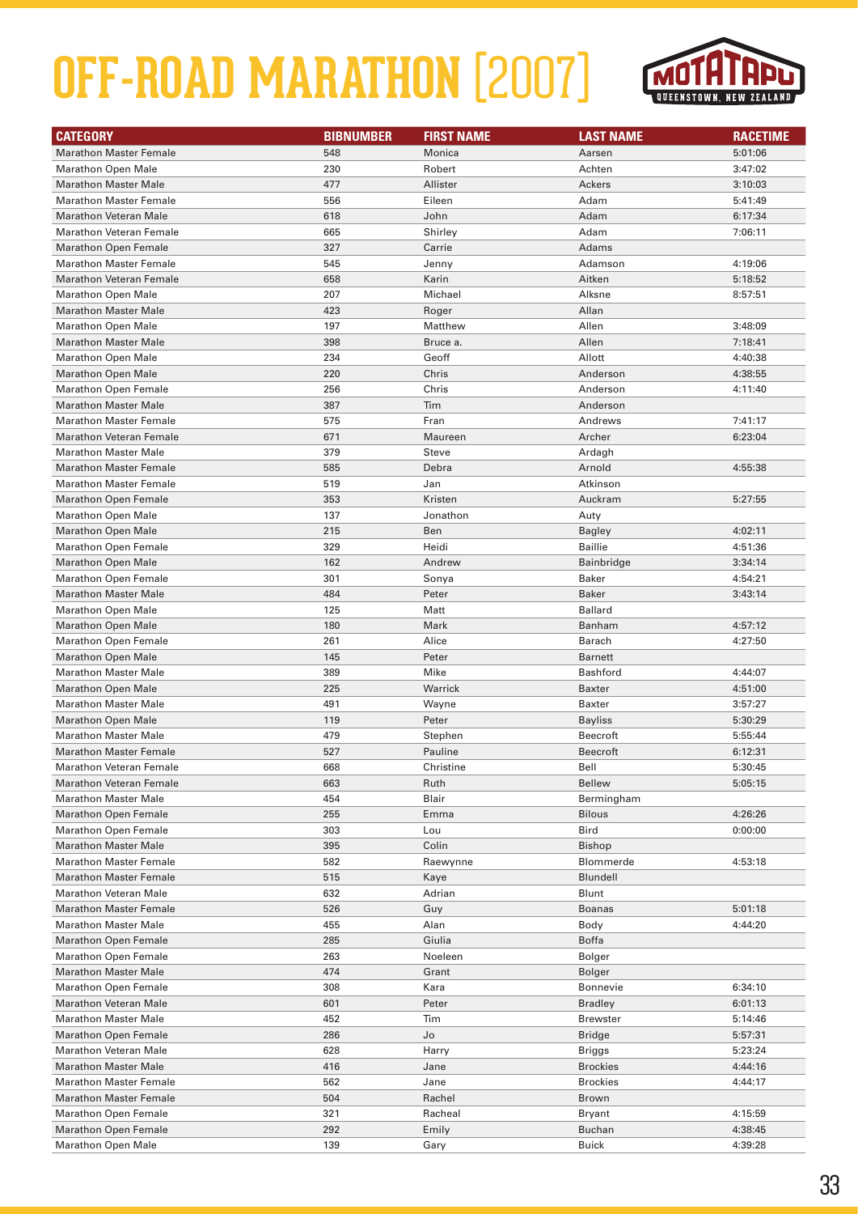# OFF-ROAD MARATHON [2007]

MOTATAPU QUEENSTOWN, NEW ZEALAND

| CATEGORY | BIBNUMBER | FIRST NAME | LAST NAME | RACETIME |
|---|---|---|---|---|
| Marathon Master Female | 548 | Monica | Aarsen | 5:01:06 |
| Marathon Open Male | 230 | Robert | Achten | 3:47:02 |
| Marathon Master Male | 477 | Allister | Ackers | 3:10:03 |
| Marathon Master Female | 556 | Eileen | Adam | 5:41:49 |
| Marathon Veteran Male | 618 | John | Adam | 6:17:34 |
| Marathon Veteran Female | 665 | Shirley | Adam | 7:06:11 |
| Marathon Open Female | 327 | Carrie | Adams | |
| Marathon Master Female | 545 | Jenny | Adamson | 4:19:06 |
| Marathon Veteran Female | 658 | Karin | Aitken | 5:18:52 |
| Marathon Open Male | 207 | Michael | Alksne | 8:57:51 |
| Marathon Master Male | 423 | Roger | Allan | |
| Marathon Open Male | 197 | Matthew | Allen | 3:48:09 |
| Marathon Master Male | 398 | Bruce a. | Allen | 7:18:41 |
| Marathon Open Male | 234 | Geoff | Allott | 4:40:38 |
| Marathon Open Male | 220 | Chris | Anderson | 4:38:55 |
| Marathon Open Female | 256 | Chris | Anderson | 4:11:40 |
| Marathon Master Male | 387 | Tim | Anderson | |
| Marathon Master Female | 575 | Fran | Andrews | 7:41:17 |
| Marathon Veteran Female | 671 | Maureen | Archer | 6:23:04 |
| Marathon Master Male | 379 | Steve | Ardagh | |
| Marathon Master Female | 585 | Debra | Arnold | 4:55:38 |
| Marathon Master Female | 519 | Jan | Atkinson | |
| Marathon Open Female | 353 | Kristen | Auckram | 5:27:55 |
| Marathon Open Male | 137 | Jonathon | Auty | |
| Marathon Open Male | 215 | Ben | Bagley | 4:02:11 |
| Marathon Open Female | 329 | Heidi | Baillie | 4:51:36 |
| Marathon Open Male | 162 | Andrew | Bainbridge | 3:34:14 |
| Marathon Open Female | 301 | Sonya | Baker | 4:54:21 |
| Marathon Master Male | 484 | Peter | Baker | 3:43:14 |
| Marathon Open Male | 125 | Matt | Ballard | |
| Marathon Open Male | 180 | Mark | Banham | 4:57:12 |
| Marathon Open Female | 261 | Alice | Barach | 4:27:50 |
| Marathon Open Male | 145 | Peter | Barnett | |
| Marathon Master Male | 389 | Mike | Bashford | 4:44:07 |
| Marathon Open Male | 225 | Warrick | Baxter | 4:51:00 |
| Marathon Master Male | 491 | Wayne | Baxter | 3:57:27 |
| Marathon Open Male | 119 | Peter | Bayliss | 5:30:29 |
| Marathon Master Male | 479 | Stephen | Beecroft | 5:55:44 |
| Marathon Master Female | 527 | Pauline | Beecroft | 6:12:31 |
| Marathon Veteran Female | 668 | Christine | Bell | 5:30:45 |
| Marathon Veteran Female | 663 | Ruth | Bellew | 5:05:15 |
| Marathon Master Male | 454 | Blair | Bermingham | |
| Marathon Open Female | 255 | Emma | Bilous | 4:26:26 |
| Marathon Open Female | 303 | Lou | Bird | 0:00:00 |
| Marathon Master Male | 395 | Colin | Bishop | |
| Marathon Master Female | 582 | Raewynne | Blommerde | 4:53:18 |
| Marathon Master Female | 515 | Kaye | Blundell | |
| Marathon Veteran Male | 632 | Adrian | Blunt | |
| Marathon Master Female | 526 | Guy | Boanas | 5:01:18 |
| Marathon Master Male | 455 | Alan | Body | 4:44:20 |
| Marathon Open Female | 285 | Giulia | Boffa | |
| Marathon Open Female | 263 | Noeleen | Bolger | |
| Marathon Master Male | 474 | Grant | Bolger | |
| Marathon Open Female | 308 | Kara | Bonnevie | 6:34:10 |
| Marathon Veteran Male | 601 | Peter | Bradley | 6:01:13 |
| Marathon Master Male | 452 | Tim | Brewster | 5:14:46 |
| Marathon Open Female | 286 | Jo | Bridge | 5:57:31 |
| Marathon Veteran Male | 628 | Harry | Briggs | 5:23:24 |
| Marathon Master Male | 416 | Jane | Brockies | 4:44:16 |
| Marathon Master Female | 562 | Jane | Brockies | 4:44:17 |
| Marathon Master Female | 504 | Rachel | Brown | |
| Marathon Open Female | 321 | Racheal | Bryant | 4:15:59 |
| Marathon Open Female | 292 | Emily | Buchan | 4:38:45 |
| Marathon Open Male | 139 | Gary | Buick | 4:39:28 |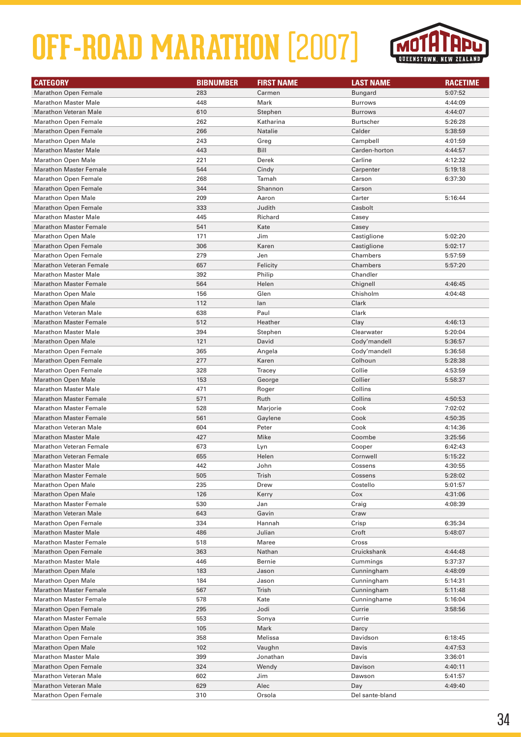# OFF-ROAD MARATHON [2007]

| CATEGORY | BIBNUMBER | FIRST NAME | LAST NAME | RACETIME |
|---|---|---|---|---|
| Marathon Open Female | 283 | Carmen | Bungard | 5:07:52 |
| Marathon Master Male | 448 | Mark | Burrows | 4:44:09 |
| Marathon Veteran Male | 610 | Stephen | Burrows | 4:44:07 |
| Marathon Open Female | 262 | Katharina | Burtscher | 5:26:28 |
| Marathon Open Female | 266 | Natalie | Calder | 5:38:59 |
| Marathon Open Male | 243 | Greg | Campbell | 4:01:59 |
| Marathon Master Male | 443 | Bill | Carden-horton | 4:44:57 |
| Marathon Open Male | 221 | Derek | Carline | 4:12:32 |
| Marathon Master Female | 544 | Cindy | Carpenter | 5:19:18 |
| Marathon Open Female | 268 | Tamah | Carson | 6:37:30 |
| Marathon Open Female | 344 | Shannon | Carson | |
| Marathon Open Male | 209 | Aaron | Carter | 5:16:44 |
| Marathon Open Female | 333 | Judith | Casbolt | |
| Marathon Master Male | 445 | Richard | Casey | |
| Marathon Master Female | 541 | Kate | Casey | |
| Marathon Open Male | 171 | Jim | Castiglione | 5:02:20 |
| Marathon Open Female | 306 | Karen | Castiglione | 5:02:17 |
| Marathon Open Female | 279 | Jen | Chambers | 5:57:59 |
| Marathon Veteran Female | 657 | Felicity | Chambers | 5:57:20 |
| Marathon Master Male | 392 | Philip | Chandler | |
| Marathon Master Female | 564 | Helen | Chignell | 4:46:45 |
| Marathon Open Male | 156 | Glen | Chisholm | 4:04:48 |
| Marathon Open Male | 112 | Ian | Clark | |
| Marathon Veteran Male | 638 | Paul | Clark | |
| Marathon Master Female | 512 | Heather | Clay | 4:46:13 |
| Marathon Master Male | 394 | Stephen | Clearwater | 5:20:04 |
| Marathon Open Male | 121 | David | Cody'mandell | 5:36:57 |
| Marathon Open Female | 365 | Angela | Cody'mandell | 5:36:58 |
| Marathon Open Female | 277 | Karen | Colhoun | 5:28:38 |
| Marathon Open Female | 328 | Tracey | Collie | 4:53:59 |
| Marathon Open Male | 153 | George | Collier | 5:58:37 |
| Marathon Master Male | 471 | Roger | Collins | |
| Marathon Master Female | 571 | Ruth | Collins | 4:50:53 |
| Marathon Master Female | 528 | Marjorie | Cook | 7:02:02 |
| Marathon Master Female | 561 | Gaylene | Cook | 4:50:35 |
| Marathon Veteran Male | 604 | Peter | Cook | 4:14:36 |
| Marathon Master Male | 427 | Mike | Coombe | 3:25:56 |
| Marathon Veteran Female | 673 | Lyn | Cooper | 6:42:43 |
| Marathon Veteran Female | 655 | Helen | Cornwell | 5:15:22 |
| Marathon Master Male | 442 | John | Cossens | 4:30:55 |
| Marathon Master Female | 505 | Trish | Cossens | 5:28:02 |
| Marathon Open Male | 235 | Drew | Costello | 5:01:57 |
| Marathon Open Male | 126 | Kerry | Cox | 4:31:06 |
| Marathon Master Female | 530 | Jan | Craig | 4:08:39 |
| Marathon Veteran Male | 643 | Gavin | Craw | |
| Marathon Open Female | 334 | Hannah | Crisp | 6:35:34 |
| Marathon Master Male | 486 | Julian | Croft | 5:48:07 |
| Marathon Master Female | 518 | Maree | Cross | |
| Marathon Open Female | 363 | Nathan | Cruickshank | 4:44:48 |
| Marathon Master Male | 446 | Bernie | Cummings | 5:37:37 |
| Marathon Open Male | 183 | Jason | Cunningham | 4:48:09 |
| Marathon Open Male | 184 | Jason | Cunningham | 5:14:31 |
| Marathon Master Female | 567 | Trish | Cunningham | 5:11:48 |
| Marathon Master Female | 578 | Kate | Cunninghame | 5:16:04 |
| Marathon Open Female | 295 | Jodi | Currie | 3:58:56 |
| Marathon Master Female | 553 | Sonya | Currie | |
| Marathon Open Male | 105 | Mark | Darcy | |
| Marathon Open Female | 358 | Melissa | Davidson | 6:18:45 |
| Marathon Open Male | 102 | Vaughn | Davis | 4:47:53 |
| Marathon Master Male | 399 | Jonathan | Davis | 3:36:01 |
| Marathon Open Female | 324 | Wendy | Davison | 4:40:11 |
| Marathon Veteran Male | 602 | Jim | Dawson | 5:41:57 |
| Marathon Veteran Male | 629 | Alec | Day | 4:49:40 |
| Marathon Open Female | 310 | Orsola | Del sante-bland | |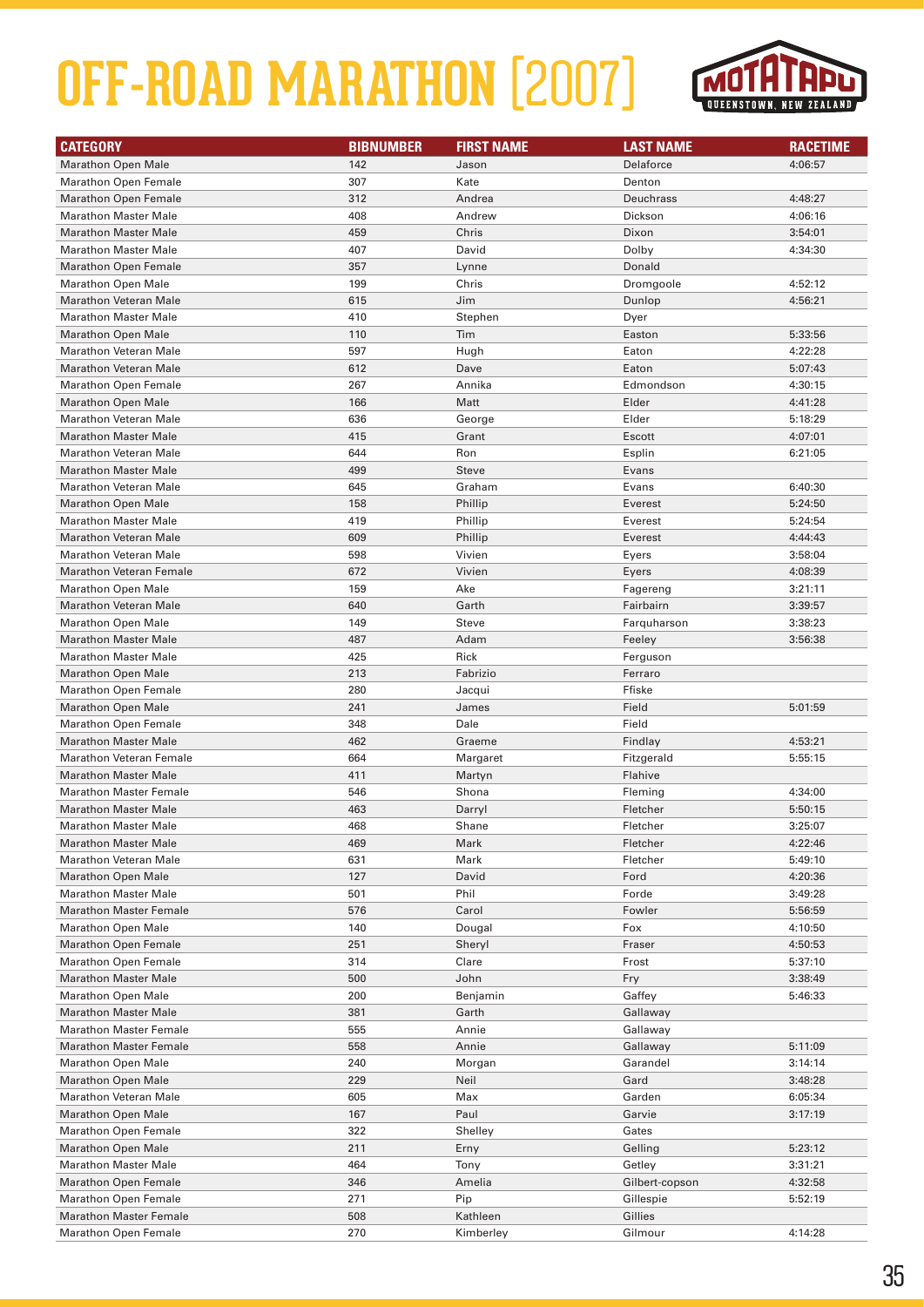# OFF-ROAD MARATHON [2007]

MOTATAPU QUEENSTOWN, NEW ZEALAND

| CATEGORY | BIBNUMBER | FIRST NAME | LAST NAME | RACETIME |
|---|---|---|---|---|
| Marathon Open Male | 142 | Jason | Delaforce | 4:06:57 |
| Marathon Open Female | 307 | Kate | Denton | |
| Marathon Open Female | 312 | Andrea | Deuchrass | 4:48:27 |
| Marathon Master Male | 408 | Andrew | Dickson | 4:06:16 |
| Marathon Master Male | 459 | Chris | Dixon | 3:54:01 |
| Marathon Master Male | 407 | David | Dolby | 4:34:30 |
| Marathon Open Female | 357 | Lynne | Donald | |
| Marathon Open Male | 199 | Chris | Dromgoole | 4:52:12 |
| Marathon Veteran Male | 615 | Jim | Dunlop | 4:56:21 |
| Marathon Master Male | 410 | Stephen | Dyer | |
| Marathon Open Male | 110 | Tim | Easton | 5:33:56 |
| Marathon Veteran Male | 597 | Hugh | Eaton | 4:22:28 |
| Marathon Veteran Male | 612 | Dave | Eaton | 5:07:43 |
| Marathon Open Female | 267 | Annika | Edmondson | 4:30:15 |
| Marathon Open Male | 166 | Matt | Elder | 4:41:28 |
| Marathon Veteran Male | 636 | George | Elder | 5:18:29 |
| Marathon Master Male | 415 | Grant | Escott | 4:07:01 |
| Marathon Veteran Male | 644 | Ron | Esplin | 6:21:05 |
| Marathon Master Male | 499 | Steve | Evans | |
| Marathon Veteran Male | 645 | Graham | Evans | 6:40:30 |
| Marathon Open Male | 158 | Phillip | Everest | 5:24:50 |
| Marathon Master Male | 419 | Phillip | Everest | 5:24:54 |
| Marathon Veteran Male | 609 | Phillip | Everest | 4:44:43 |
| Marathon Veteran Male | 598 | Vivien | Eyers | 3:58:04 |
| Marathon Veteran Female | 672 | Vivien | Eyers | 4:08:39 |
| Marathon Open Male | 159 | Ake | Fagereng | 3:21:11 |
| Marathon Veteran Male | 640 | Garth | Fairbairn | 3:39:57 |
| Marathon Open Male | 149 | Steve | Farquharson | 3:38:23 |
| Marathon Master Male | 487 | Adam | Feeley | 3:56:38 |
| Marathon Master Male | 425 | Rick | Ferguson | |
| Marathon Open Male | 213 | Fabrizio | Ferraro | |
| Marathon Open Female | 280 | Jacqui | Ffiske | |
| Marathon Open Male | 241 | James | Field | 5:01:59 |
| Marathon Open Female | 348 | Dale | Field | |
| Marathon Master Male | 462 | Graeme | Findlay | 4:53:21 |
| Marathon Veteran Female | 664 | Margaret | Fitzgerald | 5:55:15 |
| Marathon Master Male | 411 | Martyn | Flahive | |
| Marathon Master Female | 546 | Shona | Fleming | 4:34:00 |
| Marathon Master Male | 463 | Darryl | Fletcher | 5:50:15 |
| Marathon Master Male | 468 | Shane | Fletcher | 3:25:07 |
| Marathon Master Male | 469 | Mark | Fletcher | 4:22:46 |
| Marathon Veteran Male | 631 | Mark | Fletcher | 5:49:10 |
| Marathon Open Male | 127 | David | Ford | 4:20:36 |
| Marathon Master Male | 501 | Phil | Forde | 3:49:28 |
| Marathon Master Female | 576 | Carol | Fowler | 5:56:59 |
| Marathon Open Male | 140 | Dougal | Fox | 4:10:50 |
| Marathon Open Female | 251 | Sheryl | Fraser | 4:50:53 |
| Marathon Open Female | 314 | Clare | Frost | 5:37:10 |
| Marathon Master Male | 500 | John | Fry | 3:38:49 |
| Marathon Open Male | 200 | Benjamin | Gaffey | 5:46:33 |
| Marathon Master Male | 381 | Garth | Gallaway | |
| Marathon Master Female | 555 | Annie | Gallaway | |
| Marathon Master Female | 558 | Annie | Gallaway | 5:11:09 |
| Marathon Open Male | 240 | Morgan | Garandel | 3:14:14 |
| Marathon Open Male | 229 | Neil | Gard | 3:48:28 |
| Marathon Veteran Male | 605 | Max | Garden | 6:05:34 |
| Marathon Open Male | 167 | Paul | Garvie | 3:17:19 |
| Marathon Open Female | 322 | Shelley | Gates | |
| Marathon Open Male | 211 | Erny | Gelling | 5:23:12 |
| Marathon Master Male | 464 | Tony | Getley | 3:31:21 |
| Marathon Open Female | 346 | Amelia | Gilbert-copson | 4:32:58 |
| Marathon Open Female | 271 | Pip | Gillespie | 5:52:19 |
| Marathon Master Female | 508 | Kathleen | Gillies | |
| Marathon Open Female | 270 | Kimberley | Gilmour | 4:14:28 |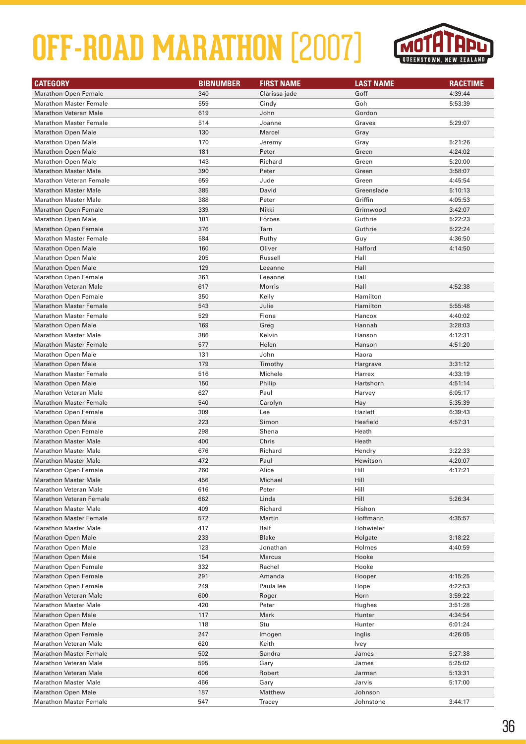# OFF-ROAD MARATHON [2007]

MOTATAPU QUEENSTOWN, NEW ZEALAND

| CATEGORY | BIBNUMBER | FIRST NAME | LAST NAME | RACETIME |
|---|---|---|---|---|
| Marathon Open Female | 340 | Clarissa jade | Goff | 4:39:44 |
| Marathon Master Female | 559 | Cindy | Goh | 5:53:39 |
| Marathon Veteran Male | 619 | John | Gordon | |
| Marathon Master Female | 514 | Joanne | Graves | 5:29:07 |
| Marathon Open Male | 130 | Marcel | Gray | |
| Marathon Open Male | 170 | Jeremy | Gray | 5:21:26 |
| Marathon Open Male | 181 | Peter | Green | 4:24:02 |
| Marathon Open Male | 143 | Richard | Green | 5:20:00 |
| Marathon Master Male | 390 | Peter | Green | 3:58:07 |
| Marathon Veteran Female | 659 | Jude | Green | 4:45:54 |
| Marathon Master Male | 385 | David | Greenslade | 5:10:13 |
| Marathon Master Male | 388 | Peter | Griffin | 4:05:53 |
| Marathon Open Female | 339 | Nikki | Grimwood | 3:42:07 |
| Marathon Open Male | 101 | Forbes | Guthrie | 5:22:23 |
| Marathon Open Female | 376 | Tarn | Guthrie | 5:22:24 |
| Marathon Master Female | 584 | Ruthy | Guy | 4:36:50 |
| Marathon Open Male | 160 | Oliver | Halford | 4:14:50 |
| Marathon Open Male | 205 | Russell | Hall | |
| Marathon Open Male | 129 | Leeanne | Hall | |
| Marathon Open Female | 361 | Leeanne | Hall | |
| Marathon Veteran Male | 617 | Morris | Hall | 4:52:38 |
| Marathon Open Female | 350 | Kelly | Hamilton | |
| Marathon Master Female | 543 | Julie | Hamilton | 5:55:48 |
| Marathon Master Female | 529 | Fiona | Hancox | 4:40:02 |
| Marathon Open Male | 169 | Greg | Hannah | 3:28:03 |
| Marathon Master Male | 386 | Kelvin | Hanson | 4:12:31 |
| Marathon Master Female | 577 | Helen | Hanson | 4:51:20 |
| Marathon Open Male | 131 | John | Haora | |
| Marathon Open Male | 179 | Timothy | Hargrave | 3:31:12 |
| Marathon Master Female | 516 | Michele | Harrex | 4:33:19 |
| Marathon Open Male | 150 | Philip | Hartshorn | 4:51:14 |
| Marathon Veteran Male | 627 | Paul | Harvey | 6:05:17 |
| Marathon Master Female | 540 | Carolyn | Hay | 5:35:39 |
| Marathon Open Female | 309 | Lee | Hazlett | 6:39:43 |
| Marathon Open Male | 223 | Simon | Heafield | 4:57:31 |
| Marathon Open Female | 298 | Shena | Heath | |
| Marathon Master Male | 400 | Chris | Heath | |
| Marathon Master Male | 676 | Richard | Hendry | 3:22:33 |
| Marathon Master Male | 472 | Paul | Hewitson | 4:20:07 |
| Marathon Open Female | 260 | Alice | Hill | 4:17:21 |
| Marathon Master Male | 456 | Michael | Hill | |
| Marathon Veteran Male | 616 | Peter | Hill | |
| Marathon Veteran Female | 662 | Linda | Hill | 5:26:34 |
| Marathon Master Male | 409 | Richard | Hishon | |
| Marathon Master Female | 572 | Martin | Hoffmann | 4:35:57 |
| Marathon Master Male | 417 | Ralf | Hohwieler | |
| Marathon Open Male | 233 | Blake | Holgate | 3:18:22 |
| Marathon Open Male | 123 | Jonathan | Holmes | 4:40:59 |
| Marathon Open Male | 154 | Marcus | Hooke | |
| Marathon Open Female | 332 | Rachel | Hooke | |
| Marathon Open Female | 291 | Amanda | Hooper | 4:15:25 |
| Marathon Open Female | 249 | Paula lee | Hope | 4:22:53 |
| Marathon Veteran Male | 600 | Roger | Horn | 3:59:22 |
| Marathon Master Male | 420 | Peter | Hughes | 3:51:28 |
| Marathon Open Male | 117 | Mark | Hunter | 4:34:54 |
| Marathon Open Male | 118 | Stu | Hunter | 6:01:24 |
| Marathon Open Female | 247 | Imogen | Inglis | 4:26:05 |
| Marathon Veteran Male | 620 | Keith | Ivey | |
| Marathon Master Female | 502 | Sandra | James | 5:27:38 |
| Marathon Veteran Male | 595 | Gary | James | 5:25:02 |
| Marathon Veteran Male | 606 | Robert | Jarman | 5:13:31 |
| Marathon Master Male | 466 | Gary | Jarvis | 5:17:00 |
| Marathon Open Male | 187 | Matthew | Johnson | |
| Marathon Master Female | 547 | Tracey | Johnstone | 3:44:17 |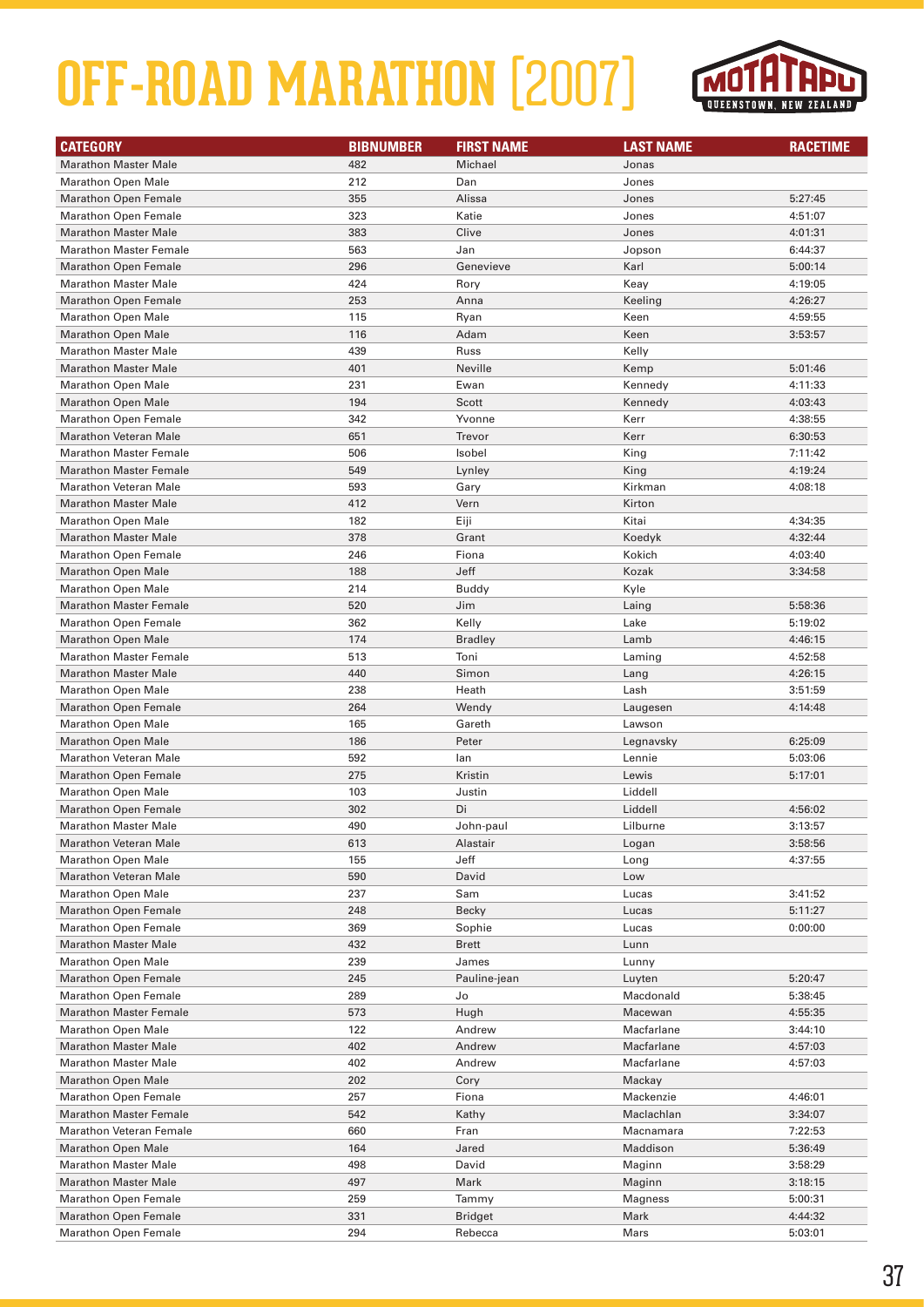# OFF-ROAD MARATHON [2007]

MOTATAPU QUEENSTOWN, NEW ZEALAND

| CATEGORY | BIBNUMBER | FIRST NAME | LAST NAME | RACETIME |
|---|---|---|---|---|
| Marathon Master Male | 482 | Michael | Jonas | |
| Marathon Open Male | 212 | Dan | Jones | |
| Marathon Open Female | 355 | Alissa | Jones | 5:27:45 |
| Marathon Open Female | 323 | Katie | Jones | 4:51:07 |
| Marathon Master Male | 383 | Clive | Jones | 4:01:31 |
| Marathon Master Female | 563 | Jan | Jopson | 6:44:37 |
| Marathon Open Female | 296 | Genevieve | Karl | 5:00:14 |
| Marathon Master Male | 424 | Rory | Keay | 4:19:05 |
| Marathon Open Female | 253 | Anna | Keeling | 4:26:27 |
| Marathon Open Male | 115 | Ryan | Keen | 4:59:55 |
| Marathon Open Male | 116 | Adam | Keen | 3:53:57 |
| Marathon Master Male | 439 | Russ | Kelly | |
| Marathon Master Male | 401 | Neville | Kemp | 5:01:46 |
| Marathon Open Male | 231 | Ewan | Kennedy | 4:11:33 |
| Marathon Open Male | 194 | Scott | Kennedy | 4:03:43 |
| Marathon Open Female | 342 | Yvonne | Kerr | 4:38:55 |
| Marathon Veteran Male | 651 | Trevor | Kerr | 6:30:53 |
| Marathon Master Female | 506 | Isobel | King | 7:11:42 |
| Marathon Master Female | 549 | Lynley | King | 4:19:24 |
| Marathon Veteran Male | 593 | Gary | Kirkman | 4:08:18 |
| Marathon Master Male | 412 | Vern | Kirton | |
| Marathon Open Male | 182 | Eiji | Kitai | 4:34:35 |
| Marathon Master Male | 378 | Grant | Koedyk | 4:32:44 |
| Marathon Open Female | 246 | Fiona | Kokich | 4:03:40 |
| Marathon Open Male | 188 | Jeff | Kozak | 3:34:58 |
| Marathon Open Male | 214 | Buddy | Kyle | |
| Marathon Master Female | 520 | Jim | Laing | 5:58:36 |
| Marathon Open Female | 362 | Kelly | Lake | 5:19:02 |
| Marathon Open Male | 174 | Bradley | Lamb | 4:46:15 |
| Marathon Master Female | 513 | Toni | Laming | 4:52:58 |
| Marathon Master Male | 440 | Simon | Lang | 4:26:15 |
| Marathon Open Male | 238 | Heath | Lash | 3:51:59 |
| Marathon Open Female | 264 | Wendy | Laugesen | 4:14:48 |
| Marathon Open Male | 165 | Gareth | Lawson | |
| Marathon Open Male | 186 | Peter | Legnavsky | 6:25:09 |
| Marathon Veteran Male | 592 | Ian | Lennie | 5:03:06 |
| Marathon Open Female | 275 | Kristin | Lewis | 5:17:01 |
| Marathon Open Male | 103 | Justin | Liddell | |
| Marathon Open Female | 302 | Di | Liddell | 4:56:02 |
| Marathon Master Male | 490 | John-paul | Lilburne | 3:13:57 |
| Marathon Veteran Male | 613 | Alastair | Logan | 3:58:56 |
| Marathon Open Male | 155 | Jeff | Long | 4:37:55 |
| Marathon Veteran Male | 590 | David | Low | |
| Marathon Open Male | 237 | Sam | Lucas | 3:41:52 |
| Marathon Open Female | 248 | Becky | Lucas | 5:11:27 |
| Marathon Open Female | 369 | Sophie | Lucas | 0:00:00 |
| Marathon Master Male | 432 | Brett | Lunn | |
| Marathon Open Male | 239 | James | Lunny | |
| Marathon Open Female | 245 | Pauline-jean | Luyten | 5:20:47 |
| Marathon Open Female | 289 | Jo | Macdonald | 5:38:45 |
| Marathon Master Female | 573 | Hugh | Macewan | 4:55:35 |
| Marathon Open Male | 122 | Andrew | Macfarlane | 3:44:10 |
| Marathon Master Male | 402 | Andrew | Macfarlane | 4:57:03 |
| Marathon Master Male | 402 | Andrew | Macfarlane | 4:57:03 |
| Marathon Open Male | 202 | Cory | Mackay | |
| Marathon Open Female | 257 | Fiona | Mackenzie | 4:46:01 |
| Marathon Master Female | 542 | Kathy | Maclachlan | 3:34:07 |
| Marathon Veteran Female | 660 | Fran | Macnamara | 7:22:53 |
| Marathon Open Male | 164 | Jared | Maddison | 5:36:49 |
| Marathon Master Male | 498 | David | Maginn | 3:58:29 |
| Marathon Master Male | 497 | Mark | Maginn | 3:18:15 |
| Marathon Open Female | 259 | Tammy | Magness | 5:00:31 |
| Marathon Open Female | 331 | Bridget | Mark | 4:44:32 |
| Marathon Open Female | 294 | Rebecca | Mars | 5:03:01 |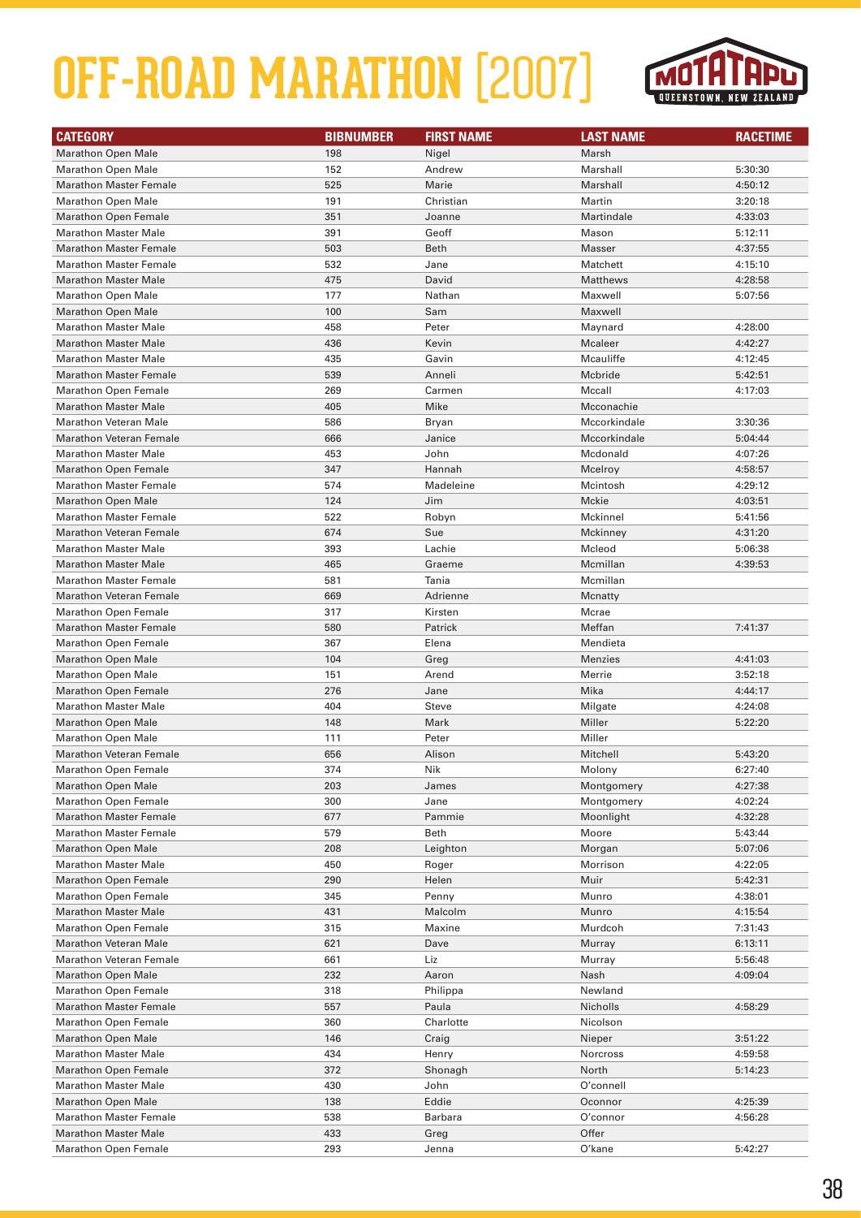# OFF-ROAD MARATHON [2007]

| CATEGORY | BIBNUMBER | FIRST NAME | LAST NAME | RACETIME |
|---|---|---|---|---|
| Marathon Open Male | 198 | Nigel | Marsh | |
| Marathon Open Male | 152 | Andrew | Marshall | 5:30:30 |
| Marathon Master Female | 525 | Marie | Marshall | 4:50:12 |
| Marathon Open Male | 191 | Christian | Martin | 3:20:18 |
| Marathon Open Female | 351 | Joanne | Martindale | 4:33:03 |
| Marathon Master Male | 391 | Geoff | Mason | 5:12:11 |
| Marathon Master Female | 503 | Beth | Masser | 4:37:55 |
| Marathon Master Female | 532 | Jane | Matchett | 4:15:10 |
| Marathon Master Male | 475 | David | Matthews | 4:28:58 |
| Marathon Open Male | 177 | Nathan | Maxwell | 5:07:56 |
| Marathon Open Male | 100 | Sam | Maxwell | |
| Marathon Master Male | 458 | Peter | Maynard | 4:28:00 |
| Marathon Master Male | 436 | Kevin | Mcaleer | 4:42:27 |
| Marathon Master Male | 435 | Gavin | Mcauliffe | 4:12:45 |
| Marathon Master Female | 539 | Anneli | Mcbride | 5:42:51 |
| Marathon Open Female | 269 | Carmen | Mccall | 4:17:03 |
| Marathon Master Male | 405 | Mike | Mcconachie | |
| Marathon Veteran Male | 586 | Bryan | Mccorkindale | 3:30:36 |
| Marathon Veteran Female | 666 | Janice | Mccorkindale | 5:04:44 |
| Marathon Master Male | 453 | John | Mcdonald | 4:07:26 |
| Marathon Open Female | 347 | Hannah | Mcelroy | 4:58:57 |
| Marathon Master Female | 574 | Madeleine | Mcintosh | 4:29:12 |
| Marathon Open Male | 124 | Jim | Mckie | 4:03:51 |
| Marathon Master Female | 522 | Robyn | Mckinnel | 5:41:56 |
| Marathon Veteran Female | 674 | Sue | Mckinney | 4:31:20 |
| Marathon Master Male | 393 | Lachie | Mcleod | 5:06:38 |
| Marathon Master Male | 465 | Graeme | Mcmillan | 4:39:53 |
| Marathon Master Female | 581 | Tania | Mcmillan | |
| Marathon Veteran Female | 669 | Adrienne | Mcnatty | |
| Marathon Open Female | 317 | Kirsten | Mcrae | |
| Marathon Master Female | 580 | Patrick | Meffan | 7:41:37 |
| Marathon Open Female | 367 | Elena | Mendieta | |
| Marathon Open Male | 104 | Greg | Menzies | 4:41:03 |
| Marathon Open Male | 151 | Arend | Merrie | 3:52:18 |
| Marathon Open Female | 276 | Jane | Mika | 4:44:17 |
| Marathon Master Male | 404 | Steve | Milgate | 4:24:08 |
| Marathon Open Male | 148 | Mark | Miller | 5:22:20 |
| Marathon Open Male | 111 | Peter | Miller | |
| Marathon Veteran Female | 656 | Alison | Mitchell | 5:43:20 |
| Marathon Open Female | 374 | Nik | Molony | 6:27:40 |
| Marathon Open Male | 203 | James | Montgomery | 4:27:38 |
| Marathon Open Female | 300 | Jane | Montgomery | 4:02:24 |
| Marathon Master Female | 677 | Pammie | Moonlight | 4:32:28 |
| Marathon Master Female | 579 | Beth | Moore | 5:43:44 |
| Marathon Open Male | 208 | Leighton | Morgan | 5:07:06 |
| Marathon Master Male | 450 | Roger | Morrison | 4:22:05 |
| Marathon Open Female | 290 | Helen | Muir | 5:42:31 |
| Marathon Open Female | 345 | Penny | Munro | 4:38:01 |
| Marathon Master Male | 431 | Malcolm | Munro | 4:15:54 |
| Marathon Open Female | 315 | Maxine | Murdcoh | 7:31:43 |
| Marathon Veteran Male | 621 | Dave | Murray | 6:13:11 |
| Marathon Veteran Female | 661 | Liz | Murray | 5:56:48 |
| Marathon Open Male | 232 | Aaron | Nash | 4:09:04 |
| Marathon Open Female | 318 | Philippa | Newland | |
| Marathon Master Female | 557 | Paula | Nicholls | 4:58:29 |
| Marathon Open Female | 360 | Charlotte | Nicolson | |
| Marathon Open Male | 146 | Craig | Nieper | 3:51:22 |
| Marathon Master Male | 434 | Henry | Norcross | 4:59:58 |
| Marathon Open Female | 372 | Shonagh | North | 5:14:23 |
| Marathon Master Male | 430 | John | O'connell | |
| Marathon Open Male | 138 | Eddie | Oconnor | 4:25:39 |
| Marathon Master Female | 538 | Barbara | O'connor | 4:56:28 |
| Marathon Master Male | 433 | Greg | Offer | |
| Marathon Open Female | 293 | Jenna | O'kane | 5:42:27 |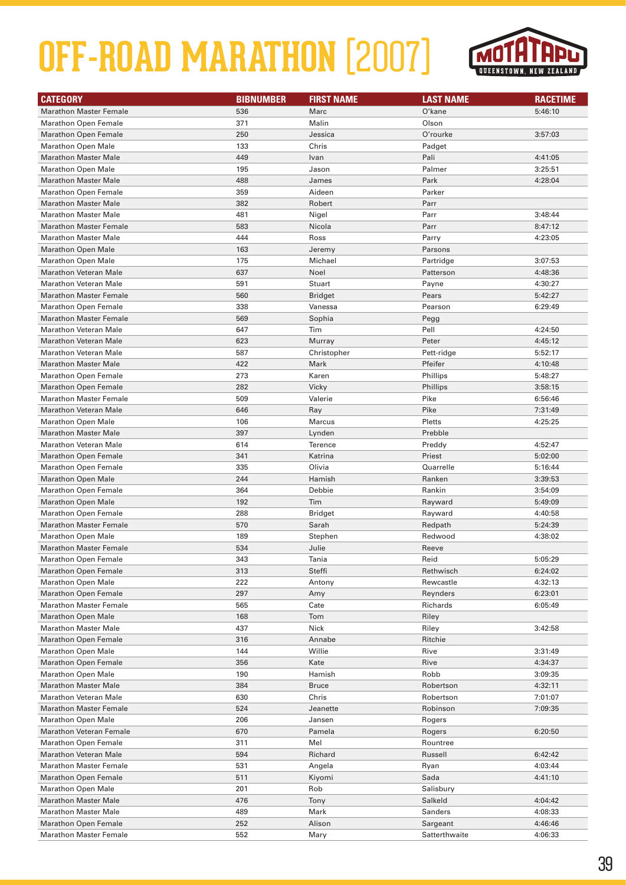# OFF-ROAD MARATHON [2007]

| CATEGORY | BIBNUMBER | FIRST NAME | LAST NAME | RACETIME |
|---|---|---|---|---|
| Marathon Master Female | 536 | Marc | O'kane | 5:46:10 |
| Marathon Open Female | 371 | Malin | Olson | |
| Marathon Open Female | 250 | Jessica | O'rourke | 3:57:03 |
| Marathon Open Male | 133 | Chris | Padget | |
| Marathon Master Male | 449 | Ivan | Pali | 4:41:05 |
| Marathon Open Male | 195 | Jason | Palmer | 3:25:51 |
| Marathon Master Male | 488 | James | Park | 4:28:04 |
| Marathon Open Female | 359 | Aideen | Parker | |
| Marathon Master Male | 382 | Robert | Parr | |
| Marathon Master Male | 481 | Nigel | Parr | 3:48:44 |
| Marathon Master Female | 583 | Nicola | Parr | 8:47:12 |
| Marathon Master Male | 444 | Ross | Parry | 4:23:05 |
| Marathon Open Male | 163 | Jeremy | Parsons | |
| Marathon Open Male | 175 | Michael | Partridge | 3:07:53 |
| Marathon Veteran Male | 637 | Noel | Patterson | 4:48:36 |
| Marathon Veteran Male | 591 | Stuart | Payne | 4:30:27 |
| Marathon Master Female | 560 | Bridget | Pears | 5:42:27 |
| Marathon Open Female | 338 | Vanessa | Pearson | 6:29:49 |
| Marathon Master Female | 569 | Sophia | Pegg | |
| Marathon Veteran Male | 647 | Tim | Pell | 4:24:50 |
| Marathon Veteran Male | 623 | Murray | Peter | 4:45:12 |
| Marathon Veteran Male | 587 | Christopher | Pett-ridge | 5:52:17 |
| Marathon Master Male | 422 | Mark | Pfeifer | 4:10:48 |
| Marathon Open Female | 273 | Karen | Phillips | 5:48:27 |
| Marathon Open Female | 282 | Vicky | Phillips | 3:58:15 |
| Marathon Master Female | 509 | Valerie | Pike | 6:56:46 |
| Marathon Veteran Male | 646 | Ray | Pike | 7:31:49 |
| Marathon Open Male | 106 | Marcus | Pletts | 4:25:25 |
| Marathon Master Male | 397 | Lynden | Prebble | |
| Marathon Veteran Male | 614 | Terence | Preddy | 4:52:47 |
| Marathon Open Female | 341 | Katrina | Priest | 5:02:00 |
| Marathon Open Female | 335 | Olivia | Quarrelle | 5:16:44 |
| Marathon Open Male | 244 | Hamish | Ranken | 3:39:53 |
| Marathon Open Female | 364 | Debbie | Rankin | 3:54:09 |
| Marathon Open Male | 192 | Tim | Rayward | 5:49:09 |
| Marathon Open Female | 288 | Bridget | Rayward | 4:40:58 |
| Marathon Master Female | 570 | Sarah | Redpath | 5:24:39 |
| Marathon Open Male | 189 | Stephen | Redwood | 4:38:02 |
| Marathon Master Female | 534 | Julie | Reeve | |
| Marathon Open Female | 343 | Tania | Reid | 5:05:29 |
| Marathon Open Female | 313 | Steffi | Rethwisch | 6:24:02 |
| Marathon Open Male | 222 | Antony | Rewcastle | 4:32:13 |
| Marathon Open Female | 297 | Amy | Reynders | 6:23:01 |
| Marathon Master Female | 565 | Cate | Richards | 6:05:49 |
| Marathon Open Male | 168 | Tom | Riley | |
| Marathon Master Male | 437 | Nick | Riley | 3:42:58 |
| Marathon Open Female | 316 | Annabe | Ritchie | |
| Marathon Open Male | 144 | Willie | Rive | 3:31:49 |
| Marathon Open Female | 356 | Kate | Rive | 4:34:37 |
| Marathon Open Male | 190 | Hamish | Robb | 3:09:35 |
| Marathon Master Male | 384 | Bruce | Robertson | 4:32:11 |
| Marathon Veteran Male | 630 | Chris | Robertson | 7:01:07 |
| Marathon Master Female | 524 | Jeanette | Robinson | 7:09:35 |
| Marathon Open Male | 206 | Jansen | Rogers | |
| Marathon Veteran Female | 670 | Pamela | Rogers | 6:20:50 |
| Marathon Open Female | 311 | Mel | Rountree | |
| Marathon Veteran Male | 594 | Richard | Russell | 6:42:42 |
| Marathon Master Female | 531 | Angela | Ryan | 4:03:44 |
| Marathon Open Female | 511 | Kiyomi | Sada | 4:41:10 |
| Marathon Open Male | 201 | Rob | Salisbury | |
| Marathon Master Male | 476 | Tony | Salkeld | 4:04:42 |
| Marathon Master Male | 489 | Mark | Sanders | 4:08:33 |
| Marathon Open Female | 252 | Alison | Sargeant | 4:46:46 |
| Marathon Master Female | 552 | Mary | Satterthwaite | 4:06:33 |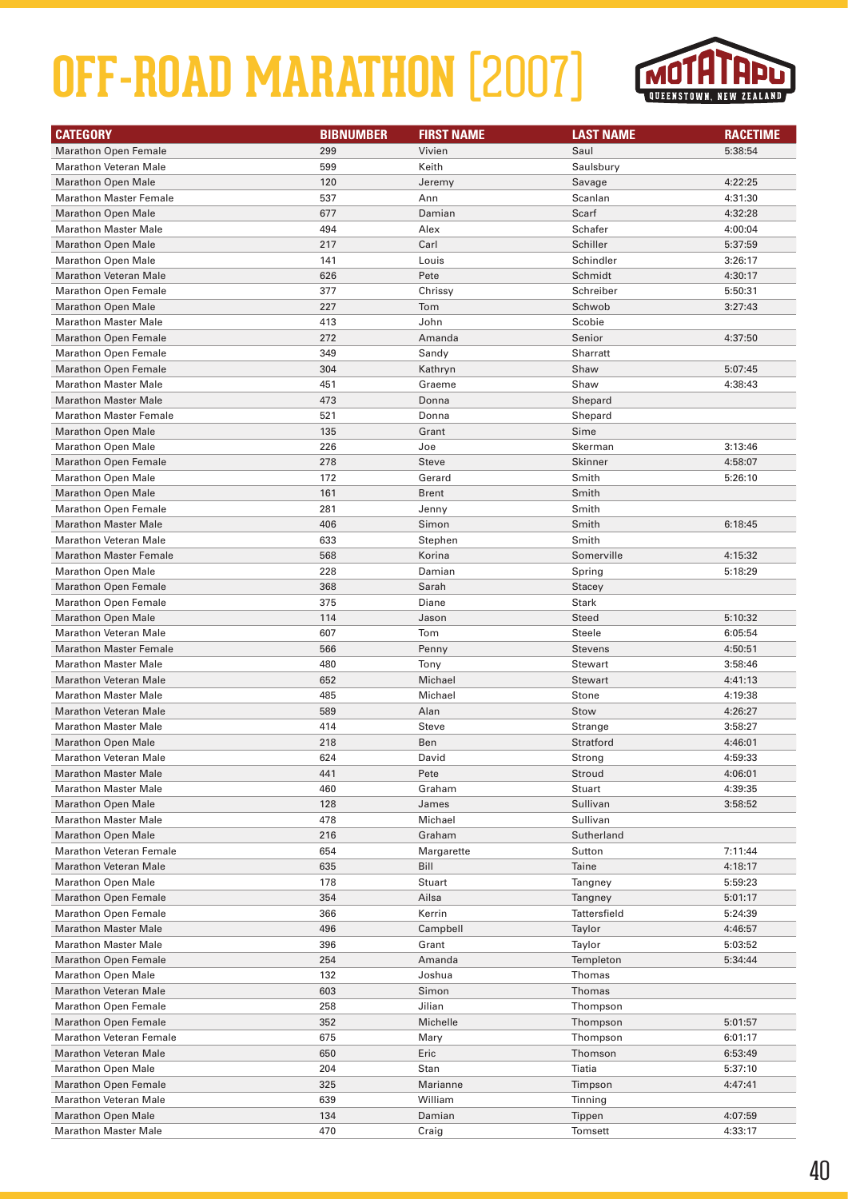# OFF-ROAD MARATHON [2007]

MOTATAPU QUEENSTOWN, NEW ZEALAND

| CATEGORY | BIBNUMBER | FIRST NAME | LAST NAME | RACETIME |
|---|---|---|---|---|
| Marathon Open Female | 299 | Vivien | Saul | 5:38:54 |
| Marathon Veteran Male | 599 | Keith | Saulsbury | |
| Marathon Open Male | 120 | Jeremy | Savage | 4:22:25 |
| Marathon Master Female | 537 | Ann | Scanlan | 4:31:30 |
| Marathon Open Male | 677 | Damian | Scarf | 4:32:28 |
| Marathon Master Male | 494 | Alex | Schafer | 4:00:04 |
| Marathon Open Male | 217 | Carl | Schiller | 5:37:59 |
| Marathon Open Male | 141 | Louis | Schindler | 3:26:17 |
| Marathon Veteran Male | 626 | Pete | Schmidt | 4:30:17 |
| Marathon Open Female | 377 | Chrissy | Schreiber | 5:50:31 |
| Marathon Open Male | 227 | Tom | Schwob | 3:27:43 |
| Marathon Master Male | 413 | John | Scobie | |
| Marathon Open Female | 272 | Amanda | Senior | 4:37:50 |
| Marathon Open Female | 349 | Sandy | Sharratt | |
| Marathon Open Female | 304 | Kathryn | Shaw | 5:07:45 |
| Marathon Master Male | 451 | Graeme | Shaw | 4:38:43 |
| Marathon Master Male | 473 | Donna | Shepard | |
| Marathon Master Female | 521 | Donna | Shepard | |
| Marathon Open Male | 135 | Grant | Sime | |
| Marathon Open Male | 226 | Joe | Skerman | 3:13:46 |
| Marathon Open Female | 278 | Steve | Skinner | 4:58:07 |
| Marathon Open Male | 172 | Gerard | Smith | 5:26:10 |
| Marathon Open Male | 161 | Brent | Smith | |
| Marathon Open Female | 281 | Jenny | Smith | |
| Marathon Master Male | 406 | Simon | Smith | 6:18:45 |
| Marathon Veteran Male | 633 | Stephen | Smith | |
| Marathon Master Female | 568 | Korina | Somerville | 4:15:32 |
| Marathon Open Male | 228 | Damian | Spring | 5:18:29 |
| Marathon Open Female | 368 | Sarah | Stacey | |
| Marathon Open Female | 375 | Diane | Stark | |
| Marathon Open Male | 114 | Jason | Steed | 5:10:32 |
| Marathon Veteran Male | 607 | Tom | Steele | 6:05:54 |
| Marathon Master Female | 566 | Penny | Stevens | 4:50:51 |
| Marathon Master Male | 480 | Tony | Stewart | 3:58:46 |
| Marathon Veteran Male | 652 | Michael | Stewart | 4:41:13 |
| Marathon Master Male | 485 | Michael | Stone | 4:19:38 |
| Marathon Veteran Male | 589 | Alan | Stow | 4:26:27 |
| Marathon Master Male | 414 | Steve | Strange | 3:58:27 |
| Marathon Open Male | 218 | Ben | Stratford | 4:46:01 |
| Marathon Veteran Male | 624 | David | Strong | 4:59:33 |
| Marathon Master Male | 441 | Pete | Stroud | 4:06:01 |
| Marathon Master Male | 460 | Graham | Stuart | 4:39:35 |
| Marathon Open Male | 128 | James | Sullivan | 3:58:52 |
| Marathon Master Male | 478 | Michael | Sullivan | |
| Marathon Open Male | 216 | Graham | Sutherland | |
| Marathon Veteran Female | 654 | Margarette | Sutton | 7:11:44 |
| Marathon Veteran Male | 635 | Bill | Taine | 4:18:17 |
| Marathon Open Male | 178 | Stuart | Tangney | 5:59:23 |
| Marathon Open Female | 354 | Ailsa | Tangney | 5:01:17 |
| Marathon Open Female | 366 | Kerrin | Tattersfield | 5:24:39 |
| Marathon Master Male | 496 | Campbell | Taylor | 4:46:57 |
| Marathon Master Male | 396 | Grant | Taylor | 5:03:52 |
| Marathon Open Female | 254 | Amanda | Templeton | 5:34:44 |
| Marathon Open Male | 132 | Joshua | Thomas | |
| Marathon Veteran Male | 603 | Simon | Thomas | |
| Marathon Open Female | 258 | Jilian | Thompson | |
| Marathon Open Female | 352 | Michelle | Thompson | 5:01:57 |
| Marathon Veteran Female | 675 | Mary | Thompson | 6:01:17 |
| Marathon Veteran Male | 650 | Eric | Thomson | 6:53:49 |
| Marathon Open Male | 204 | Stan | Tiatia | 5:37:10 |
| Marathon Open Female | 325 | Marianne | Timpson | 4:47:41 |
| Marathon Veteran Male | 639 | William | Tinning | |
| Marathon Open Male | 134 | Damian | Tippen | 4:07:59 |
| Marathon Master Male | 470 | Craig | Tomsett | 4:33:17 |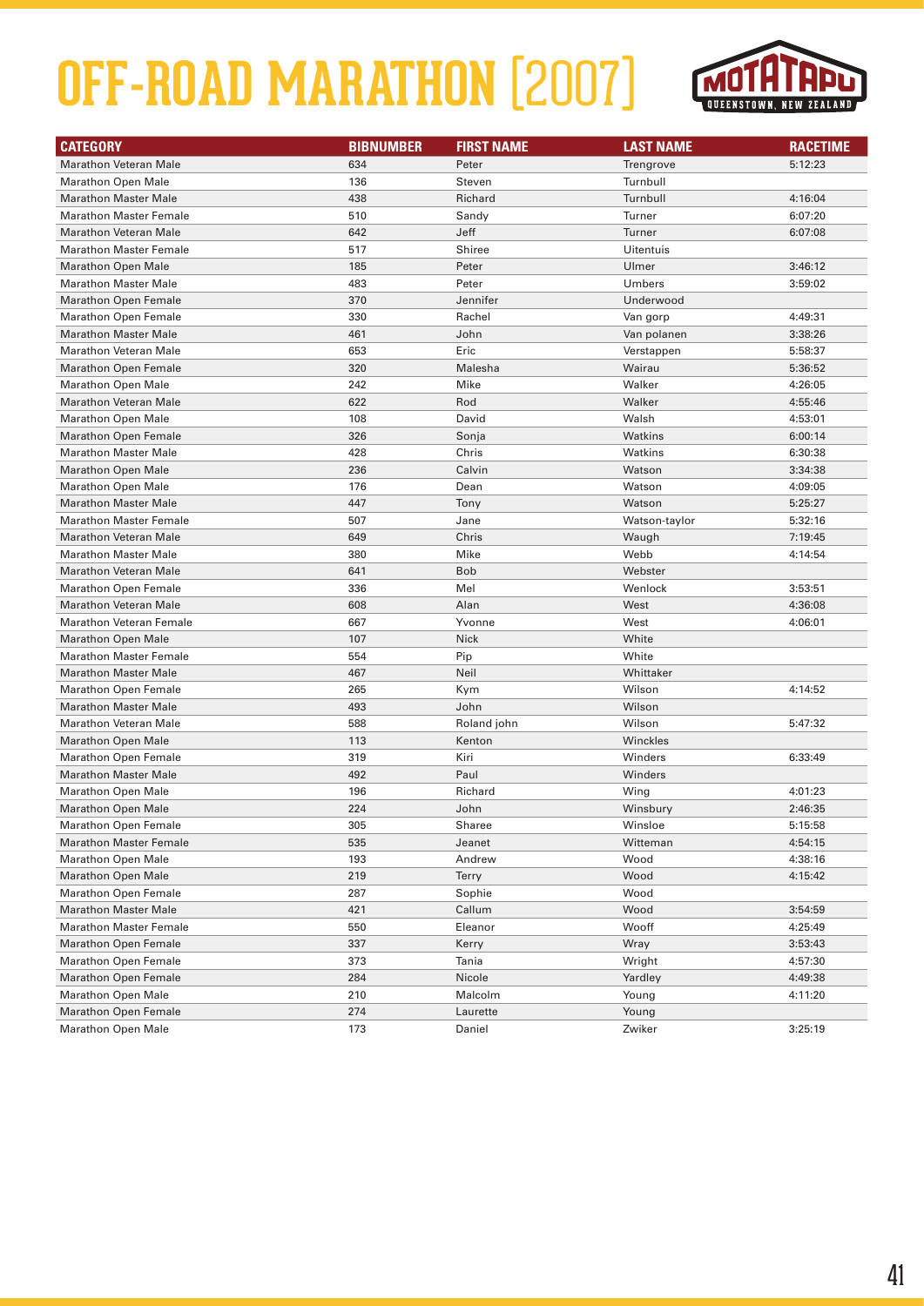# OFF-ROAD MARATHON [2007]

MOTATAPU QUEENSTOWN, NEW ZEALAND

| CATEGORY | BIBNUMBER | FIRST NAME | LAST NAME | RACETIME |
|---|---|---|---|---|
| Marathon Veteran Male | 634 | Peter | Trengrove | 5:12:23 |
| Marathon Open Male | 136 | Steven | Turnbull | |
| Marathon Master Male | 438 | Richard | Turnbull | 4:16:04 |
| Marathon Master Female | 510 | Sandy | Turner | 6:07:20 |
| Marathon Veteran Male | 642 | Jeff | Turner | 6:07:08 |
| Marathon Master Female | 517 | Shiree | Uitentuis | |
| Marathon Open Male | 185 | Peter | Ulmer | 3:46:12 |
| Marathon Master Male | 483 | Peter | Umbers | 3:59:02 |
| Marathon Open Female | 370 | Jennifer | Underwood | |
| Marathon Open Female | 330 | Rachel | Van gorp | 4:49:31 |
| Marathon Master Male | 461 | John | Van polanen | 3:38:26 |
| Marathon Veteran Male | 653 | Eric | Verstappen | 5:58:37 |
| Marathon Open Female | 320 | Malesha | Wairau | 5:36:52 |
| Marathon Open Male | 242 | Mike | Walker | 4:26:05 |
| Marathon Veteran Male | 622 | Rod | Walker | 4:55:46 |
| Marathon Open Male | 108 | David | Walsh | 4:53:01 |
| Marathon Open Female | 326 | Sonja | Watkins | 6:00:14 |
| Marathon Master Male | 428 | Chris | Watkins | 6:30:38 |
| Marathon Open Male | 236 | Calvin | Watson | 3:34:38 |
| Marathon Open Male | 176 | Dean | Watson | 4:09:05 |
| Marathon Master Male | 447 | Tony | Watson | 5:25:27 |
| Marathon Master Female | 507 | Jane | Watson-taylor | 5:32:16 |
| Marathon Veteran Male | 649 | Chris | Waugh | 7:19:45 |
| Marathon Master Male | 380 | Mike | Webb | 4:14:54 |
| Marathon Veteran Male | 641 | Bob | Webster | |
| Marathon Open Female | 336 | Mel | Wenlock | 3:53:51 |
| Marathon Veteran Male | 608 | Alan | West | 4:36:08 |
| Marathon Veteran Female | 667 | Yvonne | West | 4:06:01 |
| Marathon Open Male | 107 | Nick | White | |
| Marathon Master Female | 554 | Pip | White | |
| Marathon Master Male | 467 | Neil | Whittaker | |
| Marathon Open Female | 265 | Kym | Wilson | 4:14:52 |
| Marathon Master Male | 493 | John | Wilson | |
| Marathon Veteran Male | 588 | Roland john | Wilson | 5:47:32 |
| Marathon Open Male | 113 | Kenton | Winckles | |
| Marathon Open Female | 319 | Kiri | Winders | 6:33:49 |
| Marathon Master Male | 492 | Paul | Winders | |
| Marathon Open Male | 196 | Richard | Wing | 4:01:23 |
| Marathon Open Male | 224 | John | Winsbury | 2:46:35 |
| Marathon Open Female | 305 | Sharee | Winsloe | 5:15:58 |
| Marathon Master Female | 535 | Jeanet | Witteman | 4:54:15 |
| Marathon Open Male | 193 | Andrew | Wood | 4:38:16 |
| Marathon Open Male | 219 | Terry | Wood | 4:15:42 |
| Marathon Open Female | 287 | Sophie | Wood | |
| Marathon Master Male | 421 | Callum | Wood | 3:54:59 |
| Marathon Master Female | 550 | Eleanor | Wooff | 4:25:49 |
| Marathon Open Female | 337 | Kerry | Wray | 3:53:43 |
| Marathon Open Female | 373 | Tania | Wright | 4:57:30 |
| Marathon Open Female | 284 | Nicole | Yardley | 4:49:38 |
| Marathon Open Male | 210 | Malcolm | Young | 4:11:20 |
| Marathon Open Female | 274 | Laurette | Young | |
| Marathon Open Male | 173 | Daniel | Zwiker | 3:25:19 |